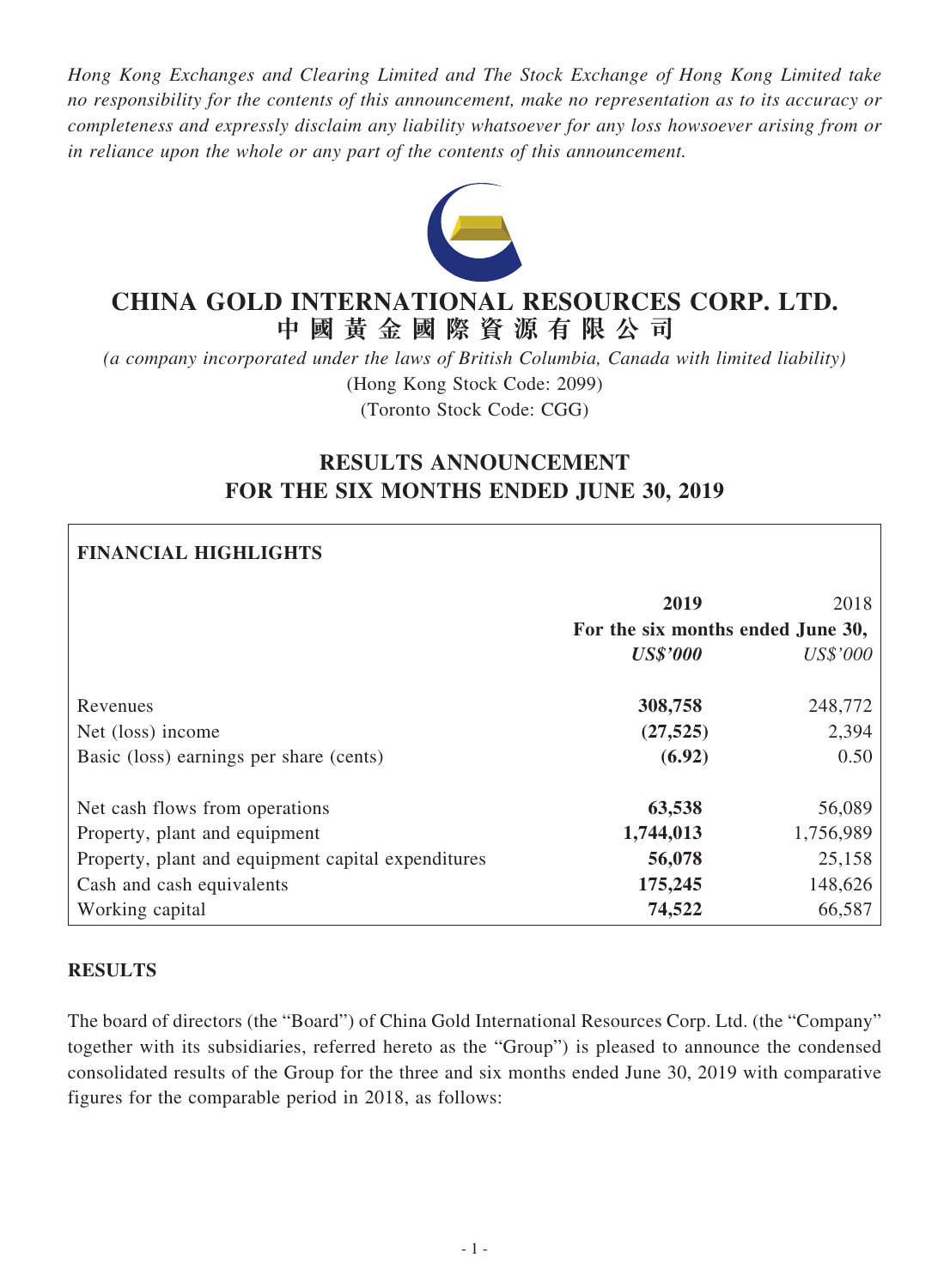*Hong Kong Exchanges and Clearing Limited and The Stock Exchange of Hong Kong Limited take no responsibility for the contents of this announcement, make no representation as to its accuracy or completeness and expressly disclaim any liability whatsoever for any loss howsoever arising from or in reliance upon the whole or any part of the contents of this announcement.*

# CHINA GOLD INTERNATIONAL RESOURCES CORP. LTD.
# 中國黃金國際資源有限公司

*(a company incorporated under the laws of British Columbia, Canada with limited liability)*
(Hong Kong Stock Code: 2099)
(Toronto Stock Code: CGG)

## RESULTS ANNOUNCEMENT FOR THE SIX MONTHS ENDED JUNE 30, 2019

**FINANCIAL HIGHLIGHTS**

| | **2019** | 2018 |
|---|---|---|
| | **For the six months ended June 30,** | |
| | ***US$'000*** | *US$'000* |
| Revenues | **308,758** | 248,772 |
| Net (loss) income | **(27,525)** | 2,394 |
| Basic (loss) earnings per share (cents) | **(6.92)** | 0.50 |
| Net cash flows from operations | **63,538** | 56,089 |
| Property, plant and equipment | **1,744,013** | 1,756,989 |
| Property, plant and equipment capital expenditures | **56,078** | 25,158 |
| Cash and cash equivalents | **175,245** | 148,626 |
| Working capital | **74,522** | 66,587 |

**RESULTS**

The board of directors (the "Board") of China Gold International Resources Corp. Ltd. (the "Company" together with its subsidiaries, referred hereto as the "Group") is pleased to announce the condensed consolidated results of the Group for the three and six months ended June 30, 2019 with comparative figures for the comparable period in 2018, as follows: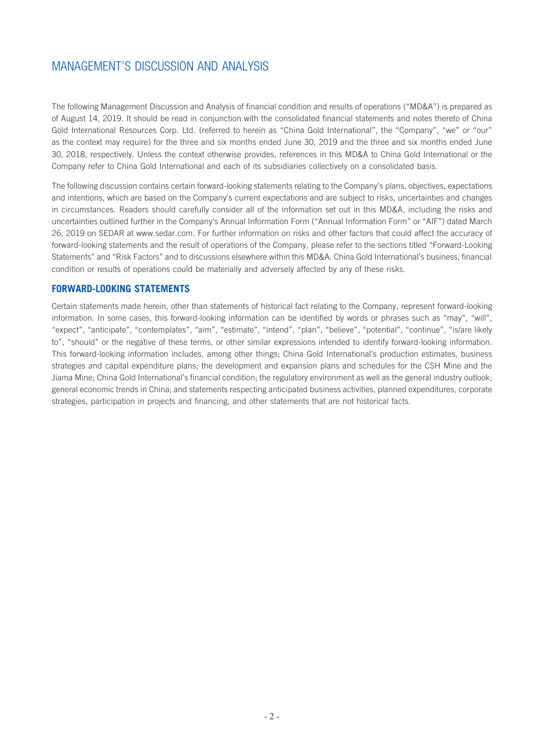# MANAGEMENT'S DISCUSSION AND ANALYSIS

The following Management Discussion and Analysis of financial condition and results of operations ("MD&A") is prepared as of August 14, 2019. It should be read in conjunction with the consolidated financial statements and notes thereto of China Gold International Resources Corp. Ltd. (referred to herein as "China Gold International", the "Company", "we" or "our" as the context may require) for the three and six months ended June 30, 2019 and the three and six months ended June 30, 2018, respectively. Unless the context otherwise provides, references in this MD&A to China Gold International or the Company refer to China Gold International and each of its subsidiaries collectively on a consolidated basis.

The following discussion contains certain forward-looking statements relating to the Company's plans, objectives, expectations and intentions, which are based on the Company's current expectations and are subject to risks, uncertainties and changes in circumstances. Readers should carefully consider all of the information set out in this MD&A, including the risks and uncertainties outlined further in the Company's Annual Information Form ("Annual Information Form" or "AIF") dated March 26, 2019 on SEDAR at www.sedar.com. For further information on risks and other factors that could affect the accuracy of forward-looking statements and the result of operations of the Company, please refer to the sections titled "Forward-Looking Statements" and "Risk Factors" and to discussions elsewhere within this MD&A. China Gold International's business, financial condition or results of operations could be materially and adversely affected by any of these risks.

## FORWARD-LOOKING STATEMENTS

Certain statements made herein, other than statements of historical fact relating to the Company, represent forward-looking information. In some cases, this forward-looking information can be identified by words or phrases such as "may", "will", "expect", "anticipate", "contemplates", "aim", "estimate", "intend", "plan", "believe", "potential", "continue", "is/are likely to", "should" or the negative of these terms, or other similar expressions intended to identify forward-looking information. This forward-looking information includes, among other things; China Gold International's production estimates, business strategies and capital expenditure plans; the development and expansion plans and schedules for the CSH Mine and the Jiama Mine; China Gold International's financial condition; the regulatory environment as well as the general industry outlook; general economic trends in China; and statements respecting anticipated business activities, planned expenditures, corporate strategies, participation in projects and financing, and other statements that are not historical facts.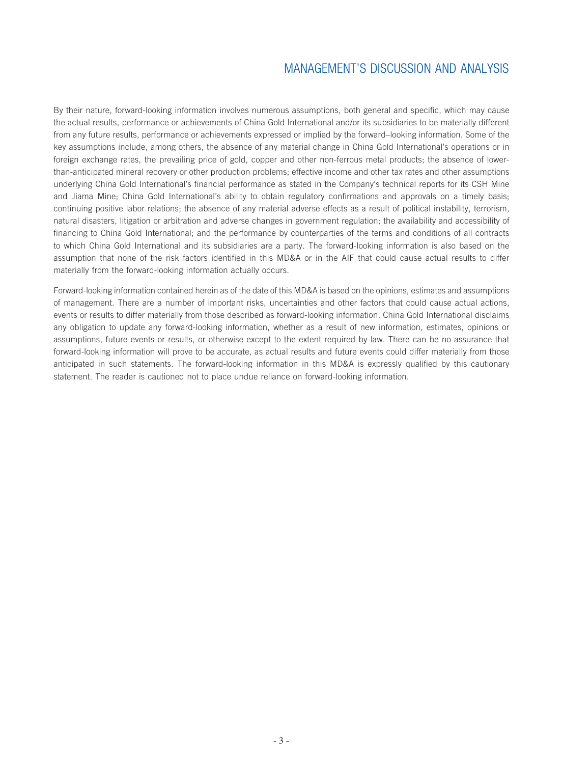By their nature, forward-looking information involves numerous assumptions, both general and specific, which may cause the actual results, performance or achievements of China Gold International and/or its subsidiaries to be materially different from any future results, performance or achievements expressed or implied by the forward–looking information. Some of the key assumptions include, among others, the absence of any material change in China Gold International's operations or in foreign exchange rates, the prevailing price of gold, copper and other non-ferrous metal products; the absence of lower-than-anticipated mineral recovery or other production problems; effective income and other tax rates and other assumptions underlying China Gold International's financial performance as stated in the Company's technical reports for its CSH Mine and Jiama Mine; China Gold International's ability to obtain regulatory confirmations and approvals on a timely basis; continuing positive labor relations; the absence of any material adverse effects as a result of political instability, terrorism, natural disasters, litigation or arbitration and adverse changes in government regulation; the availability and accessibility of financing to China Gold International; and the performance by counterparties of the terms and conditions of all contracts to which China Gold International and its subsidiaries are a party. The forward-looking information is also based on the assumption that none of the risk factors identified in this MD&A or in the AIF that could cause actual results to differ materially from the forward-looking information actually occurs.

Forward-looking information contained herein as of the date of this MD&A is based on the opinions, estimates and assumptions of management. There are a number of important risks, uncertainties and other factors that could cause actual actions, events or results to differ materially from those described as forward-looking information. China Gold International disclaims any obligation to update any forward-looking information, whether as a result of new information, estimates, opinions or assumptions, future events or results, or otherwise except to the extent required by law. There can be no assurance that forward-looking information will prove to be accurate, as actual results and future events could differ materially from those anticipated in such statements. The forward-looking information in this MD&A is expressly qualified by this cautionary statement. The reader is cautioned not to place undue reliance on forward-looking information.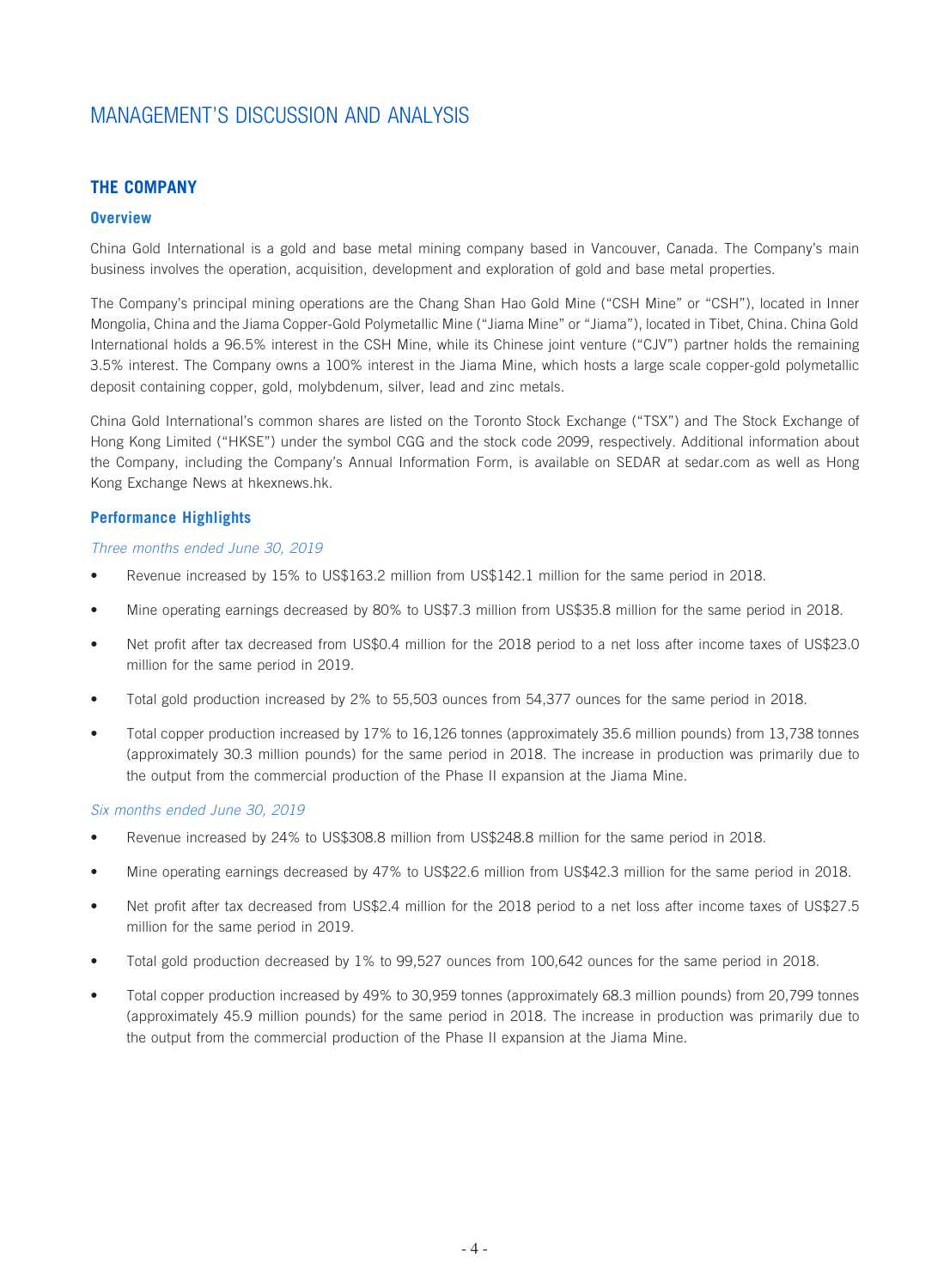# MANAGEMENT'S DISCUSSION AND ANALYSIS

## THE COMPANY

### Overview

China Gold International is a gold and base metal mining company based in Vancouver, Canada. The Company's main business involves the operation, acquisition, development and exploration of gold and base metal properties.

The Company's principal mining operations are the Chang Shan Hao Gold Mine ("CSH Mine" or "CSH"), located in Inner Mongolia, China and the Jiama Copper-Gold Polymetallic Mine ("Jiama Mine" or "Jiama"), located in Tibet, China. China Gold International holds a 96.5% interest in the CSH Mine, while its Chinese joint venture ("CJV") partner holds the remaining 3.5% interest. The Company owns a 100% interest in the Jiama Mine, which hosts a large scale copper-gold polymetallic deposit containing copper, gold, molybdenum, silver, lead and zinc metals.

China Gold International's common shares are listed on the Toronto Stock Exchange ("TSX") and The Stock Exchange of Hong Kong Limited ("HKSE") under the symbol CGG and the stock code 2099, respectively. Additional information about the Company, including the Company's Annual Information Form, is available on SEDAR at sedar.com as well as Hong Kong Exchange News at hkexnews.hk.

### Performance Highlights

*Three months ended June 30, 2019*

- Revenue increased by 15% to US$163.2 million from US$142.1 million for the same period in 2018.
- Mine operating earnings decreased by 80% to US$7.3 million from US$35.8 million for the same period in 2018.
- Net profit after tax decreased from US$0.4 million for the 2018 period to a net loss after income taxes of US$23.0 million for the same period in 2019.
- Total gold production increased by 2% to 55,503 ounces from 54,377 ounces for the same period in 2018.
- Total copper production increased by 17% to 16,126 tonnes (approximately 35.6 million pounds) from 13,738 tonnes (approximately 30.3 million pounds) for the same period in 2018. The increase in production was primarily due to the output from the commercial production of the Phase II expansion at the Jiama Mine.

*Six months ended June 30, 2019*

- Revenue increased by 24% to US$308.8 million from US$248.8 million for the same period in 2018.
- Mine operating earnings decreased by 47% to US$22.6 million from US$42.3 million for the same period in 2018.
- Net profit after tax decreased from US$2.4 million for the 2018 period to a net loss after income taxes of US$27.5 million for the same period in 2019.
- Total gold production decreased by 1% to 99,527 ounces from 100,642 ounces for the same period in 2018.
- Total copper production increased by 49% to 30,959 tonnes (approximately 68.3 million pounds) from 20,799 tonnes (approximately 45.9 million pounds) for the same period in 2018. The increase in production was primarily due to the output from the commercial production of the Phase II expansion at the Jiama Mine.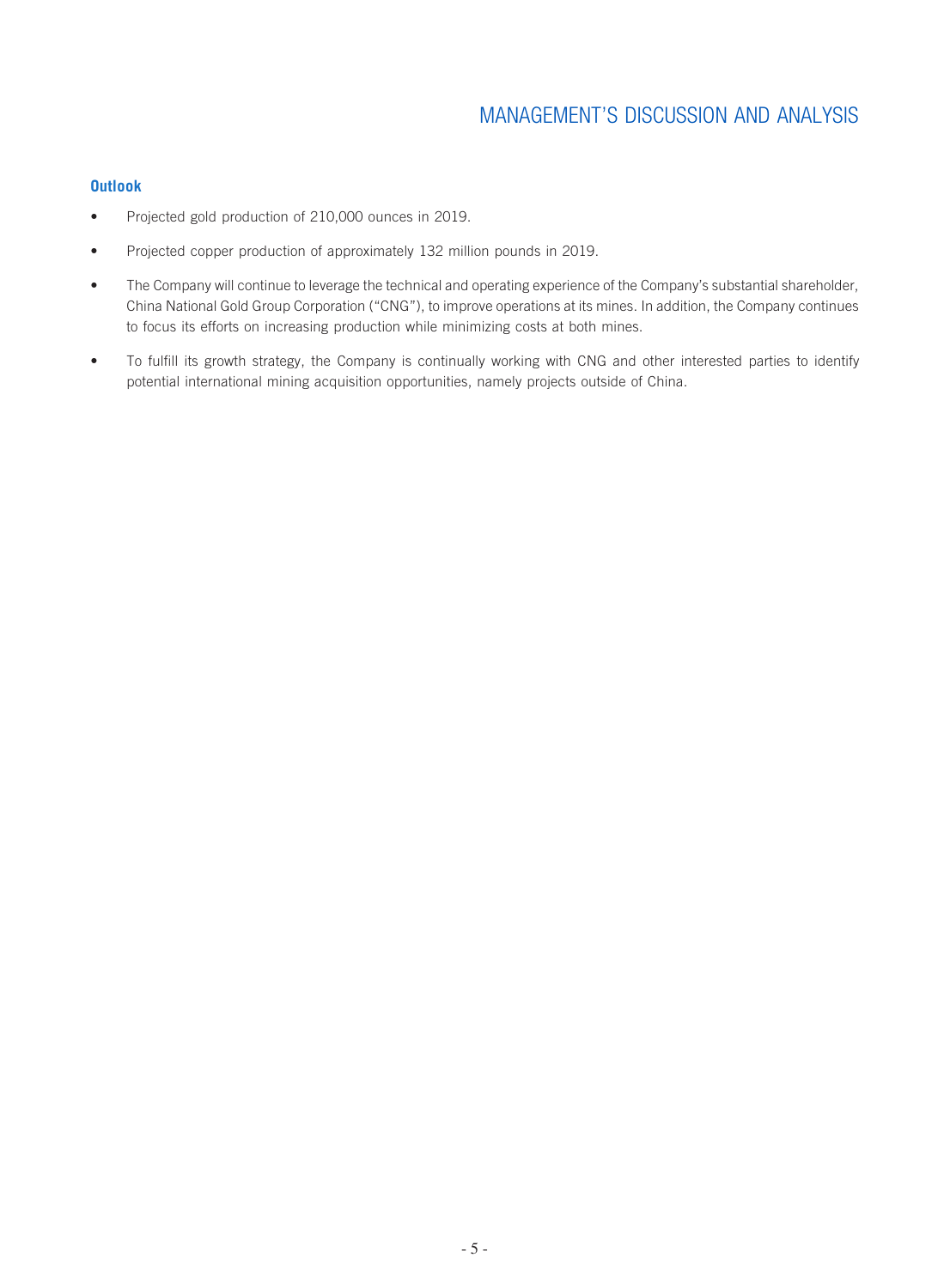### Outlook

- Projected gold production of 210,000 ounces in 2019.
- Projected copper production of approximately 132 million pounds in 2019.
- The Company will continue to leverage the technical and operating experience of the Company's substantial shareholder, China National Gold Group Corporation ("CNG"), to improve operations at its mines. In addition, the Company continues to focus its efforts on increasing production while minimizing costs at both mines.
- To fulfill its growth strategy, the Company is continually working with CNG and other interested parties to identify potential international mining acquisition opportunities, namely projects outside of China.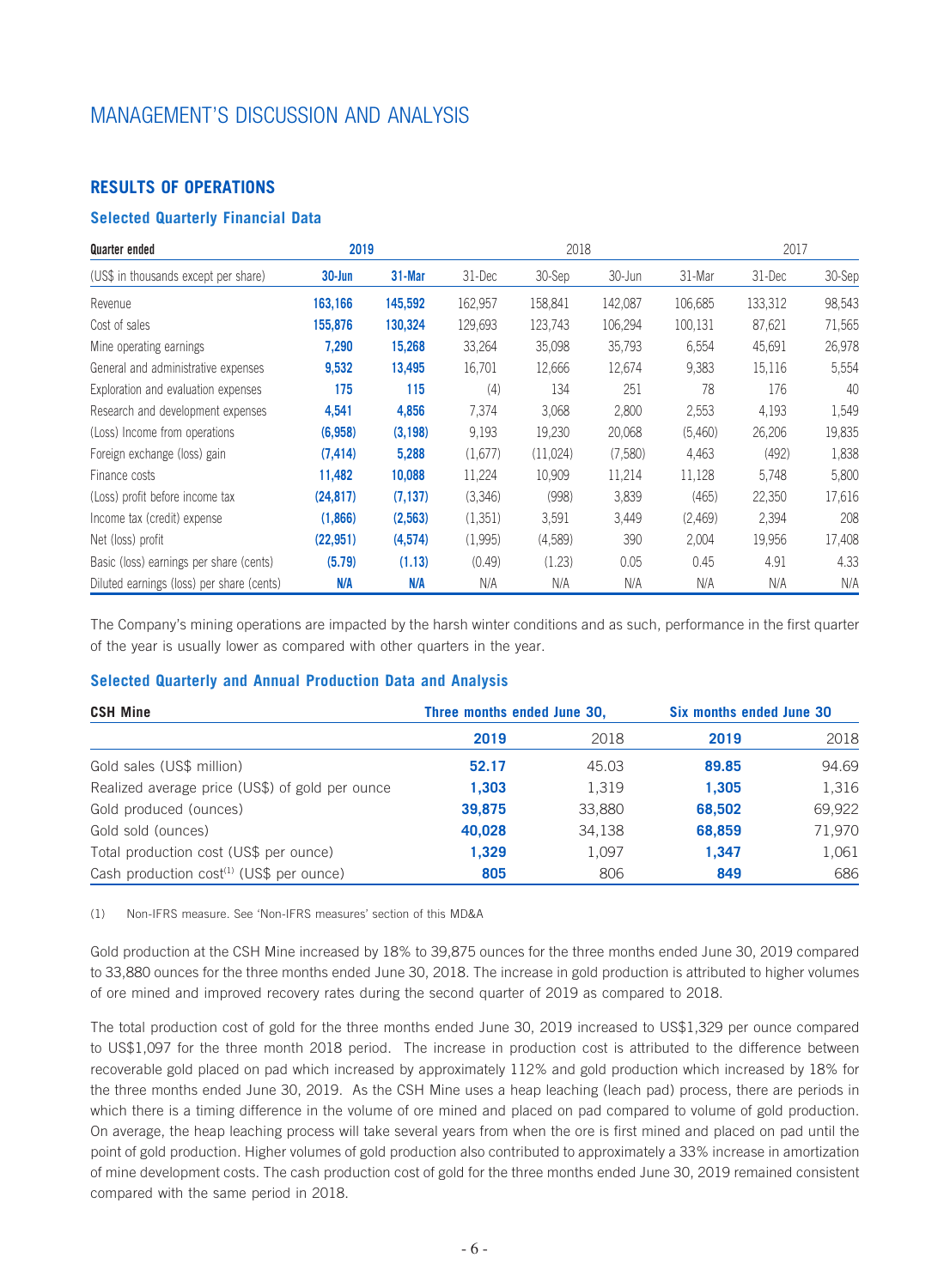# MANAGEMENT'S DISCUSSION AND ANALYSIS

## RESULTS OF OPERATIONS

### Selected Quarterly Financial Data

| Quarter ended | 2019 | | 2018 | | | | 2017 | |
|---|---|---|---|---|---|---|---|---|
| (US$ in thousands except per share) | **30-Jun** | **31-Mar** | 31-Dec | 30-Sep | 30-Jun | 31-Mar | 31-Dec | 30-Sep |
| Revenue | **163,166** | **145,592** | 162,957 | 158,841 | 142,087 | 106,685 | 133,312 | 98,543 |
| Cost of sales | **155,876** | **130,324** | 129,693 | 123,743 | 106,294 | 100,131 | 87,621 | 71,565 |
| Mine operating earnings | **7,290** | **15,268** | 33,264 | 35,098 | 35,793 | 6,554 | 45,691 | 26,978 |
| General and administrative expenses | **9,532** | **13,495** | 16,701 | 12,666 | 12,674 | 9,383 | 15,116 | 5,554 |
| Exploration and evaluation expenses | **175** | **115** | (4) | 134 | 251 | 78 | 176 | 40 |
| Research and development expenses | **4,541** | **4,856** | 7,374 | 3,068 | 2,800 | 2,553 | 4,193 | 1,549 |
| (Loss) Income from operations | **(6,958)** | **(3,198)** | 9,193 | 19,230 | 20,068 | (5,460) | 26,206 | 19,835 |
| Foreign exchange (loss) gain | **(7,414)** | **5,288** | (1,677) | (11,024) | (7,580) | 4,463 | (492) | 1,838 |
| Finance costs | **11,482** | **10,088** | 11,224 | 10,909 | 11,214 | 11,128 | 5,748 | 5,800 |
| (Loss) profit before income tax | **(24,817)** | **(7,137)** | (3,346) | (998) | 3,839 | (465) | 22,350 | 17,616 |
| Income tax (credit) expense | **(1,866)** | **(2,563)** | (1,351) | 3,591 | 3,449 | (2,469) | 2,394 | 208 |
| Net (loss) profit | **(22,951)** | **(4,574)** | (1,995) | (4,589) | 390 | 2,004 | 19,956 | 17,408 |
| Basic (loss) earnings per share (cents) | **(5.79)** | **(1.13)** | (0.49) | (1.23) | 0.05 | 0.45 | 4.91 | 4.33 |
| Diluted earnings (loss) per share (cents) | **N/A** | **N/A** | N/A | N/A | N/A | N/A | N/A | N/A |

The Company's mining operations are impacted by the harsh winter conditions and as such, performance in the first quarter of the year is usually lower as compared with other quarters in the year.

### Selected Quarterly and Annual Production Data and Analysis

| CSH Mine | Three months ended June 30, | | Six months ended June 30 | |
|---|---|---|---|---|
| | **2019** | 2018 | **2019** | 2018 |
| Gold sales (US$ million) | **52.17** | 45.03 | **89.85** | 94.69 |
| Realized average price (US$) of gold per ounce | **1,303** | 1,319 | **1,305** | 1,316 |
| Gold produced (ounces) | **39,875** | 33,880 | **68,502** | 69,922 |
| Gold sold (ounces) | **40,028** | 34,138 | **68,859** | 71,970 |
| Total production cost (US$ per ounce) | **1,329** | 1,097 | **1,347** | 1,061 |
| Cash production cost[1] (US$ per ounce) | **805** | 806 | **849** | 686 |

(1) Non-IFRS measure. See 'Non-IFRS measures' section of this MD&A

Gold production at the CSH Mine increased by 18% to 39,875 ounces for the three months ended June 30, 2019 compared to 33,880 ounces for the three months ended June 30, 2018. The increase in gold production is attributed to higher volumes of ore mined and improved recovery rates during the second quarter of 2019 as compared to 2018.

The total production cost of gold for the three months ended June 30, 2019 increased to US$1,329 per ounce compared to US$1,097 for the three month 2018 period. The increase in production cost is attributed to the difference between recoverable gold placed on pad which increased by approximately 112% and gold production which increased by 18% for the three months ended June 30, 2019. As the CSH Mine uses a heap leaching (leach pad) process, there are periods in which there is a timing difference in the volume of ore mined and placed on pad compared to volume of gold production. On average, the heap leaching process will take several years from when the ore is first mined and placed on pad until the point of gold production. Higher volumes of gold production also contributed to approximately a 33% increase in amortization of mine development costs. The cash production cost of gold for the three months ended June 30, 2019 remained consistent compared with the same period in 2018.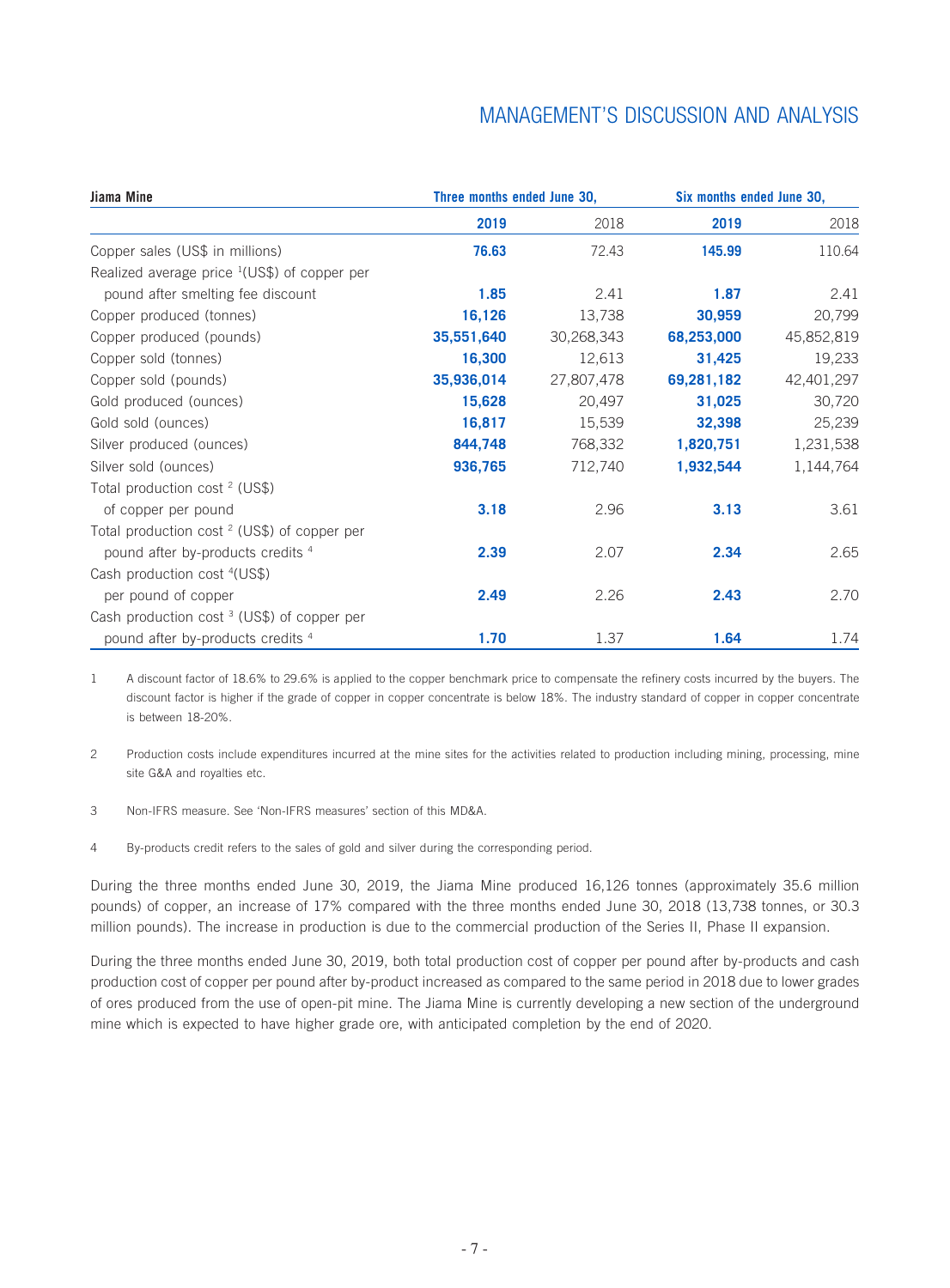| Jiama Mine | Three months ended June 30, | | Six months ended June 30, | |
|---|---|---|---|---|
| | **2019** | 2018 | **2019** | 2018 |
| Copper sales (US$ in millions) | **76.63** | 72.43 | **145.99** | 110.64 |
| Realized average price [1](US$) of copper per pound after smelting fee discount | **1.85** | 2.41 | **1.87** | 2.41 |
| Copper produced (tonnes) | **16,126** | 13,738 | **30,959** | 20,799 |
| Copper produced (pounds) | **35,551,640** | 30,268,343 | **68,253,000** | 45,852,819 |
| Copper sold (tonnes) | **16,300** | 12,613 | **31,425** | 19,233 |
| Copper sold (pounds) | **35,936,014** | 27,807,478 | **69,281,182** | 42,401,297 |
| Gold produced (ounces) | **15,628** | 20,497 | **31,025** | 30,720 |
| Gold sold (ounces) | **16,817** | 15,539 | **32,398** | 25,239 |
| Silver produced (ounces) | **844,748** | 768,332 | **1,820,751** | 1,231,538 |
| Silver sold (ounces) | **936,765** | 712,740 | **1,932,544** | 1,144,764 |
| Total production cost [2] (US$) of copper per pound | **3.18** | 2.96 | **3.13** | 3.61 |
| Total production cost [2] (US$) of copper per pound after by-products credits [4] | **2.39** | 2.07 | **2.34** | 2.65 |
| Cash production cost [4](US$) per pound of copper | **2.49** | 2.26 | **2.43** | 2.70 |
| Cash production cost [3] (US$) of copper per pound after by-products credits [4] | **1.70** | 1.37 | **1.64** | 1.74 |

1 A discount factor of 18.6% to 29.6% is applied to the copper benchmark price to compensate the refinery costs incurred by the buyers. The discount factor is higher if the grade of copper in copper concentrate is below 18%. The industry standard of copper in copper concentrate is between 18-20%.

2 Production costs include expenditures incurred at the mine sites for the activities related to production including mining, processing, mine site G&A and royalties etc.

3 Non-IFRS measure. See 'Non-IFRS measures' section of this MD&A.

4 By-products credit refers to the sales of gold and silver during the corresponding period.

During the three months ended June 30, 2019, the Jiama Mine produced 16,126 tonnes (approximately 35.6 million pounds) of copper, an increase of 17% compared with the three months ended June 30, 2018 (13,738 tonnes, or 30.3 million pounds). The increase in production is due to the commercial production of the Series II, Phase II expansion.

During the three months ended June 30, 2019, both total production cost of copper per pound after by-products and cash production cost of copper per pound after by-product increased as compared to the same period in 2018 due to lower grades of ores produced from the use of open-pit mine. The Jiama Mine is currently developing a new section of the underground mine which is expected to have higher grade ore, with anticipated completion by the end of 2020.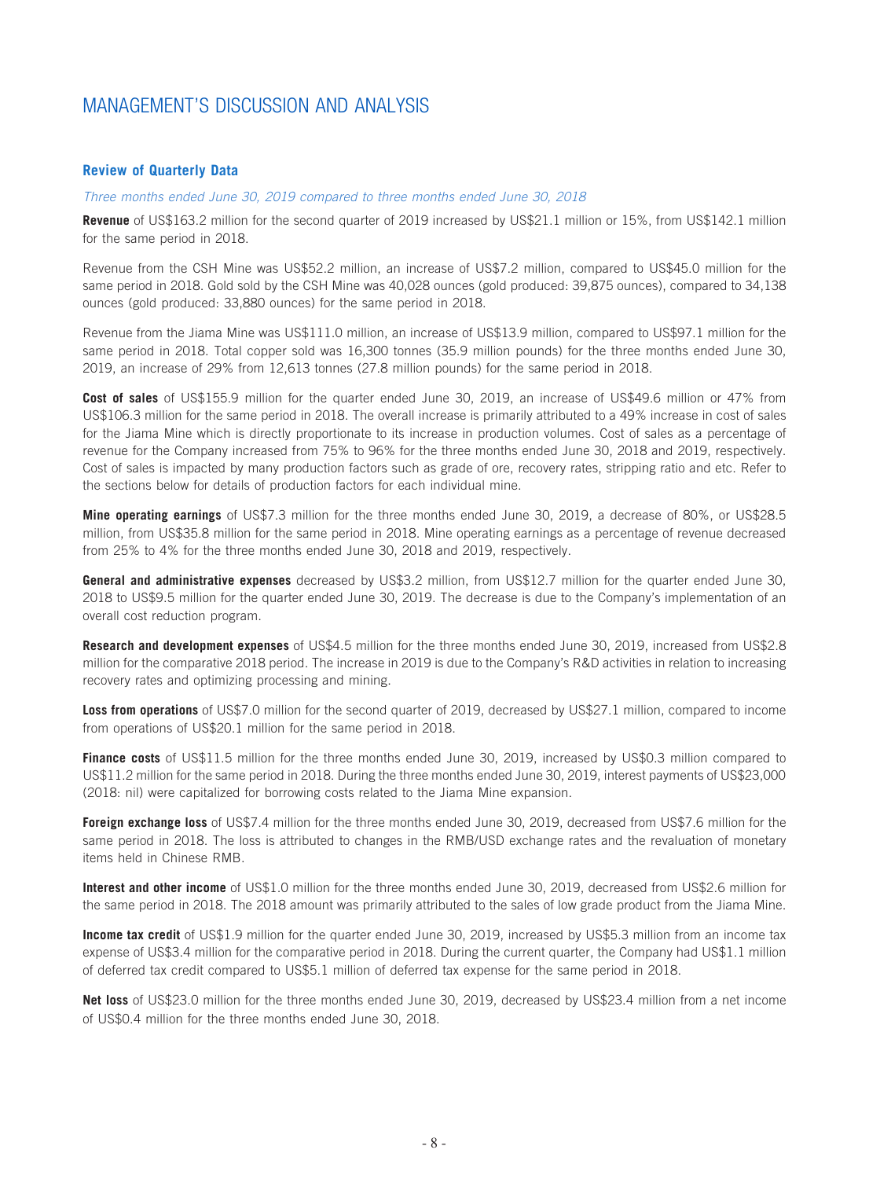# MANAGEMENT'S DISCUSSION AND ANALYSIS

### Review of Quarterly Data

*Three months ended June 30, 2019 compared to three months ended June 30, 2018*

**Revenue** of US$163.2 million for the second quarter of 2019 increased by US$21.1 million or 15%, from US$142.1 million for the same period in 2018.

Revenue from the CSH Mine was US$52.2 million, an increase of US$7.2 million, compared to US$45.0 million for the same period in 2018. Gold sold by the CSH Mine was 40,028 ounces (gold produced: 39,875 ounces), compared to 34,138 ounces (gold produced: 33,880 ounces) for the same period in 2018.

Revenue from the Jiama Mine was US$111.0 million, an increase of US$13.9 million, compared to US$97.1 million for the same period in 2018. Total copper sold was 16,300 tonnes (35.9 million pounds) for the three months ended June 30, 2019, an increase of 29% from 12,613 tonnes (27.8 million pounds) for the same period in 2018.

**Cost of sales** of US$155.9 million for the quarter ended June 30, 2019, an increase of US$49.6 million or 47% from US$106.3 million for the same period in 2018. The overall increase is primarily attributed to a 49% increase in cost of sales for the Jiama Mine which is directly proportionate to its increase in production volumes. Cost of sales as a percentage of revenue for the Company increased from 75% to 96% for the three months ended June 30, 2018 and 2019, respectively. Cost of sales is impacted by many production factors such as grade of ore, recovery rates, stripping ratio and etc. Refer to the sections below for details of production factors for each individual mine.

**Mine operating earnings** of US$7.3 million for the three months ended June 30, 2019, a decrease of 80%, or US$28.5 million, from US$35.8 million for the same period in 2018. Mine operating earnings as a percentage of revenue decreased from 25% to 4% for the three months ended June 30, 2018 and 2019, respectively.

**General and administrative expenses** decreased by US$3.2 million, from US$12.7 million for the quarter ended June 30, 2018 to US$9.5 million for the quarter ended June 30, 2019. The decrease is due to the Company's implementation of an overall cost reduction program.

**Research and development expenses** of US$4.5 million for the three months ended June 30, 2019, increased from US$2.8 million for the comparative 2018 period. The increase in 2019 is due to the Company's R&D activities in relation to increasing recovery rates and optimizing processing and mining.

**Loss from operations** of US$7.0 million for the second quarter of 2019, decreased by US$27.1 million, compared to income from operations of US$20.1 million for the same period in 2018.

**Finance costs** of US$11.5 million for the three months ended June 30, 2019, increased by US$0.3 million compared to US$11.2 million for the same period in 2018. During the three months ended June 30, 2019, interest payments of US$23,000 (2018: nil) were capitalized for borrowing costs related to the Jiama Mine expansion.

**Foreign exchange loss** of US$7.4 million for the three months ended June 30, 2019, decreased from US$7.6 million for the same period in 2018. The loss is attributed to changes in the RMB/USD exchange rates and the revaluation of monetary items held in Chinese RMB.

**Interest and other income** of US$1.0 million for the three months ended June 30, 2019, decreased from US$2.6 million for the same period in 2018. The 2018 amount was primarily attributed to the sales of low grade product from the Jiama Mine.

**Income tax credit** of US$1.9 million for the quarter ended June 30, 2019, increased by US$5.3 million from an income tax expense of US$3.4 million for the comparative period in 2018. During the current quarter, the Company had US$1.1 million of deferred tax credit compared to US$5.1 million of deferred tax expense for the same period in 2018.

**Net loss** of US$23.0 million for the three months ended June 30, 2019, decreased by US$23.4 million from a net income of US$0.4 million for the three months ended June 30, 2018.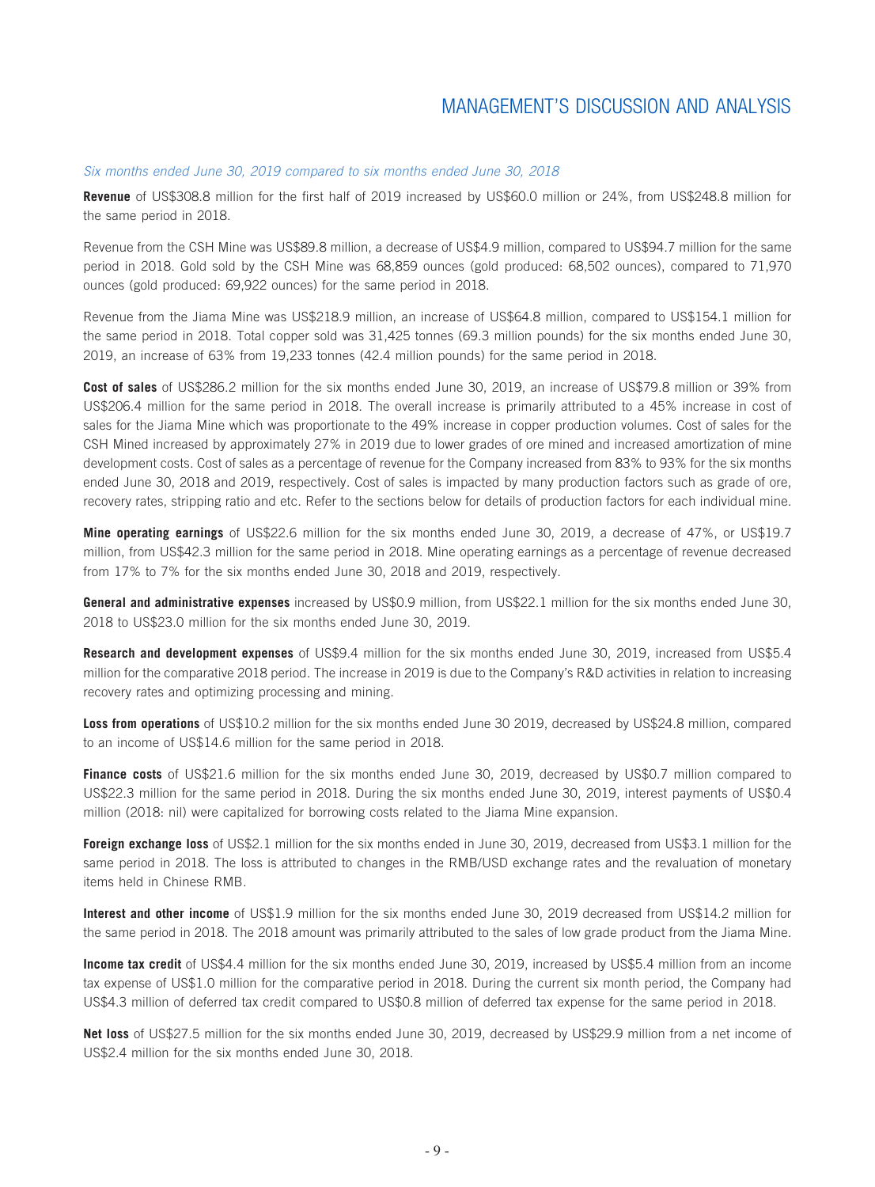*Six months ended June 30, 2019 compared to six months ended June 30, 2018*

**Revenue** of US$308.8 million for the first half of 2019 increased by US$60.0 million or 24%, from US$248.8 million for the same period in 2018.

Revenue from the CSH Mine was US$89.8 million, a decrease of US$4.9 million, compared to US$94.7 million for the same period in 2018. Gold sold by the CSH Mine was 68,859 ounces (gold produced: 68,502 ounces), compared to 71,970 ounces (gold produced: 69,922 ounces) for the same period in 2018.

Revenue from the Jiama Mine was US$218.9 million, an increase of US$64.8 million, compared to US$154.1 million for the same period in 2018. Total copper sold was 31,425 tonnes (69.3 million pounds) for the six months ended June 30, 2019, an increase of 63% from 19,233 tonnes (42.4 million pounds) for the same period in 2018.

**Cost of sales** of US$286.2 million for the six months ended June 30, 2019, an increase of US$79.8 million or 39% from US$206.4 million for the same period in 2018. The overall increase is primarily attributed to a 45% increase in cost of sales for the Jiama Mine which was proportionate to the 49% increase in copper production volumes. Cost of sales for the CSH Mined increased by approximately 27% in 2019 due to lower grades of ore mined and increased amortization of mine development costs. Cost of sales as a percentage of revenue for the Company increased from 83% to 93% for the six months ended June 30, 2018 and 2019, respectively. Cost of sales is impacted by many production factors such as grade of ore, recovery rates, stripping ratio and etc. Refer to the sections below for details of production factors for each individual mine.

**Mine operating earnings** of US$22.6 million for the six months ended June 30, 2019, a decrease of 47%, or US$19.7 million, from US$42.3 million for the same period in 2018. Mine operating earnings as a percentage of revenue decreased from 17% to 7% for the six months ended June 30, 2018 and 2019, respectively.

**General and administrative expenses** increased by US$0.9 million, from US$22.1 million for the six months ended June 30, 2018 to US$23.0 million for the six months ended June 30, 2019.

**Research and development expenses** of US$9.4 million for the six months ended June 30, 2019, increased from US$5.4 million for the comparative 2018 period. The increase in 2019 is due to the Company's R&D activities in relation to increasing recovery rates and optimizing processing and mining.

**Loss from operations** of US$10.2 million for the six months ended June 30 2019, decreased by US$24.8 million, compared to an income of US$14.6 million for the same period in 2018.

**Finance costs** of US$21.6 million for the six months ended June 30, 2019, decreased by US$0.7 million compared to US$22.3 million for the same period in 2018. During the six months ended June 30, 2019, interest payments of US$0.4 million (2018: nil) were capitalized for borrowing costs related to the Jiama Mine expansion.

**Foreign exchange loss** of US$2.1 million for the six months ended in June 30, 2019, decreased from US$3.1 million for the same period in 2018. The loss is attributed to changes in the RMB/USD exchange rates and the revaluation of monetary items held in Chinese RMB.

**Interest and other income** of US$1.9 million for the six months ended June 30, 2019 decreased from US$14.2 million for the same period in 2018. The 2018 amount was primarily attributed to the sales of low grade product from the Jiama Mine.

**Income tax credit** of US$4.4 million for the six months ended June 30, 2019, increased by US$5.4 million from an income tax expense of US$1.0 million for the comparative period in 2018. During the current six month period, the Company had US$4.3 million of deferred tax credit compared to US$0.8 million of deferred tax expense for the same period in 2018.

**Net loss** of US$27.5 million for the six months ended June 30, 2019, decreased by US$29.9 million from a net income of US$2.4 million for the six months ended June 30, 2018.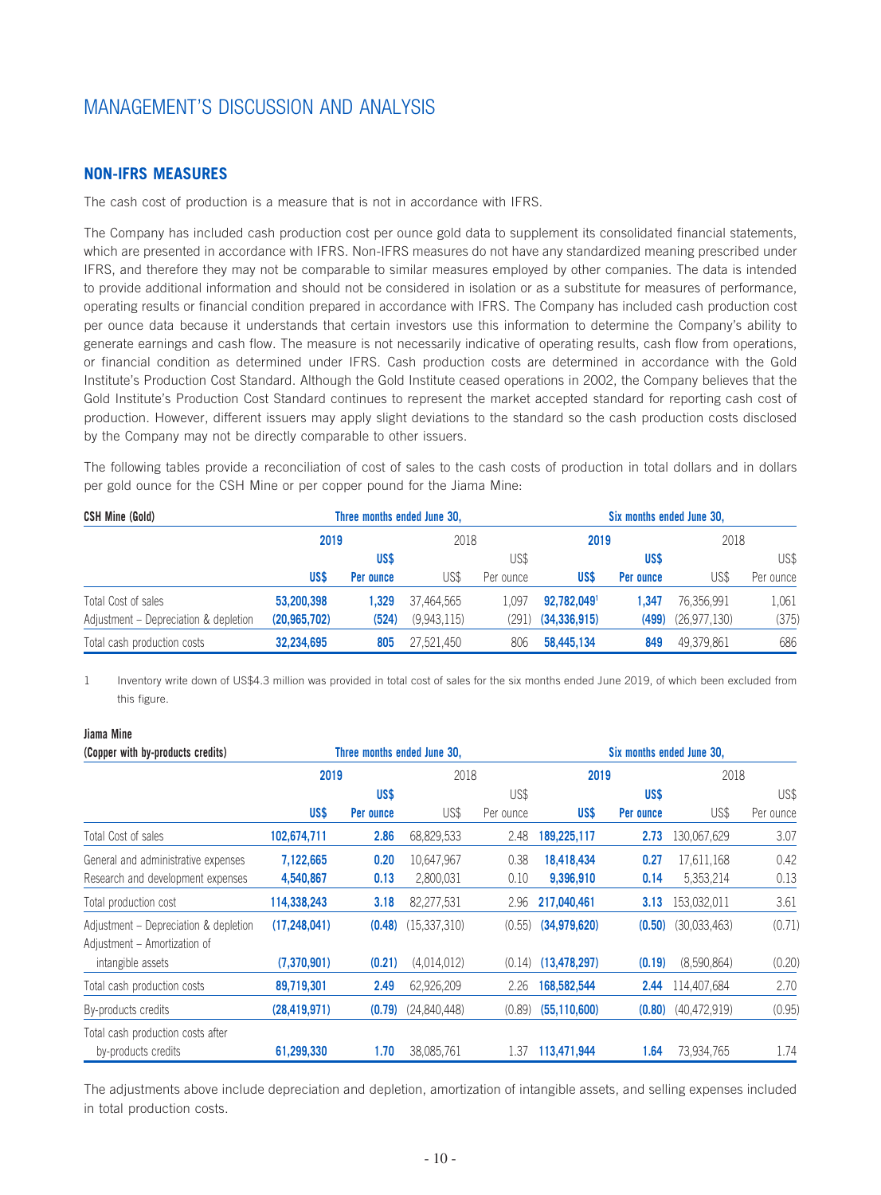# MANAGEMENT'S DISCUSSION AND ANALYSIS

## NON-IFRS MEASURES

The cash cost of production is a measure that is not in accordance with IFRS.

The Company has included cash production cost per ounce gold data to supplement its consolidated financial statements, which are presented in accordance with IFRS. Non-IFRS measures do not have any standardized meaning prescribed under IFRS, and therefore they may not be comparable to similar measures employed by other companies. The data is intended to provide additional information and should not be considered in isolation or as a substitute for measures of performance, operating results or financial condition prepared in accordance with IFRS. The Company has included cash production cost per ounce data because it understands that certain investors use this information to determine the Company's ability to generate earnings and cash flow. The measure is not necessarily indicative of operating results, cash flow from operations, or financial condition as determined under IFRS. Cash production costs are determined in accordance with the Gold Institute's Production Cost Standard. Although the Gold Institute ceased operations in 2002, the Company believes that the Gold Institute's Production Cost Standard continues to represent the market accepted standard for reporting cash cost of production. However, different issuers may apply slight deviations to the standard so the cash production costs disclosed by the Company may not be directly comparable to other issuers.

The following tables provide a reconciliation of cost of sales to the cash costs of production in total dollars and in dollars per gold ounce for the CSH Mine or per copper pound for the Jiama Mine:

| CSH Mine (Gold) | Three months ended June 30, | | | | Six months ended June 30, | | | |
|---|---|---|---|---|---|---|---|---|
| | 2019 | | 2018 | | 2019 | | 2018 | |
| | US$ | US$ Per ounce | US$ | US$ Per ounce | US$ | US$ Per ounce | US$ | US$ Per ounce |
| Total Cost of sales | 53,200,398 | 1,329 | 37,464,565 | 1,097 | 92,782,049[1] | 1,347 | 76,356,991 | 1,061 |
| Adjustment – Depreciation & depletion | (20,965,702) | (524) | (9,943,115) | (291) | (34,336,915) | (499) | (26,977,130) | (375) |
| Total cash production costs | 32,234,695 | 805 | 27,521,450 | 806 | 58,445,134 | 849 | 49,379,861 | 686 |

1 Inventory write down of US$4.3 million was provided in total cost of sales for the six months ended June 2019, of which been excluded from this figure.

| Jiama Mine (Copper with by-products credits) | Three months ended June 30, | | | | Six months ended June 30, | | | |
|---|---|---|---|---|---|---|---|---|
| | 2019 | | 2018 | | 2019 | | 2018 | |
| | US$ | US$ Per ounce | US$ | US$ Per ounce | US$ | US$ Per ounce | US$ | US$ Per ounce |
| Total Cost of sales | 102,674,711 | 2.86 | 68,829,533 | 2.48 | 189,225,117 | 2.73 | 130,067,629 | 3.07 |
| General and administrative expenses | 7,122,665 | 0.20 | 10,647,967 | 0.38 | 18,418,434 | 0.27 | 17,611,168 | 0.42 |
| Research and development expenses | 4,540,867 | 0.13 | 2,800,031 | 0.10 | 9,396,910 | 0.14 | 5,353,214 | 0.13 |
| Total production cost | 114,338,243 | 3.18 | 82,277,531 | 2.96 | 217,040,461 | 3.13 | 153,032,011 | 3.61 |
| Adjustment – Depreciation & depletion | (17,248,041) | (0.48) | (15,337,310) | (0.55) | (34,979,620) | (0.50) | (30,033,463) | (0.71) |
| Adjustment – Amortization of intangible assets | (7,370,901) | (0.21) | (4,014,012) | (0.14) | (13,478,297) | (0.19) | (8,590,864) | (0.20) |
| Total cash production costs | 89,719,301 | 2.49 | 62,926,209 | 2.26 | 168,582,544 | 2.44 | 114,407,684 | 2.70 |
| By-products credits | (28,419,971) | (0.79) | (24,840,448) | (0.89) | (55,110,600) | (0.80) | (40,472,919) | (0.95) |
| Total cash production costs after by-products credits | 61,299,330 | 1.70 | 38,085,761 | 1.37 | 113,471,944 | 1.64 | 73,934,765 | 1.74 |

The adjustments above include depreciation and depletion, amortization of intangible assets, and selling expenses included in total production costs.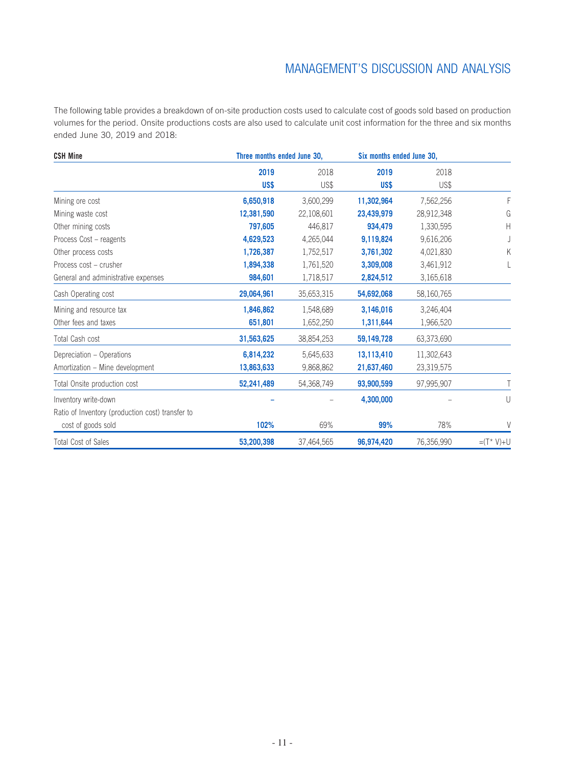The following table provides a breakdown of on-site production costs used to calculate cost of goods sold based on production volumes for the period. Onsite productions costs are also used to calculate unit cost information for the three and six months ended June 30, 2019 and 2018:

| CSH Mine | Three months ended June 30, | | Six months ended June 30, | | |
|---|---|---|---|---|---|
| | 2019 | 2018 | 2019 | 2018 | |
| | US$ | US$ | US$ | US$ | |
| Mining ore cost | 6,650,918 | 3,600,299 | 11,302,964 | 7,562,256 | F |
| Mining waste cost | 12,381,590 | 22,108,601 | 23,439,979 | 28,912,348 | G |
| Other mining costs | 797,605 | 446,817 | 934,479 | 1,330,595 | H |
| Process Cost – reagents | 4,629,523 | 4,265,044 | 9,119,824 | 9,616,206 | J |
| Other process costs | 1,726,387 | 1,752,517 | 3,761,302 | 4,021,830 | K |
| Process cost – crusher | 1,894,338 | 1,761,520 | 3,309,008 | 3,461,912 | L |
| General and administrative expenses | 984,601 | 1,718,517 | 2,824,512 | 3,165,618 | |
| Cash Operating cost | 29,064,961 | 35,653,315 | 54,692,068 | 58,160,765 | |
| Mining and resource tax | 1,846,862 | 1,548,689 | 3,146,016 | 3,246,404 | |
| Other fees and taxes | 651,801 | 1,652,250 | 1,311,644 | 1,966,520 | |
| Total Cash cost | 31,563,625 | 38,854,253 | 59,149,728 | 63,373,690 | |
| Depreciation – Operations | 6,814,232 | 5,645,633 | 13,113,410 | 11,302,643 | |
| Amortization – Mine development | 13,863,633 | 9,868,862 | 21,637,460 | 23,319,575 | |
| Total Onsite production cost | 52,241,489 | 54,368,749 | 93,900,599 | 97,995,907 | T |
| Inventory write-down | – | – | 4,300,000 | – | U |
| Ratio of Inventory (production cost) transfer to cost of goods sold | 102% | 69% | 99% | 78% | V |
| Total Cost of Sales | 53,200,398 | 37,464,565 | 96,974,420 | 76,356,990 | =(T* V)+U |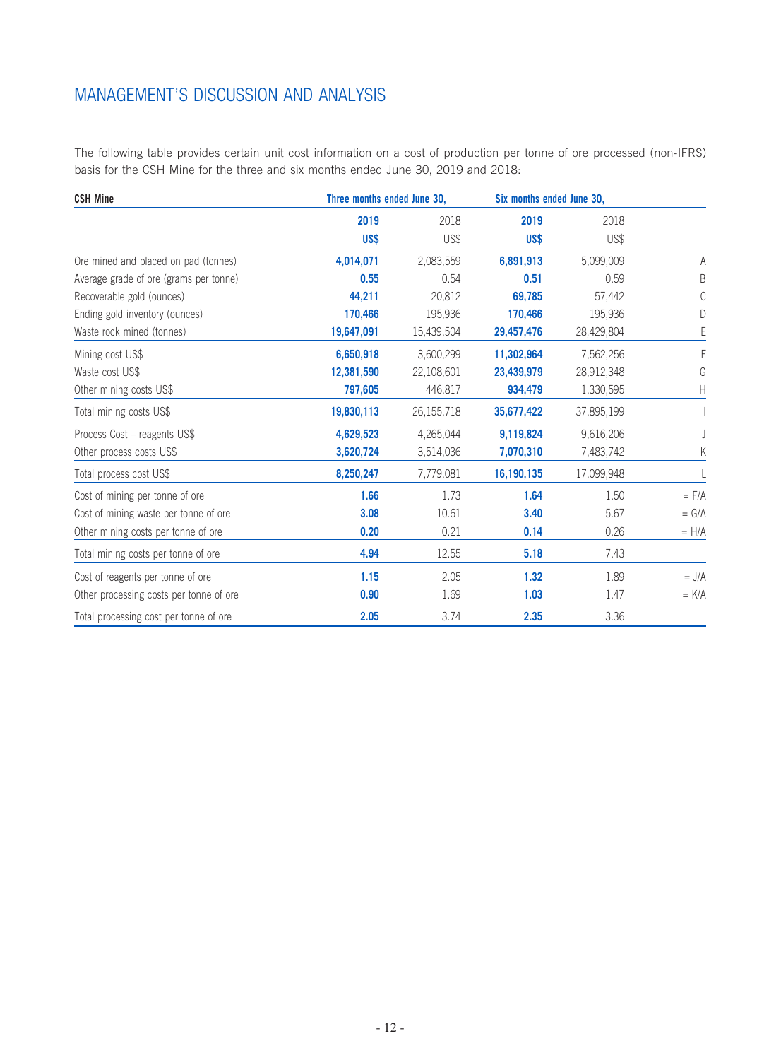# MANAGEMENT'S DISCUSSION AND ANALYSIS

The following table provides certain unit cost information on a cost of production per tonne of ore processed (non-IFRS) basis for the CSH Mine for the three and six months ended June 30, 2019 and 2018:

| **CSH Mine** | **Three months ended June 30,** | | **Six months ended June 30,** | | |
|---|---|---|---|---|---|
| | **2019** | 2018 | **2019** | 2018 | |
| | **US$** | US$ | **US$** | US$ | |
| Ore mined and placed on pad (tonnes) | **4,014,071** | 2,083,559 | **6,891,913** | 5,099,009 | A |
| Average grade of ore (grams per tonne) | **0.55** | 0.54 | **0.51** | 0.59 | B |
| Recoverable gold (ounces) | **44,211** | 20,812 | **69,785** | 57,442 | C |
| Ending gold inventory (ounces) | **170,466** | 195,936 | **170,466** | 195,936 | D |
| Waste rock mined (tonnes) | **19,647,091** | 15,439,504 | **29,457,476** | 28,429,804 | E |
| Mining cost US$ | **6,650,918** | 3,600,299 | **11,302,964** | 7,562,256 | F |
| Waste cost US$ | **12,381,590** | 22,108,601 | **23,439,979** | 28,912,348 | G |
| Other mining costs US$ | **797,605** | 446,817 | **934,479** | 1,330,595 | H |
| Total mining costs US$ | **19,830,113** | 26,155,718 | **35,677,422** | 37,895,199 | I |
| Process Cost – reagents US$ | **4,629,523** | 4,265,044 | **9,119,824** | 9,616,206 | J |
| Other process costs US$ | **3,620,724** | 3,514,036 | **7,070,310** | 7,483,742 | K |
| Total process cost US$ | **8,250,247** | 7,779,081 | **16,190,135** | 17,099,948 | L |
| Cost of mining per tonne of ore | **1.66** | 1.73 | **1.64** | 1.50 | = F/A |
| Cost of mining waste per tonne of ore | **3.08** | 10.61 | **3.40** | 5.67 | = G/A |
| Other mining costs per tonne of ore | **0.20** | 0.21 | **0.14** | 0.26 | = H/A |
| Total mining costs per tonne of ore | **4.94** | 12.55 | **5.18** | 7.43 | |
| Cost of reagents per tonne of ore | **1.15** | 2.05 | **1.32** | 1.89 | = J/A |
| Other processing costs per tonne of ore | **0.90** | 1.69 | **1.03** | 1.47 | = K/A |
| Total processing cost per tonne of ore | **2.05** | 3.74 | **2.35** | 3.36 | |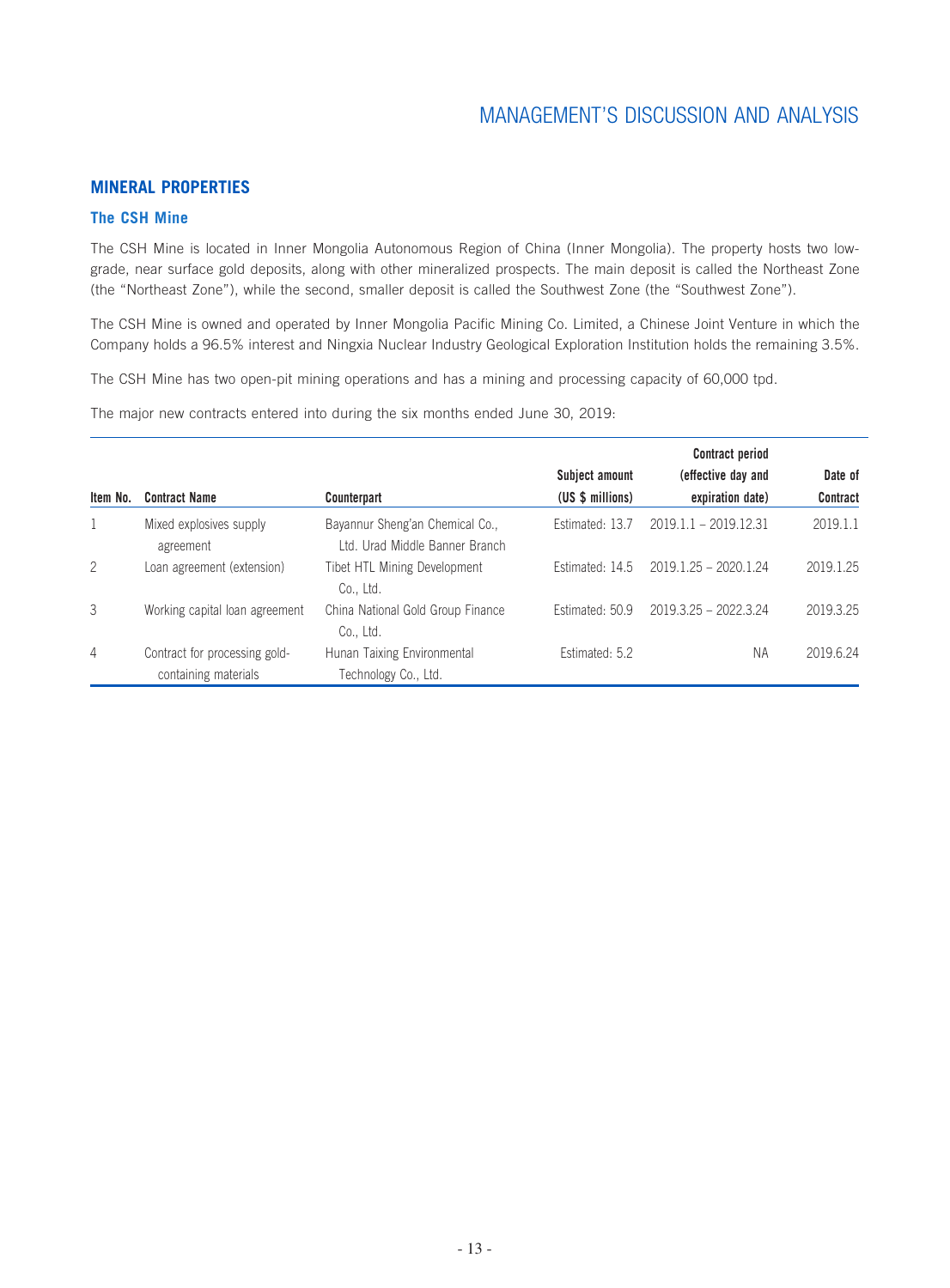## MINERAL PROPERTIES

### The CSH Mine

The CSH Mine is located in Inner Mongolia Autonomous Region of China (Inner Mongolia). The property hosts two low-grade, near surface gold deposits, along with other mineralized prospects. The main deposit is called the Northeast Zone (the "Northeast Zone"), while the second, smaller deposit is called the Southwest Zone (the "Southwest Zone").

The CSH Mine is owned and operated by Inner Mongolia Pacific Mining Co. Limited, a Chinese Joint Venture in which the Company holds a 96.5% interest and Ningxia Nuclear Industry Geological Exploration Institution holds the remaining 3.5%.

The CSH Mine has two open-pit mining operations and has a mining and processing capacity of 60,000 tpd.

The major new contracts entered into during the six months ended June 30, 2019:

| Item No. | Contract Name | Counterpart | Subject amount (US $ millions) | Contract period (effective day and expiration date) | Date of Contract |
|---|---|---|---|---|---|
| 1 | Mixed explosives supply agreement | Bayannur Sheng'an Chemical Co., Ltd. Urad Middle Banner Branch | Estimated: 13.7 | 2019.1.1 – 2019.12.31 | 2019.1.1 |
| 2 | Loan agreement (extension) | Tibet HTL Mining Development Co., Ltd. | Estimated: 14.5 | 2019.1.25 – 2020.1.24 | 2019.1.25 |
| 3 | Working capital loan agreement | China National Gold Group Finance Co., Ltd. | Estimated: 50.9 | 2019.3.25 – 2022.3.24 | 2019.3.25 |
| 4 | Contract for processing gold-containing materials | Hunan Taixing Environmental Technology Co., Ltd. | Estimated: 5.2 | NA | 2019.6.24 |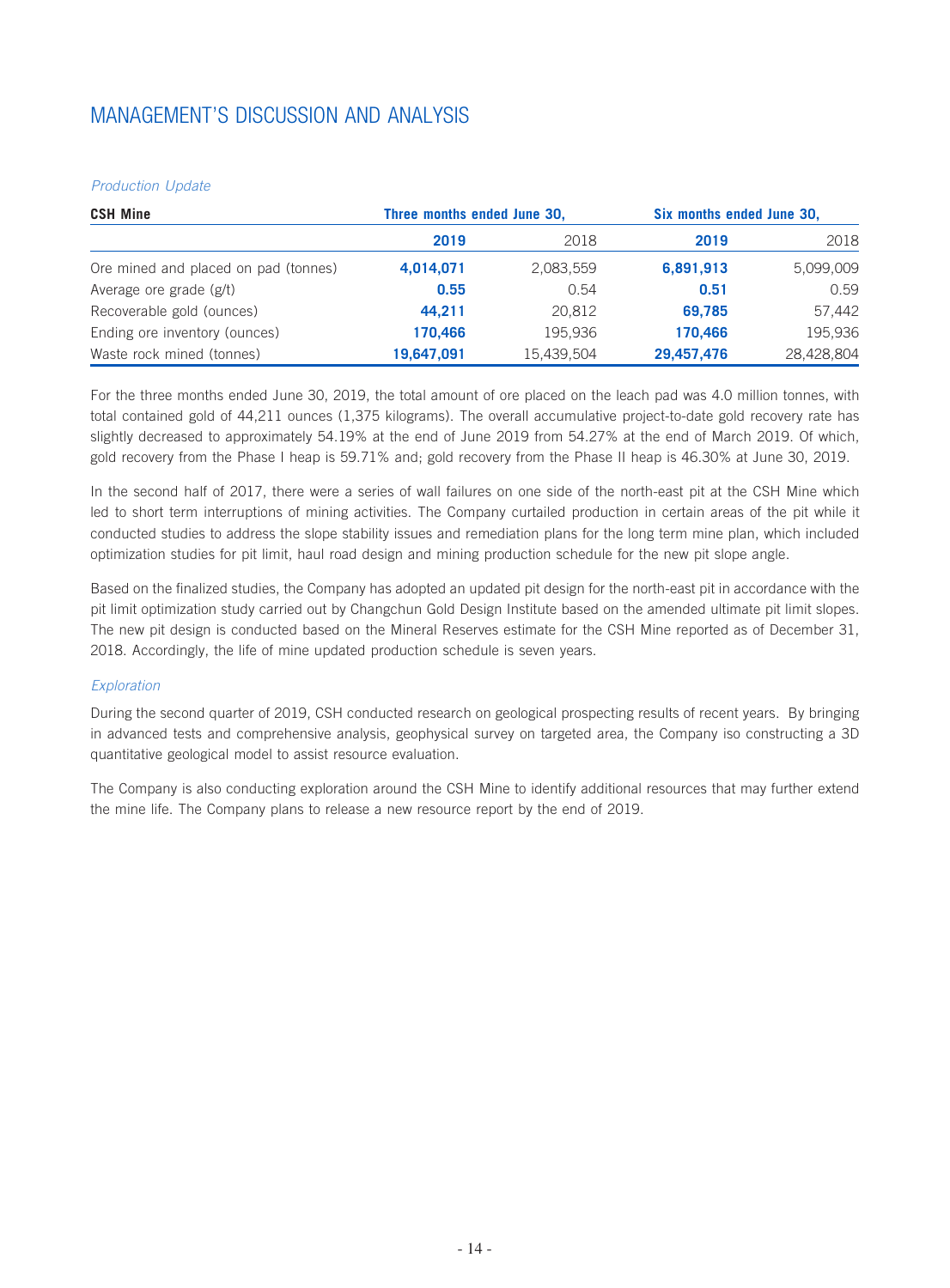# MANAGEMENT'S DISCUSSION AND ANALYSIS

*Production Update*

| CSH Mine | Three months ended June 30, | | Six months ended June 30, | |
|---|---|---|---|---|
| | **2019** | 2018 | **2019** | 2018 |
| Ore mined and placed on pad (tonnes) | **4,014,071** | 2,083,559 | **6,891,913** | 5,099,009 |
| Average ore grade (g/t) | **0.55** | 0.54 | **0.51** | 0.59 |
| Recoverable gold (ounces) | **44,211** | 20,812 | **69,785** | 57,442 |
| Ending ore inventory (ounces) | **170,466** | 195,936 | **170,466** | 195,936 |
| Waste rock mined (tonnes) | **19,647,091** | 15,439,504 | **29,457,476** | 28,428,804 |

For the three months ended June 30, 2019, the total amount of ore placed on the leach pad was 4.0 million tonnes, with total contained gold of 44,211 ounces (1,375 kilograms). The overall accumulative project-to-date gold recovery rate has slightly decreased to approximately 54.19% at the end of June 2019 from 54.27% at the end of March 2019. Of which, gold recovery from the Phase I heap is 59.71% and; gold recovery from the Phase II heap is 46.30% at June 30, 2019.

In the second half of 2017, there were a series of wall failures on one side of the north-east pit at the CSH Mine which led to short term interruptions of mining activities. The Company curtailed production in certain areas of the pit while it conducted studies to address the slope stability issues and remediation plans for the long term mine plan, which included optimization studies for pit limit, haul road design and mining production schedule for the new pit slope angle.

Based on the finalized studies, the Company has adopted an updated pit design for the north-east pit in accordance with the pit limit optimization study carried out by Changchun Gold Design Institute based on the amended ultimate pit limit slopes. The new pit design is conducted based on the Mineral Reserves estimate for the CSH Mine reported as of December 31, 2018. Accordingly, the life of mine updated production schedule is seven years.

*Exploration*

During the second quarter of 2019, CSH conducted research on geological prospecting results of recent years. By bringing in advanced tests and comprehensive analysis, geophysical survey on targeted area, the Company iso constructing a 3D quantitative geological model to assist resource evaluation.

The Company is also conducting exploration around the CSH Mine to identify additional resources that may further extend the mine life. The Company plans to release a new resource report by the end of 2019.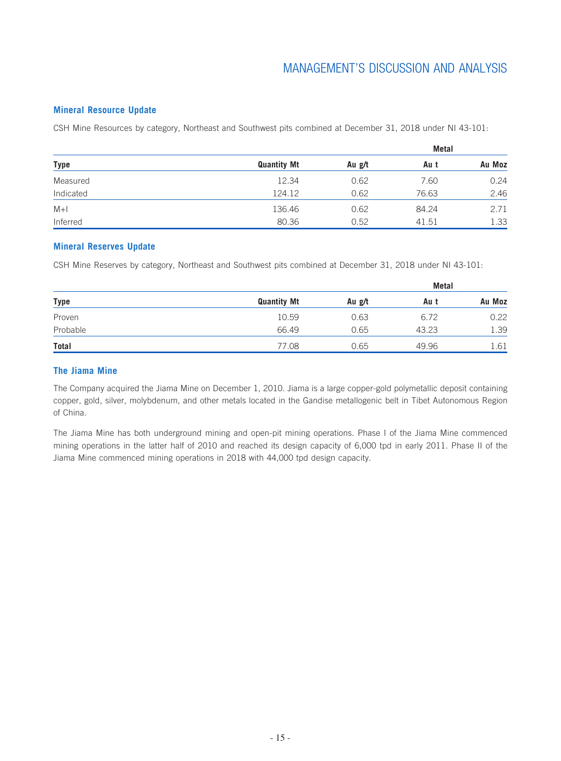## Mineral Resource Update

CSH Mine Resources by category, Northeast and Southwest pits combined at December 31, 2018 under NI 43-101:

| | | | Metal | |
|---|---|---|---|---|
| Type | Quantity Mt | Au g/t | Au t | Au Moz |
| Measured | 12.34 | 0.62 | 7.60 | 0.24 |
| Indicated | 124.12 | 0.62 | 76.63 | 2.46 |
| M+I | 136.46 | 0.62 | 84.24 | 2.71 |
| Inferred | 80.36 | 0.52 | 41.51 | 1.33 |

## Mineral Reserves Update

CSH Mine Reserves by category, Northeast and Southwest pits combined at December 31, 2018 under NI 43-101:

| | | | Metal | |
|---|---|---|---|---|
| Type | Quantity Mt | Au g/t | Au t | Au Moz |
| Proven | 10.59 | 0.63 | 6.72 | 0.22 |
| Probable | 66.49 | 0.65 | 43.23 | 1.39 |
| **Total** | 77.08 | 0.65 | 49.96 | 1.61 |

## The Jiama Mine

The Company acquired the Jiama Mine on December 1, 2010. Jiama is a large copper-gold polymetallic deposit containing copper, gold, silver, molybdenum, and other metals located in the Gandise metallogenic belt in Tibet Autonomous Region of China.

The Jiama Mine has both underground mining and open-pit mining operations. Phase I of the Jiama Mine commenced mining operations in the latter half of 2010 and reached its design capacity of 6,000 tpd in early 2011. Phase II of the Jiama Mine commenced mining operations in 2018 with 44,000 tpd design capacity.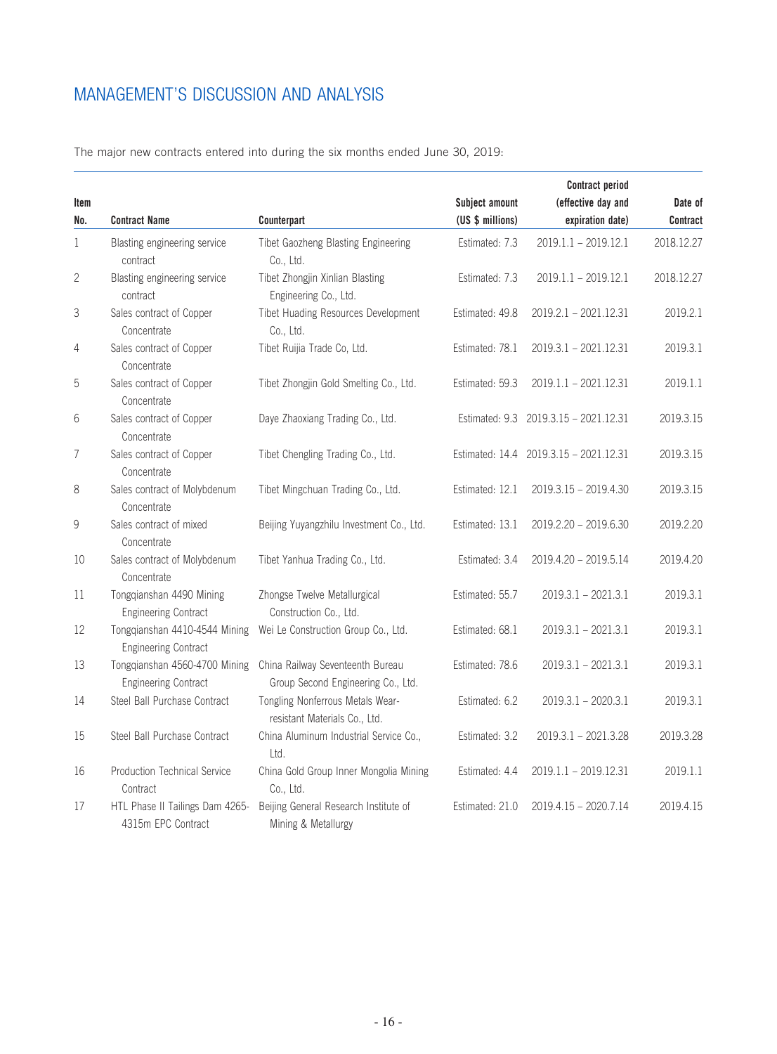# MANAGEMENT'S DISCUSSION AND ANALYSIS

The major new contracts entered into during the six months ended June 30, 2019:

| Item No. | Contract Name | Counterpart | Subject amount (US $ millions) | Contract period (effective day and expiration date) | Date of Contract |
|---|---|---|---|---|---|
| 1 | Blasting engineering service contract | Tibet Gaozheng Blasting Engineering Co., Ltd. | Estimated: 7.3 | 2019.1.1 – 2019.12.1 | 2018.12.27 |
| 2 | Blasting engineering service contract | Tibet Zhongjin Xinlian Blasting Engineering Co., Ltd. | Estimated: 7.3 | 2019.1.1 – 2019.12.1 | 2018.12.27 |
| 3 | Sales contract of Copper Concentrate | Tibet Huading Resources Development Co., Ltd. | Estimated: 49.8 | 2019.2.1 – 2021.12.31 | 2019.2.1 |
| 4 | Sales contract of Copper Concentrate | Tibet Ruijia Trade Co, Ltd. | Estimated: 78.1 | 2019.3.1 – 2021.12.31 | 2019.3.1 |
| 5 | Sales contract of Copper Concentrate | Tibet Zhongjin Gold Smelting Co., Ltd. | Estimated: 59.3 | 2019.1.1 – 2021.12.31 | 2019.1.1 |
| 6 | Sales contract of Copper Concentrate | Daye Zhaoxiang Trading Co., Ltd. | Estimated: 9.3 | 2019.3.15 – 2021.12.31 | 2019.3.15 |
| 7 | Sales contract of Copper Concentrate | Tibet Chengling Trading Co., Ltd. | Estimated: 14.4 | 2019.3.15 – 2021.12.31 | 2019.3.15 |
| 8 | Sales contract of Molybdenum Concentrate | Tibet Mingchuan Trading Co., Ltd. | Estimated: 12.1 | 2019.3.15 – 2019.4.30 | 2019.3.15 |
| 9 | Sales contract of mixed Concentrate | Beijing Yuyangzhilu Investment Co., Ltd. | Estimated: 13.1 | 2019.2.20 – 2019.6.30 | 2019.2.20 |
| 10 | Sales contract of Molybdenum Concentrate | Tibet Yanhua Trading Co., Ltd. | Estimated: 3.4 | 2019.4.20 – 2019.5.14 | 2019.4.20 |
| 11 | Tongqianshan 4490 Mining Engineering Contract | Zhongse Twelve Metallurgical Construction Co., Ltd. | Estimated: 55.7 | 2019.3.1 – 2021.3.1 | 2019.3.1 |
| 12 | Tongqianshan 4410-4544 Mining Engineering Contract | Wei Le Construction Group Co., Ltd. | Estimated: 68.1 | 2019.3.1 – 2021.3.1 | 2019.3.1 |
| 13 | Tongqianshan 4560-4700 Mining Engineering Contract | China Railway Seventeenth Bureau Group Second Engineering Co., Ltd. | Estimated: 78.6 | 2019.3.1 – 2021.3.1 | 2019.3.1 |
| 14 | Steel Ball Purchase Contract | Tongling Nonferrous Metals Wear-resistant Materials Co., Ltd. | Estimated: 6.2 | 2019.3.1 – 2020.3.1 | 2019.3.1 |
| 15 | Steel Ball Purchase Contract | China Aluminum Industrial Service Co., Ltd. | Estimated: 3.2 | 2019.3.1 – 2021.3.28 | 2019.3.28 |
| 16 | Production Technical Service Contract | China Gold Group Inner Mongolia Mining Co., Ltd. | Estimated: 4.4 | 2019.1.1 – 2019.12.31 | 2019.1.1 |
| 17 | HTL Phase II Tailings Dam 4265-4315m EPC Contract | Beijing General Research Institute of Mining & Metallurgy | Estimated: 21.0 | 2019.4.15 – 2020.7.14 | 2019.4.15 |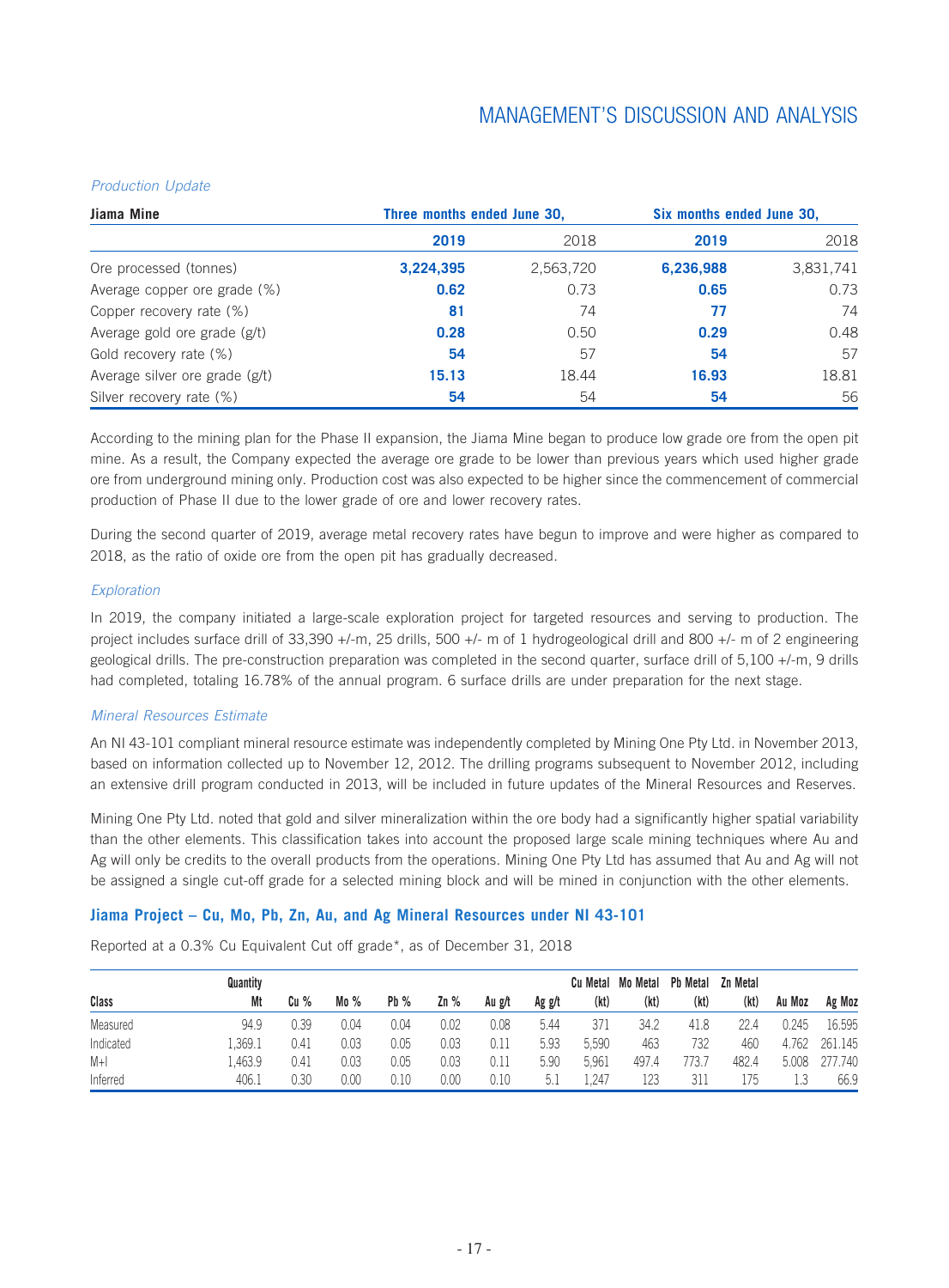*Production Update*

| Jiama Mine | Three months ended June 30, | | Six months ended June 30, | |
|---|---|---|---|---|
| | **2019** | 2018 | **2019** | 2018 |
| Ore processed (tonnes) | **3,224,395** | 2,563,720 | **6,236,988** | 3,831,741 |
| Average copper ore grade (%) | **0.62** | 0.73 | **0.65** | 0.73 |
| Copper recovery rate (%) | **81** | 74 | **77** | 74 |
| Average gold ore grade (g/t) | **0.28** | 0.50 | **0.29** | 0.48 |
| Gold recovery rate (%) | **54** | 57 | **54** | 57 |
| Average silver ore grade (g/t) | **15.13** | 18.44 | **16.93** | 18.81 |
| Silver recovery rate (%) | **54** | 54 | **54** | 56 |

According to the mining plan for the Phase II expansion, the Jiama Mine began to produce low grade ore from the open pit mine. As a result, the Company expected the average ore grade to be lower than previous years which used higher grade ore from underground mining only. Production cost was also expected to be higher since the commencement of commercial production of Phase II due to the lower grade of ore and lower recovery rates.

During the second quarter of 2019, average metal recovery rates have begun to improve and were higher as compared to 2018, as the ratio of oxide ore from the open pit has gradually decreased.

*Exploration*

In 2019, the company initiated a large-scale exploration project for targeted resources and serving to production. The project includes surface drill of 33,390 +/-m, 25 drills, 500 +/- m of 1 hydrogeological drill and 800 +/- m of 2 engineering geological drills. The pre-construction preparation was completed in the second quarter, surface drill of 5,100 +/-m, 9 drills had completed, totaling 16.78% of the annual program. 6 surface drills are under preparation for the next stage.

*Mineral Resources Estimate*

An NI 43-101 compliant mineral resource estimate was independently completed by Mining One Pty Ltd. in November 2013, based on information collected up to November 12, 2012. The drilling programs subsequent to November 2012, including an extensive drill program conducted in 2013, will be included in future updates of the Mineral Resources and Reserves.

Mining One Pty Ltd. noted that gold and silver mineralization within the ore body had a significantly higher spatial variability than the other elements. This classification takes into account the proposed large scale mining techniques where Au and Ag will only be credits to the overall products from the operations. Mining One Pty Ltd has assumed that Au and Ag will not be assigned a single cut-off grade for a selected mining block and will be mined in conjunction with the other elements.

## Jiama Project – Cu, Mo, Pb, Zn, Au, and Ag Mineral Resources under NI 43-101

Reported at a 0.3% Cu Equivalent Cut off grade*, as of December 31, 2018

| Class | Quantity Mt | Cu % | Mo % | Pb % | Zn % | Au g/t | Ag g/t | Cu Metal (kt) | Mo Metal (kt) | Pb Metal (kt) | Zn Metal (kt) | Au Moz | Ag Moz |
|---|---|---|---|---|---|---|---|---|---|---|---|---|---|
| Measured | 94.9 | 0.39 | 0.04 | 0.04 | 0.02 | 0.08 | 5.44 | 371 | 34.2 | 41.8 | 22.4 | 0.245 | 16.595 |
| Indicated | 1,369.1 | 0.41 | 0.03 | 0.05 | 0.03 | 0.11 | 5.93 | 5,590 | 463 | 732 | 460 | 4.762 | 261.145 |
| M+I | 1,463.9 | 0.41 | 0.03 | 0.05 | 0.03 | 0.11 | 5.90 | 5,961 | 497.4 | 773.7 | 482.4 | 5.008 | 277.740 |
| Inferred | 406.1 | 0.30 | 0.00 | 0.10 | 0.00 | 0.10 | 5.1 | 1,247 | 123 | 311 | 175 | 1.3 | 66.9 |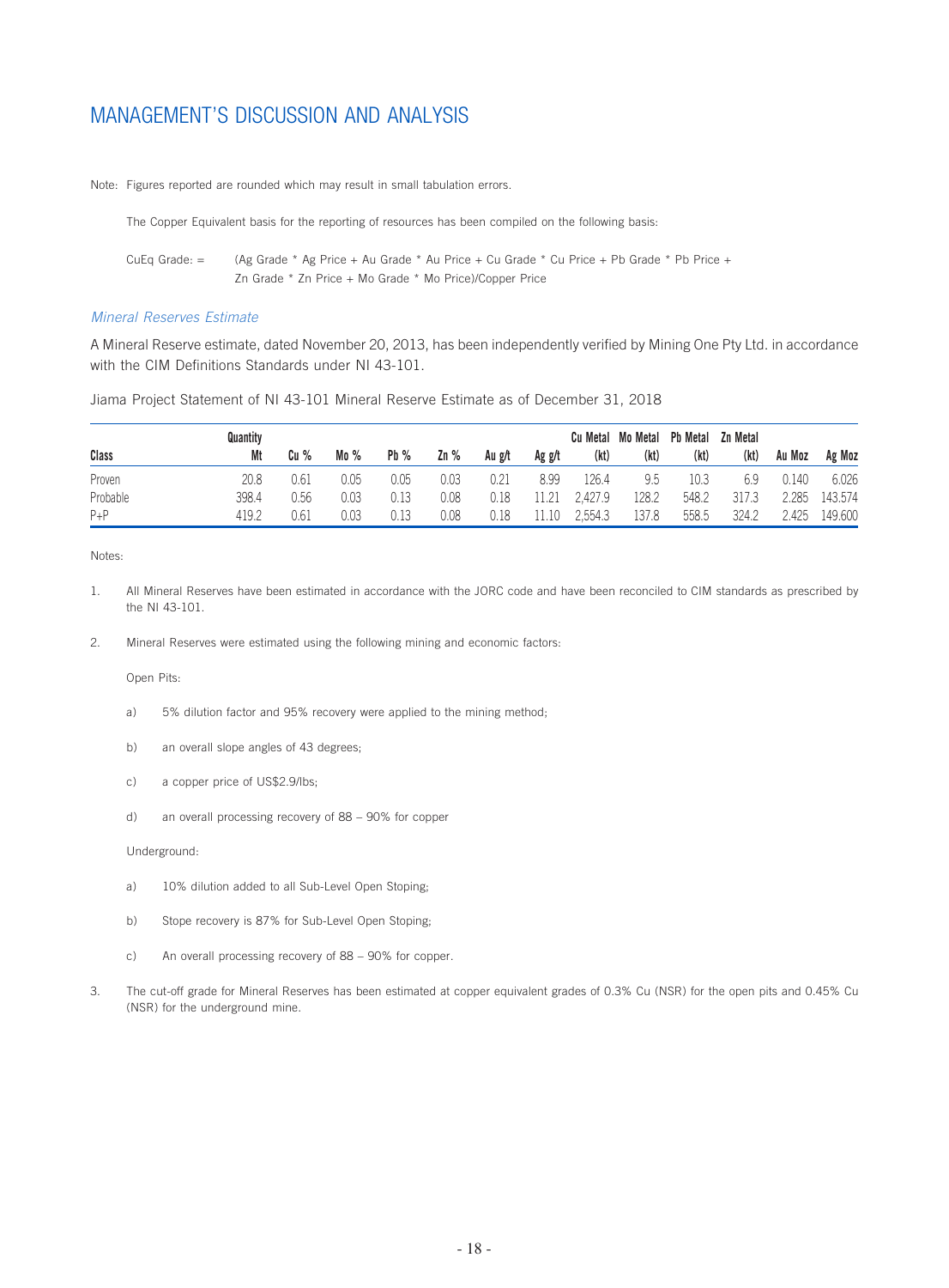# MANAGEMENT'S DISCUSSION AND ANALYSIS

Note: Figures reported are rounded which may result in small tabulation errors.

The Copper Equivalent basis for the reporting of resources has been compiled on the following basis:

CuEq Grade: = (Ag Grade * Ag Price + Au Grade * Au Price + Cu Grade * Cu Price + Pb Grade * Pb Price + Zn Grade * Zn Price + Mo Grade * Mo Price)/Copper Price

### *Mineral Reserves Estimate*

A Mineral Reserve estimate, dated November 20, 2013, has been independently verified by Mining One Pty Ltd. in accordance with the CIM Definitions Standards under NI 43-101.

Jiama Project Statement of NI 43-101 Mineral Reserve Estimate as of December 31, 2018

| Class | Quantity Mt | Cu % | Mo % | Pb % | Zn % | Au g/t | Ag g/t | Cu Metal (kt) | Mo Metal (kt) | Pb Metal (kt) | Zn Metal (kt) | Au Moz | Ag Moz |
|---|---|---|---|---|---|---|---|---|---|---|---|---|---|
| Proven | 20.8 | 0.61 | 0.05 | 0.05 | 0.03 | 0.21 | 8.99 | 126.4 | 9.5 | 10.3 | 6.9 | 0.140 | 6.026 |
| Probable | 398.4 | 0.56 | 0.03 | 0.13 | 0.08 | 0.18 | 11.21 | 2,427.9 | 128.2 | 548.2 | 317.3 | 2.285 | 143.574 |
| P+P | 419.2 | 0.61 | 0.03 | 0.13 | 0.08 | 0.18 | 11.10 | 2,554.3 | 137.8 | 558.5 | 324.2 | 2.425 | 149.600 |

Notes:

1. All Mineral Reserves have been estimated in accordance with the JORC code and have been reconciled to CIM standards as prescribed by the NI 43-101.

2. Mineral Reserves were estimated using the following mining and economic factors:

   Open Pits:

   a) 5% dilution factor and 95% recovery were applied to the mining method;

   b) an overall slope angles of 43 degrees;

   c) a copper price of US$2.9/lbs;

   d) an overall processing recovery of 88 – 90% for copper

   Underground:

   a) 10% dilution added to all Sub-Level Open Stoping;

   b) Stope recovery is 87% for Sub-Level Open Stoping;

   c) An overall processing recovery of 88 – 90% for copper.

3. The cut-off grade for Mineral Reserves has been estimated at copper equivalent grades of 0.3% Cu (NSR) for the open pits and 0.45% Cu (NSR) for the underground mine.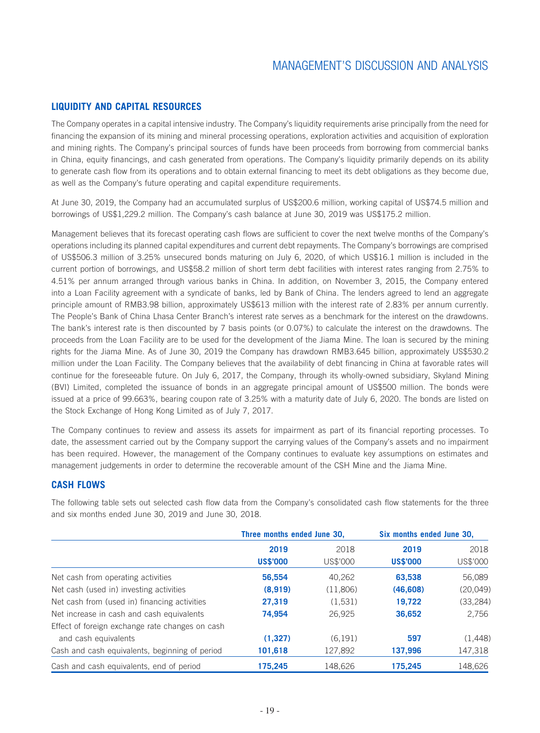## LIQUIDITY AND CAPITAL RESOURCES

The Company operates in a capital intensive industry. The Company's liquidity requirements arise principally from the need for financing the expansion of its mining and mineral processing operations, exploration activities and acquisition of exploration and mining rights. The Company's principal sources of funds have been proceeds from borrowing from commercial banks in China, equity financings, and cash generated from operations. The Company's liquidity primarily depends on its ability to generate cash flow from its operations and to obtain external financing to meet its debt obligations as they become due, as well as the Company's future operating and capital expenditure requirements.

At June 30, 2019, the Company had an accumulated surplus of US$200.6 million, working capital of US$74.5 million and borrowings of US$1,229.2 million. The Company's cash balance at June 30, 2019 was US$175.2 million.

Management believes that its forecast operating cash flows are sufficient to cover the next twelve months of the Company's operations including its planned capital expenditures and current debt repayments. The Company's borrowings are comprised of US$506.3 million of 3.25% unsecured bonds maturing on July 6, 2020, of which US$16.1 million is included in the current portion of borrowings, and US$58.2 million of short term debt facilities with interest rates ranging from 2.75% to 4.51% per annum arranged through various banks in China. In addition, on November 3, 2015, the Company entered into a Loan Facility agreement with a syndicate of banks, led by Bank of China. The lenders agreed to lend an aggregate principle amount of RMB3.98 billion, approximately US$613 million with the interest rate of 2.83% per annum currently. The People's Bank of China Lhasa Center Branch's interest rate serves as a benchmark for the interest on the drawdowns. The bank's interest rate is then discounted by 7 basis points (or 0.07%) to calculate the interest on the drawdowns. The proceeds from the Loan Facility are to be used for the development of the Jiama Mine. The loan is secured by the mining rights for the Jiama Mine. As of June 30, 2019 the Company has drawdown RMB3.645 billion, approximately US$530.2 million under the Loan Facility. The Company believes that the availability of debt financing in China at favorable rates will continue for the foreseeable future. On July 6, 2017, the Company, through its wholly-owned subsidiary, Skyland Mining (BVI) Limited, completed the issuance of bonds in an aggregate principal amount of US$500 million. The bonds were issued at a price of 99.663%, bearing coupon rate of 3.25% with a maturity date of July 6, 2020. The bonds are listed on the Stock Exchange of Hong Kong Limited as of July 7, 2017.

The Company continues to review and assess its assets for impairment as part of its financial reporting processes. To date, the assessment carried out by the Company support the carrying values of the Company's assets and no impairment has been required. However, the management of the Company continues to evaluate key assumptions on estimates and management judgements in order to determine the recoverable amount of the CSH Mine and the Jiama Mine.

## CASH FLOWS

The following table sets out selected cash flow data from the Company's consolidated cash flow statements for the three and six months ended June 30, 2019 and June 30, 2018.

| | Three months ended June 30, | | Six months ended June 30, | |
|---|---|---|---|---|
| | **2019** | 2018 | **2019** | 2018 |
| | **US$'000** | US$'000 | **US$'000** | US$'000 |
| Net cash from operating activities | **56,554** | 40,262 | **63,538** | 56,089 |
| Net cash (used in) investing activities | **(8,919)** | (11,806) | **(46,608)** | (20,049) |
| Net cash from (used in) financing activities | **27,319** | (1,531) | **19,722** | (33,284) |
| Net increase in cash and cash equivalents | **74,954** | 26,925 | **36,652** | 2,756 |
| Effect of foreign exchange rate changes on cash and cash equivalents | **(1,327)** | (6,191) | **597** | (1,448) |
| Cash and cash equivalents, beginning of period | **101,618** | 127,892 | **137,996** | 147,318 |
| Cash and cash equivalents, end of period | **175,245** | 148,626 | **175,245** | 148,626 |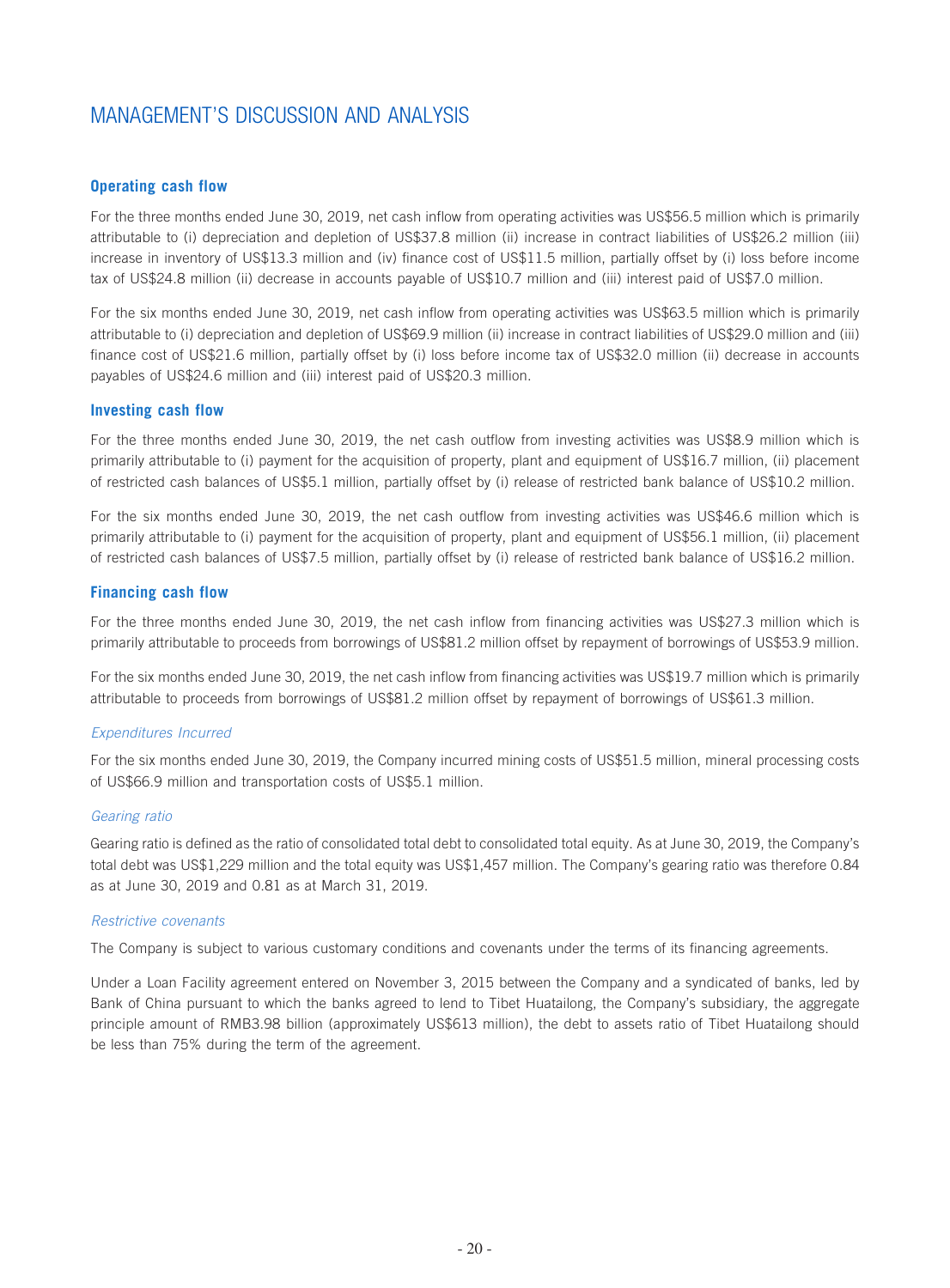# MANAGEMENT'S DISCUSSION AND ANALYSIS

### Operating cash flow

For the three months ended June 30, 2019, net cash inflow from operating activities was US$56.5 million which is primarily attributable to (i) depreciation and depletion of US$37.8 million (ii) increase in contract liabilities of US$26.2 million (iii) increase in inventory of US$13.3 million and (iv) finance cost of US$11.5 million, partially offset by (i) loss before income tax of US$24.8 million (ii) decrease in accounts payable of US$10.7 million and (iii) interest paid of US$7.0 million.

For the six months ended June 30, 2019, net cash inflow from operating activities was US$63.5 million which is primarily attributable to (i) depreciation and depletion of US$69.9 million (ii) increase in contract liabilities of US$29.0 million and (iii) finance cost of US$21.6 million, partially offset by (i) loss before income tax of US$32.0 million (ii) decrease in accounts payables of US$24.6 million and (iii) interest paid of US$20.3 million.

### Investing cash flow

For the three months ended June 30, 2019, the net cash outflow from investing activities was US$8.9 million which is primarily attributable to (i) payment for the acquisition of property, plant and equipment of US$16.7 million, (ii) placement of restricted cash balances of US$5.1 million, partially offset by (i) release of restricted bank balance of US$10.2 million.

For the six months ended June 30, 2019, the net cash outflow from investing activities was US$46.6 million which is primarily attributable to (i) payment for the acquisition of property, plant and equipment of US$56.1 million, (ii) placement of restricted cash balances of US$7.5 million, partially offset by (i) release of restricted bank balance of US$16.2 million.

### Financing cash flow

For the three months ended June 30, 2019, the net cash inflow from financing activities was US$27.3 million which is primarily attributable to proceeds from borrowings of US$81.2 million offset by repayment of borrowings of US$53.9 million.

For the six months ended June 30, 2019, the net cash inflow from financing activities was US$19.7 million which is primarily attributable to proceeds from borrowings of US$81.2 million offset by repayment of borrowings of US$61.3 million.

*Expenditures Incurred*

For the six months ended June 30, 2019, the Company incurred mining costs of US$51.5 million, mineral processing costs of US$66.9 million and transportation costs of US$5.1 million.

*Gearing ratio*

Gearing ratio is defined as the ratio of consolidated total debt to consolidated total equity. As at June 30, 2019, the Company's total debt was US$1,229 million and the total equity was US$1,457 million. The Company's gearing ratio was therefore 0.84 as at June 30, 2019 and 0.81 as at March 31, 2019.

*Restrictive covenants*

The Company is subject to various customary conditions and covenants under the terms of its financing agreements.

Under a Loan Facility agreement entered on November 3, 2015 between the Company and a syndicated of banks, led by Bank of China pursuant to which the banks agreed to lend to Tibet Huatailong, the Company's subsidiary, the aggregate principle amount of RMB3.98 billion (approximately US$613 million), the debt to assets ratio of Tibet Huatailong should be less than 75% during the term of the agreement.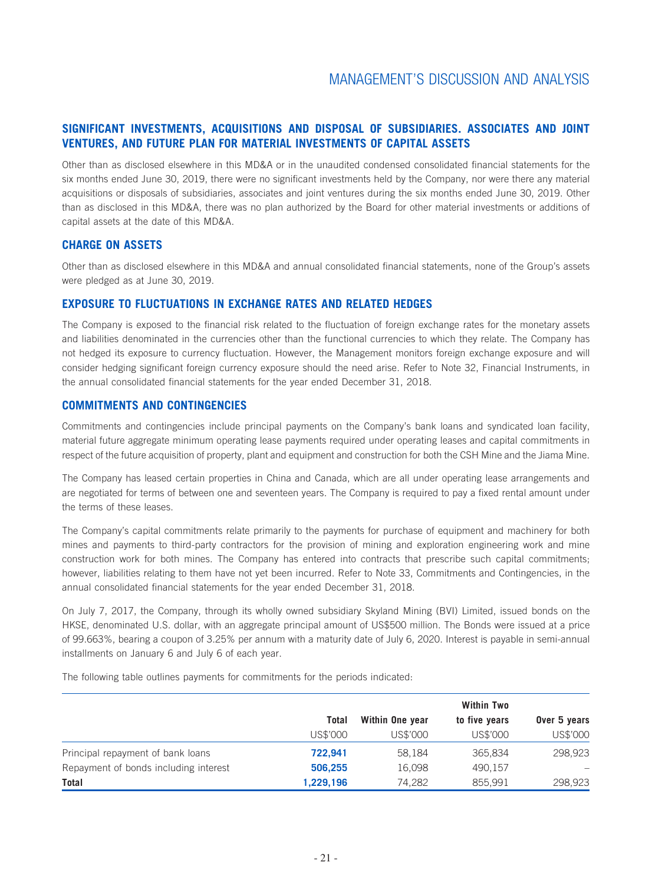## SIGNIFICANT INVESTMENTS, ACQUISITIONS AND DISPOSAL OF SUBSIDIARIES. ASSOCIATES AND JOINT VENTURES, AND FUTURE PLAN FOR MATERIAL INVESTMENTS OF CAPITAL ASSETS

Other than as disclosed elsewhere in this MD&A or in the unaudited condensed consolidated financial statements for the six months ended June 30, 2019, there were no significant investments held by the Company, nor were there any material acquisitions or disposals of subsidiaries, associates and joint ventures during the six months ended June 30, 2019. Other than as disclosed in this MD&A, there was no plan authorized by the Board for other material investments or additions of capital assets at the date of this MD&A.

## CHARGE ON ASSETS

Other than as disclosed elsewhere in this MD&A and annual consolidated financial statements, none of the Group's assets were pledged as at June 30, 2019.

## EXPOSURE TO FLUCTUATIONS IN EXCHANGE RATES AND RELATED HEDGES

The Company is exposed to the financial risk related to the fluctuation of foreign exchange rates for the monetary assets and liabilities denominated in the currencies other than the functional currencies to which they relate. The Company has not hedged its exposure to currency fluctuation. However, the Management monitors foreign exchange exposure and will consider hedging significant foreign currency exposure should the need arise. Refer to Note 32, Financial Instruments, in the annual consolidated financial statements for the year ended December 31, 2018.

## COMMITMENTS AND CONTINGENCIES

Commitments and contingencies include principal payments on the Company's bank loans and syndicated loan facility, material future aggregate minimum operating lease payments required under operating leases and capital commitments in respect of the future acquisition of property, plant and equipment and construction for both the CSH Mine and the Jiama Mine.

The Company has leased certain properties in China and Canada, which are all under operating lease arrangements and are negotiated for terms of between one and seventeen years. The Company is required to pay a fixed rental amount under the terms of these leases.

The Company's capital commitments relate primarily to the payments for purchase of equipment and machinery for both mines and payments to third-party contractors for the provision of mining and exploration engineering work and mine construction work for both mines. The Company has entered into contracts that prescribe such capital commitments; however, liabilities relating to them have not yet been incurred. Refer to Note 33, Commitments and Contingencies, in the annual consolidated financial statements for the year ended December 31, 2018.

On July 7, 2017, the Company, through its wholly owned subsidiary Skyland Mining (BVI) Limited, issued bonds on the HKSE, denominated U.S. dollar, with an aggregate principal amount of US$500 million. The Bonds were issued at a price of 99.663%, bearing a coupon of 3.25% per annum with a maturity date of July 6, 2020. Interest is payable in semi-annual installments on January 6 and July 6 of each year.

The following table outlines payments for commitments for the periods indicated:

| | Total | Within One year | Within Two to five years | Over 5 years |
|---|---|---|---|---|
| | US$'000 | US$'000 | US$'000 | US$'000 |
| Principal repayment of bank loans | **722,941** | 58,184 | 365,834 | 298,923 |
| Repayment of bonds including interest | **506,255** | 16,098 | 490,157 | – |
| **Total** | **1,229,196** | 74,282 | 855,991 | 298,923 |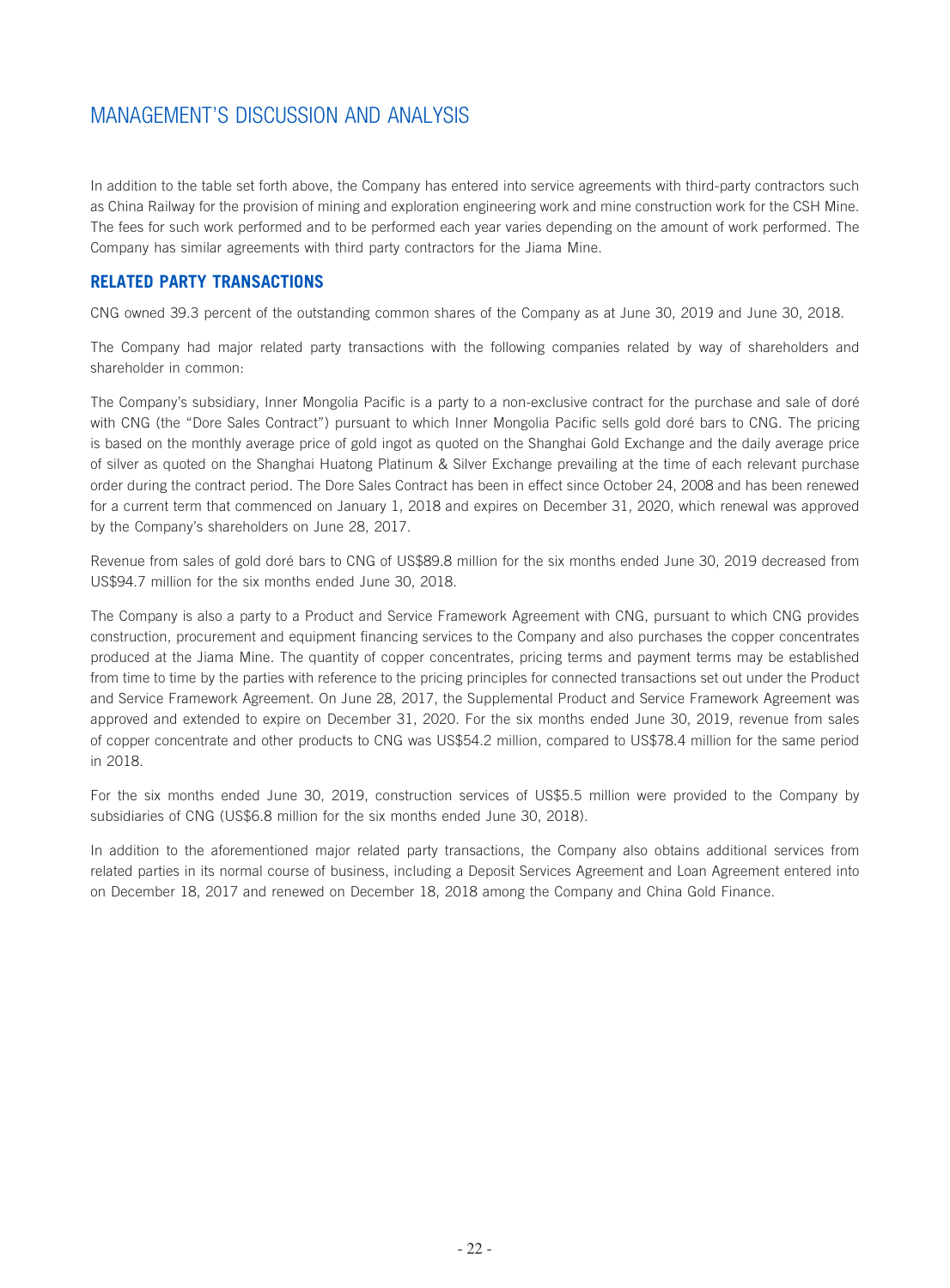In addition to the table set forth above, the Company has entered into service agreements with third-party contractors such as China Railway for the provision of mining and exploration engineering work and mine construction work for the CSH Mine. The fees for such work performed and to be performed each year varies depending on the amount of work performed. The Company has similar agreements with third party contractors for the Jiama Mine.

## RELATED PARTY TRANSACTIONS

CNG owned 39.3 percent of the outstanding common shares of the Company as at June 30, 2019 and June 30, 2018.

The Company had major related party transactions with the following companies related by way of shareholders and shareholder in common:

The Company's subsidiary, Inner Mongolia Pacific is a party to a non-exclusive contract for the purchase and sale of doré with CNG (the "Dore Sales Contract") pursuant to which Inner Mongolia Pacific sells gold doré bars to CNG. The pricing is based on the monthly average price of gold ingot as quoted on the Shanghai Gold Exchange and the daily average price of silver as quoted on the Shanghai Huatong Platinum & Silver Exchange prevailing at the time of each relevant purchase order during the contract period. The Dore Sales Contract has been in effect since October 24, 2008 and has been renewed for a current term that commenced on January 1, 2018 and expires on December 31, 2020, which renewal was approved by the Company's shareholders on June 28, 2017.

Revenue from sales of gold doré bars to CNG of US$89.8 million for the six months ended June 30, 2019 decreased from US$94.7 million for the six months ended June 30, 2018.

The Company is also a party to a Product and Service Framework Agreement with CNG, pursuant to which CNG provides construction, procurement and equipment financing services to the Company and also purchases the copper concentrates produced at the Jiama Mine. The quantity of copper concentrates, pricing terms and payment terms may be established from time to time by the parties with reference to the pricing principles for connected transactions set out under the Product and Service Framework Agreement. On June 28, 2017, the Supplemental Product and Service Framework Agreement was approved and extended to expire on December 31, 2020. For the six months ended June 30, 2019, revenue from sales of copper concentrate and other products to CNG was US$54.2 million, compared to US$78.4 million for the same period in 2018.

For the six months ended June 30, 2019, construction services of US$5.5 million were provided to the Company by subsidiaries of CNG (US$6.8 million for the six months ended June 30, 2018).

In addition to the aforementioned major related party transactions, the Company also obtains additional services from related parties in its normal course of business, including a Deposit Services Agreement and Loan Agreement entered into on December 18, 2017 and renewed on December 18, 2018 among the Company and China Gold Finance.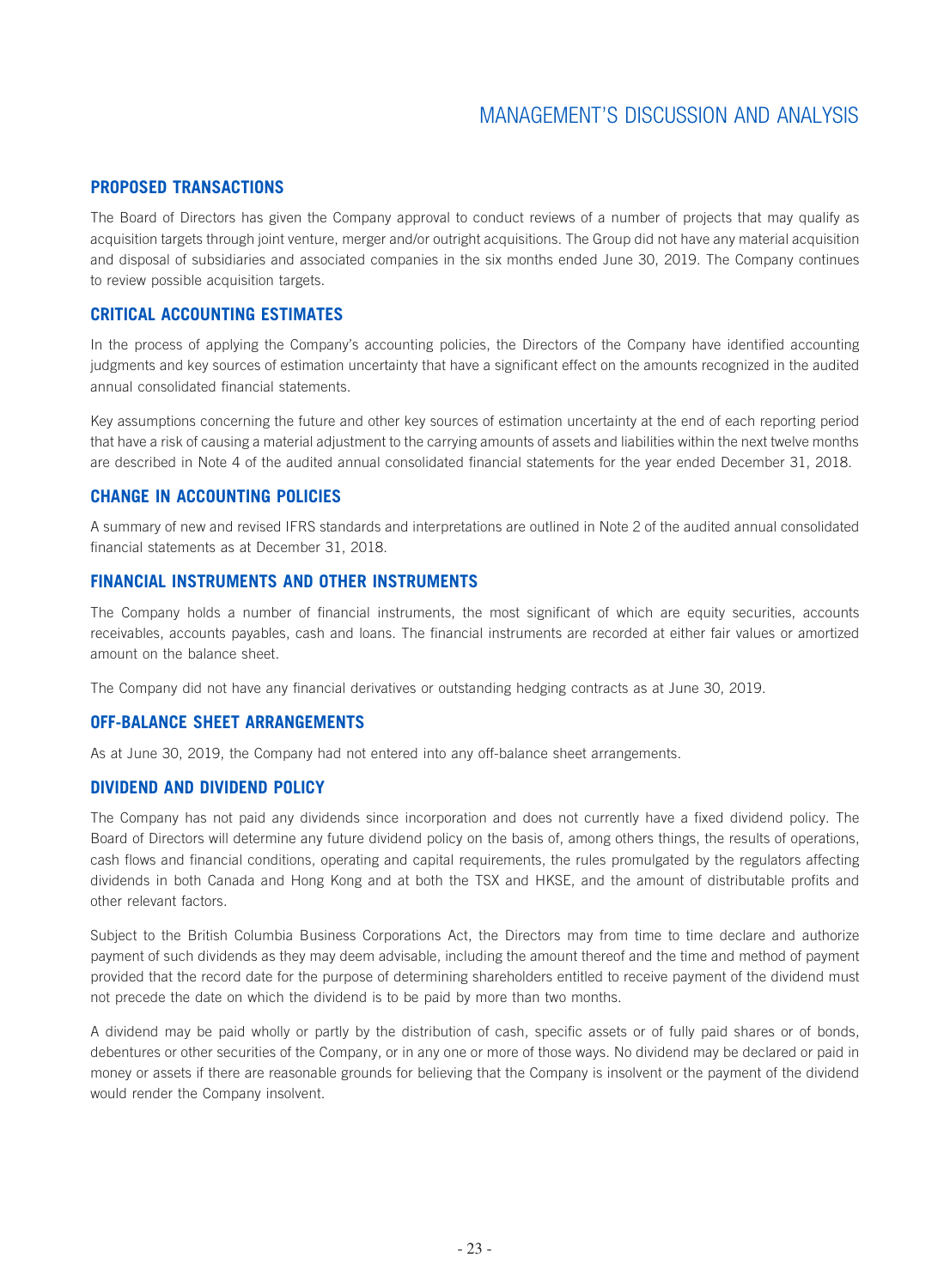## PROPOSED TRANSACTIONS

The Board of Directors has given the Company approval to conduct reviews of a number of projects that may qualify as acquisition targets through joint venture, merger and/or outright acquisitions. The Group did not have any material acquisition and disposal of subsidiaries and associated companies in the six months ended June 30, 2019. The Company continues to review possible acquisition targets.

## CRITICAL ACCOUNTING ESTIMATES

In the process of applying the Company's accounting policies, the Directors of the Company have identified accounting judgments and key sources of estimation uncertainty that have a significant effect on the amounts recognized in the audited annual consolidated financial statements.

Key assumptions concerning the future and other key sources of estimation uncertainty at the end of each reporting period that have a risk of causing a material adjustment to the carrying amounts of assets and liabilities within the next twelve months are described in Note 4 of the audited annual consolidated financial statements for the year ended December 31, 2018.

## CHANGE IN ACCOUNTING POLICIES

A summary of new and revised IFRS standards and interpretations are outlined in Note 2 of the audited annual consolidated financial statements as at December 31, 2018.

## FINANCIAL INSTRUMENTS AND OTHER INSTRUMENTS

The Company holds a number of financial instruments, the most significant of which are equity securities, accounts receivables, accounts payables, cash and loans. The financial instruments are recorded at either fair values or amortized amount on the balance sheet.

The Company did not have any financial derivatives or outstanding hedging contracts as at June 30, 2019.

## OFF-BALANCE SHEET ARRANGEMENTS

As at June 30, 2019, the Company had not entered into any off-balance sheet arrangements.

## DIVIDEND AND DIVIDEND POLICY

The Company has not paid any dividends since incorporation and does not currently have a fixed dividend policy. The Board of Directors will determine any future dividend policy on the basis of, among others things, the results of operations, cash flows and financial conditions, operating and capital requirements, the rules promulgated by the regulators affecting dividends in both Canada and Hong Kong and at both the TSX and HKSE, and the amount of distributable profits and other relevant factors.

Subject to the British Columbia Business Corporations Act, the Directors may from time to time declare and authorize payment of such dividends as they may deem advisable, including the amount thereof and the time and method of payment provided that the record date for the purpose of determining shareholders entitled to receive payment of the dividend must not precede the date on which the dividend is to be paid by more than two months.

A dividend may be paid wholly or partly by the distribution of cash, specific assets or of fully paid shares or of bonds, debentures or other securities of the Company, or in any one or more of those ways. No dividend may be declared or paid in money or assets if there are reasonable grounds for believing that the Company is insolvent or the payment of the dividend would render the Company insolvent.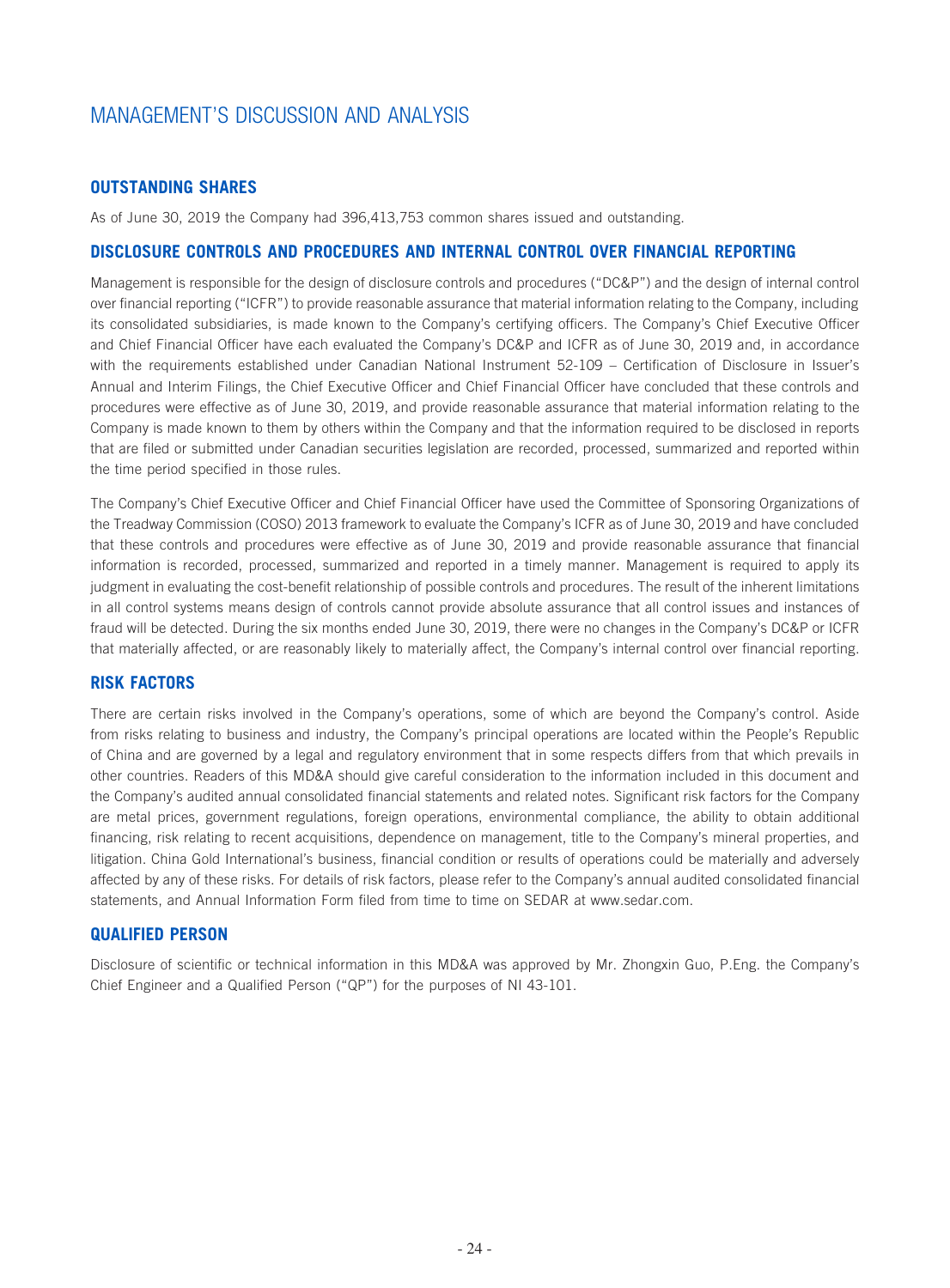## OUTSTANDING SHARES

As of June 30, 2019 the Company had 396,413,753 common shares issued and outstanding.

## DISCLOSURE CONTROLS AND PROCEDURES AND INTERNAL CONTROL OVER FINANCIAL REPORTING

Management is responsible for the design of disclosure controls and procedures ("DC&P") and the design of internal control over financial reporting ("ICFR") to provide reasonable assurance that material information relating to the Company, including its consolidated subsidiaries, is made known to the Company's certifying officers. The Company's Chief Executive Officer and Chief Financial Officer have each evaluated the Company's DC&P and ICFR as of June 30, 2019 and, in accordance with the requirements established under Canadian National Instrument 52-109 – Certification of Disclosure in Issuer's Annual and Interim Filings, the Chief Executive Officer and Chief Financial Officer have concluded that these controls and procedures were effective as of June 30, 2019, and provide reasonable assurance that material information relating to the Company is made known to them by others within the Company and that the information required to be disclosed in reports that are filed or submitted under Canadian securities legislation are recorded, processed, summarized and reported within the time period specified in those rules.

The Company's Chief Executive Officer and Chief Financial Officer have used the Committee of Sponsoring Organizations of the Treadway Commission (COSO) 2013 framework to evaluate the Company's ICFR as of June 30, 2019 and have concluded that these controls and procedures were effective as of June 30, 2019 and provide reasonable assurance that financial information is recorded, processed, summarized and reported in a timely manner. Management is required to apply its judgment in evaluating the cost-benefit relationship of possible controls and procedures. The result of the inherent limitations in all control systems means design of controls cannot provide absolute assurance that all control issues and instances of fraud will be detected. During the six months ended June 30, 2019, there were no changes in the Company's DC&P or ICFR that materially affected, or are reasonably likely to materially affect, the Company's internal control over financial reporting.

## RISK FACTORS

There are certain risks involved in the Company's operations, some of which are beyond the Company's control. Aside from risks relating to business and industry, the Company's principal operations are located within the People's Republic of China and are governed by a legal and regulatory environment that in some respects differs from that which prevails in other countries. Readers of this MD&A should give careful consideration to the information included in this document and the Company's audited annual consolidated financial statements and related notes. Significant risk factors for the Company are metal prices, government regulations, foreign operations, environmental compliance, the ability to obtain additional financing, risk relating to recent acquisitions, dependence on management, title to the Company's mineral properties, and litigation. China Gold International's business, financial condition or results of operations could be materially and adversely affected by any of these risks. For details of risk factors, please refer to the Company's annual audited consolidated financial statements, and Annual Information Form filed from time to time on SEDAR at www.sedar.com.

## QUALIFIED PERSON

Disclosure of scientific or technical information in this MD&A was approved by Mr. Zhongxin Guo, P.Eng. the Company's Chief Engineer and a Qualified Person ("QP") for the purposes of NI 43-101.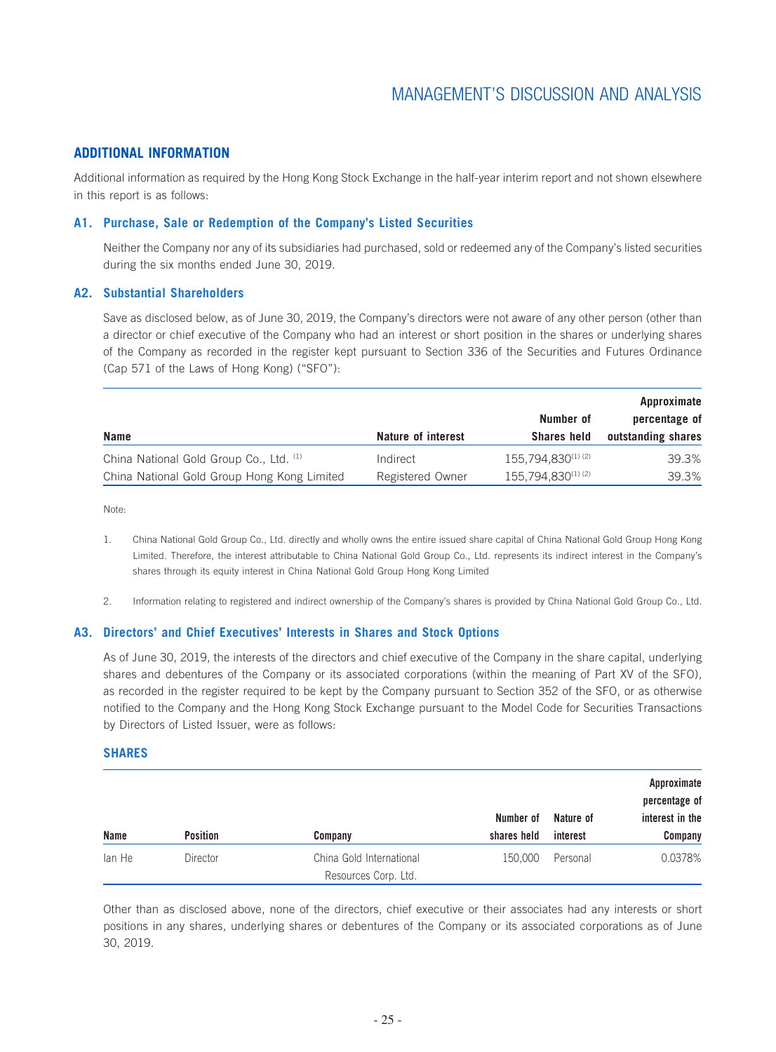## ADDITIONAL INFORMATION

Additional information as required by the Hong Kong Stock Exchange in the half-year interim report and not shown elsewhere in this report is as follows:

### A1. Purchase, Sale or Redemption of the Company's Listed Securities

Neither the Company nor any of its subsidiaries had purchased, sold or redeemed any of the Company's listed securities during the six months ended June 30, 2019.

### A2. Substantial Shareholders

Save as disclosed below, as of June 30, 2019, the Company's directors were not aware of any other person (other than a director or chief executive of the Company who had an interest or short position in the shares or underlying shares of the Company as recorded in the register kept pursuant to Section 336 of the Securities and Futures Ordinance (Cap 571 of the Laws of Hong Kong) ("SFO"):

| Name | Nature of interest | Number of Shares held | Approximate percentage of outstanding shares |
|---|---|---|---|
| China National Gold Group Co., Ltd. [1] | Indirect | 155,794,830[1][2] | 39.3% |
| China National Gold Group Hong Kong Limited | Registered Owner | 155,794,830[1][2] | 39.3% |

Note:

1. China National Gold Group Co., Ltd. directly and wholly owns the entire issued share capital of China National Gold Group Hong Kong Limited. Therefore, the interest attributable to China National Gold Group Co., Ltd. represents its indirect interest in the Company's shares through its equity interest in China National Gold Group Hong Kong Limited

2. Information relating to registered and indirect ownership of the Company's shares is provided by China National Gold Group Co., Ltd.

### A3. Directors' and Chief Executives' Interests in Shares and Stock Options

As of June 30, 2019, the interests of the directors and chief executive of the Company in the share capital, underlying shares and debentures of the Company or its associated corporations (within the meaning of Part XV of the SFO), as recorded in the register required to be kept by the Company pursuant to Section 352 of the SFO, or as otherwise notified to the Company and the Hong Kong Stock Exchange pursuant to the Model Code for Securities Transactions by Directors of Listed Issuer, were as follows:

#### SHARES

| Name | Position | Company | Number of shares held | Nature of interest | Approximate percentage of interest in the Company |
|---|---|---|---|---|---|
| Ian He | Director | China Gold International Resources Corp. Ltd. | 150,000 | Personal | 0.0378% |

Other than as disclosed above, none of the directors, chief executive or their associates had any interests or short positions in any shares, underlying shares or debentures of the Company or its associated corporations as of June 30, 2019.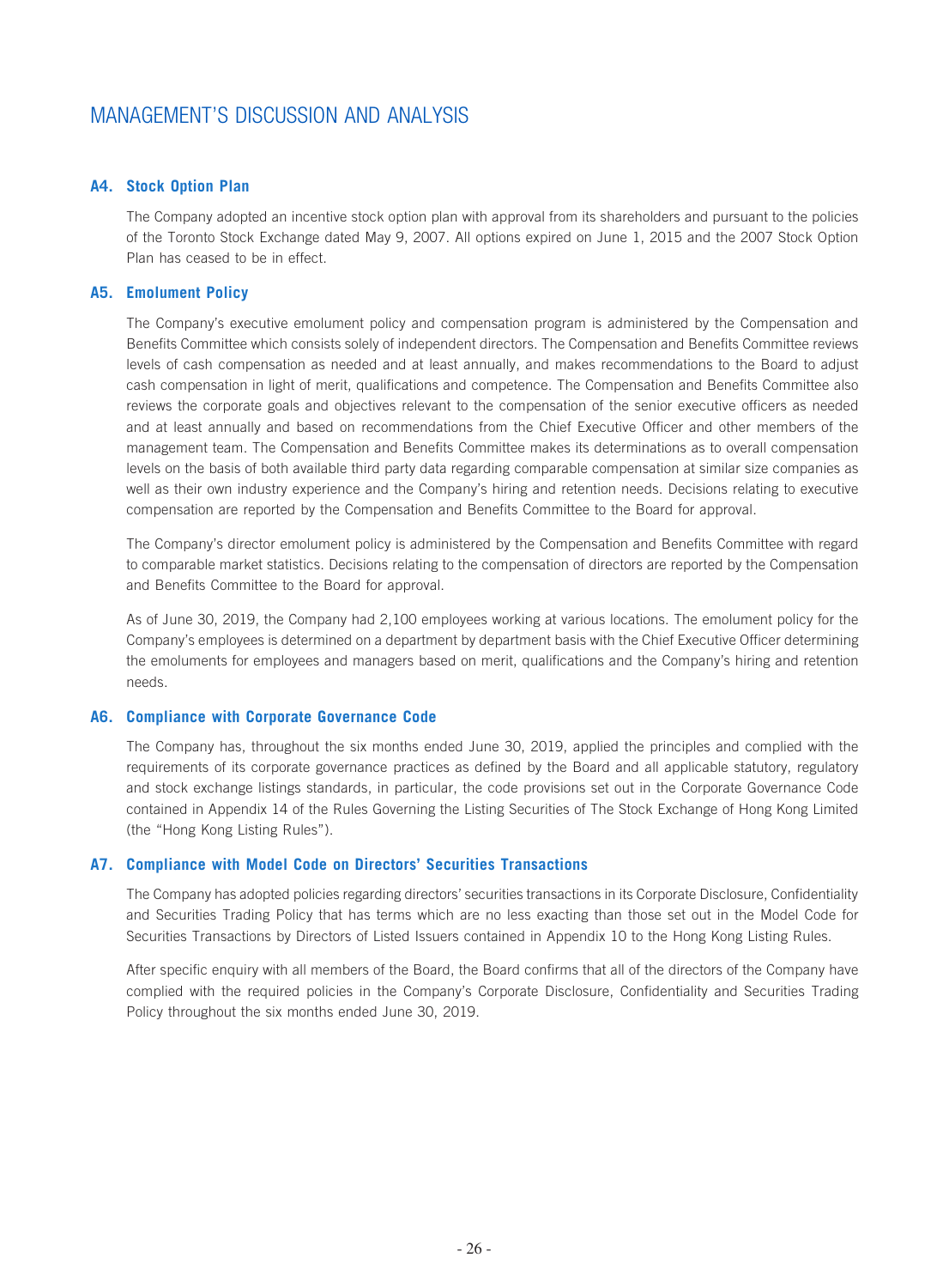# MANAGEMENT'S DISCUSSION AND ANALYSIS

### A4. Stock Option Plan

The Company adopted an incentive stock option plan with approval from its shareholders and pursuant to the policies of the Toronto Stock Exchange dated May 9, 2007. All options expired on June 1, 2015 and the 2007 Stock Option Plan has ceased to be in effect.

### A5. Emolument Policy

The Company's executive emolument policy and compensation program is administered by the Compensation and Benefits Committee which consists solely of independent directors. The Compensation and Benefits Committee reviews levels of cash compensation as needed and at least annually, and makes recommendations to the Board to adjust cash compensation in light of merit, qualifications and competence. The Compensation and Benefits Committee also reviews the corporate goals and objectives relevant to the compensation of the senior executive officers as needed and at least annually and based on recommendations from the Chief Executive Officer and other members of the management team. The Compensation and Benefits Committee makes its determinations as to overall compensation levels on the basis of both available third party data regarding comparable compensation at similar size companies as well as their own industry experience and the Company's hiring and retention needs. Decisions relating to executive compensation are reported by the Compensation and Benefits Committee to the Board for approval.

The Company's director emolument policy is administered by the Compensation and Benefits Committee with regard to comparable market statistics. Decisions relating to the compensation of directors are reported by the Compensation and Benefits Committee to the Board for approval.

As of June 30, 2019, the Company had 2,100 employees working at various locations. The emolument policy for the Company's employees is determined on a department by department basis with the Chief Executive Officer determining the emoluments for employees and managers based on merit, qualifications and the Company's hiring and retention needs.

### A6. Compliance with Corporate Governance Code

The Company has, throughout the six months ended June 30, 2019, applied the principles and complied with the requirements of its corporate governance practices as defined by the Board and all applicable statutory, regulatory and stock exchange listings standards, in particular, the code provisions set out in the Corporate Governance Code contained in Appendix 14 of the Rules Governing the Listing Securities of The Stock Exchange of Hong Kong Limited (the "Hong Kong Listing Rules").

### A7. Compliance with Model Code on Directors' Securities Transactions

The Company has adopted policies regarding directors' securities transactions in its Corporate Disclosure, Confidentiality and Securities Trading Policy that has terms which are no less exacting than those set out in the Model Code for Securities Transactions by Directors of Listed Issuers contained in Appendix 10 to the Hong Kong Listing Rules.

After specific enquiry with all members of the Board, the Board confirms that all of the directors of the Company have complied with the required policies in the Company's Corporate Disclosure, Confidentiality and Securities Trading Policy throughout the six months ended June 30, 2019.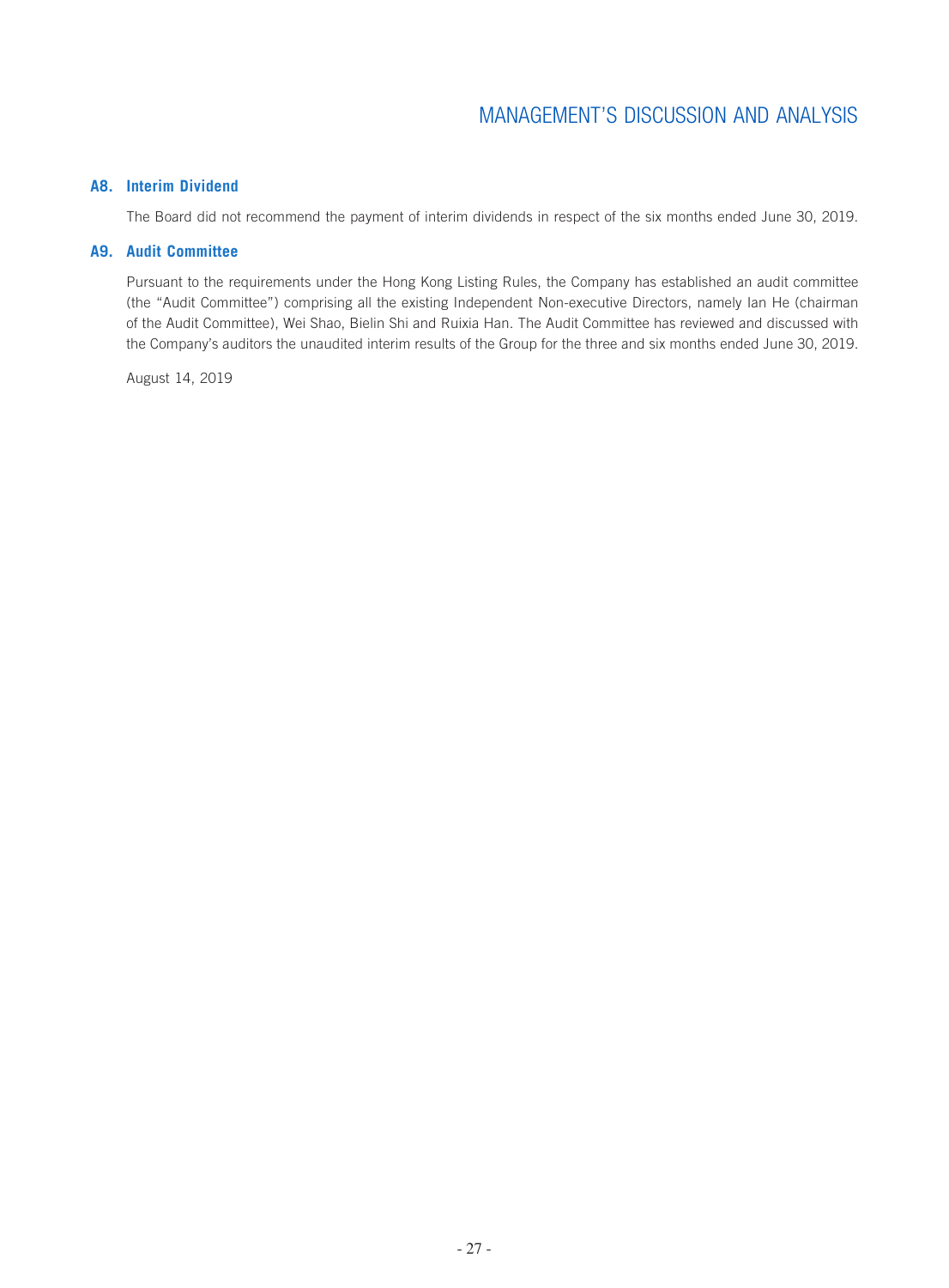### A8. Interim Dividend

The Board did not recommend the payment of interim dividends in respect of the six months ended June 30, 2019.

### A9. Audit Committee

Pursuant to the requirements under the Hong Kong Listing Rules, the Company has established an audit committee (the "Audit Committee") comprising all the existing Independent Non-executive Directors, namely Ian He (chairman of the Audit Committee), Wei Shao, Bielin Shi and Ruixia Han. The Audit Committee has reviewed and discussed with the Company's auditors the unaudited interim results of the Group for the three and six months ended June 30, 2019.

August 14, 2019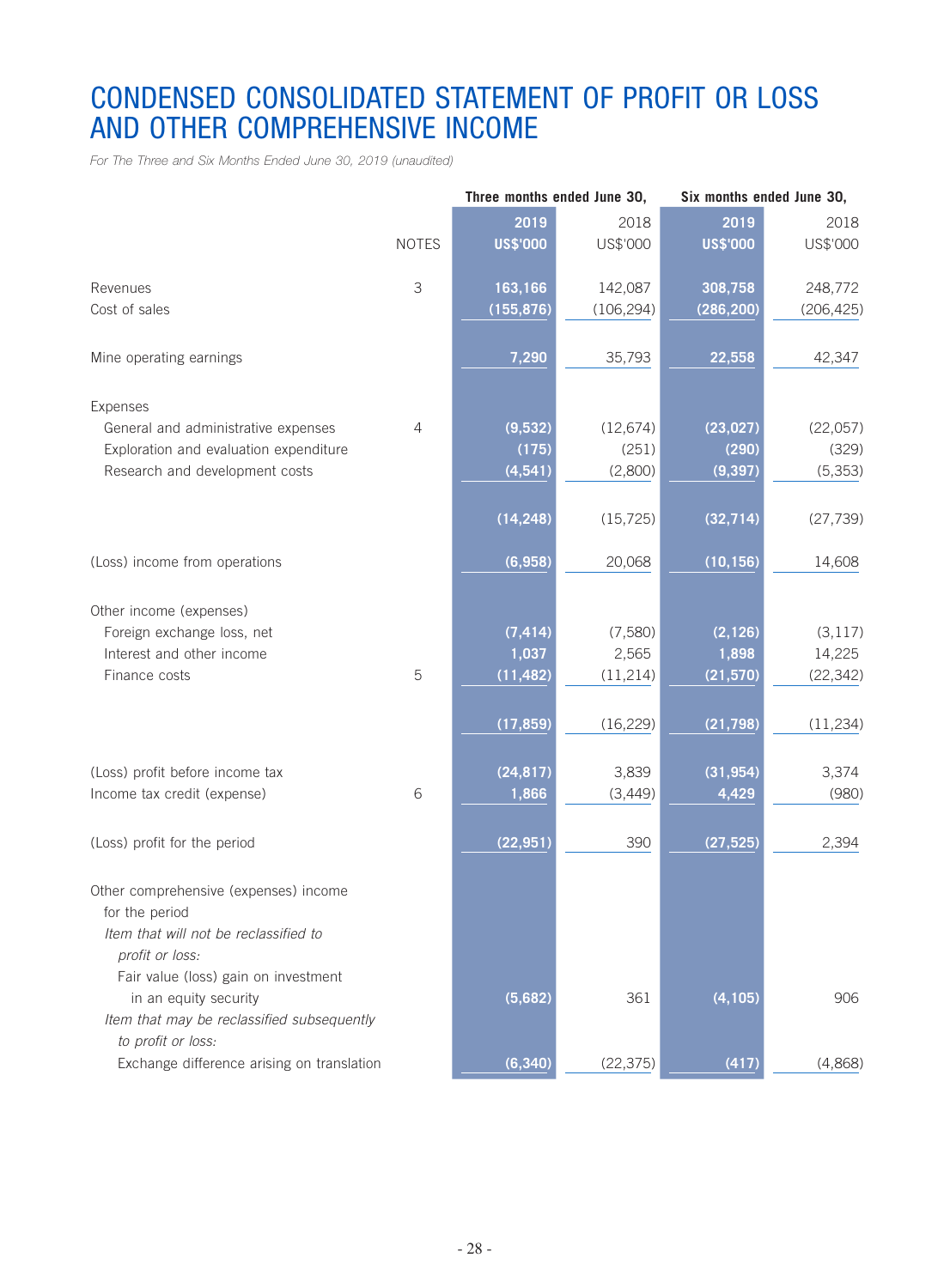# CONDENSED CONSOLIDATED STATEMENT OF PROFIT OR LOSS AND OTHER COMPREHENSIVE INCOME

*For The Three and Six Months Ended June 30, 2019 (unaudited)*

| | NOTES | Three months ended June 30, 2019 US$'000 | Three months ended June 30, 2018 US$'000 | Six months ended June 30, 2019 US$'000 | Six months ended June 30, 2018 US$'000 |
|---|---|---|---|---|---|
| Revenues | 3 | **163,166** | 142,087 | **308,758** | 248,772 |
| Cost of sales | | **(155,876)** | (106,294) | **(286,200)** | (206,425) |
| Mine operating earnings | | **7,290** | 35,793 | **22,558** | 42,347 |
| Expenses | | | | | |
| General and administrative expenses | 4 | **(9,532)** | (12,674) | **(23,027)** | (22,057) |
| Exploration and evaluation expenditure | | **(175)** | (251) | **(290)** | (329) |
| Research and development costs | | **(4,541)** | (2,800) | **(9,397)** | (5,353) |
| | | **(14,248)** | (15,725) | **(32,714)** | (27,739) |
| (Loss) income from operations | | **(6,958)** | 20,068 | **(10,156)** | 14,608 |
| Other income (expenses) | | | | | |
| Foreign exchange loss, net | | **(7,414)** | (7,580) | **(2,126)** | (3,117) |
| Interest and other income | | **1,037** | 2,565 | **1,898** | 14,225 |
| Finance costs | 5 | **(11,482)** | (11,214) | **(21,570)** | (22,342) |
| | | **(17,859)** | (16,229) | **(21,798)** | (11,234) |
| (Loss) profit before income tax | | **(24,817)** | 3,839 | **(31,954)** | 3,374 |
| Income tax credit (expense) | 6 | **1,866** | (3,449) | **4,429** | (980) |
| (Loss) profit for the period | | **(22,951)** | 390 | **(27,525)** | 2,394 |
| Other comprehensive (expenses) income for the period | | | | | |
| *Item that will not be reclassified to profit or loss:* | | | | | |
| Fair value (loss) gain on investment in an equity security | | **(5,682)** | 361 | **(4,105)** | 906 |
| *Item that may be reclassified subsequently to profit or loss:* | | | | | |
| Exchange difference arising on translation | | **(6,340)** | (22,375) | **(417)** | (4,868) |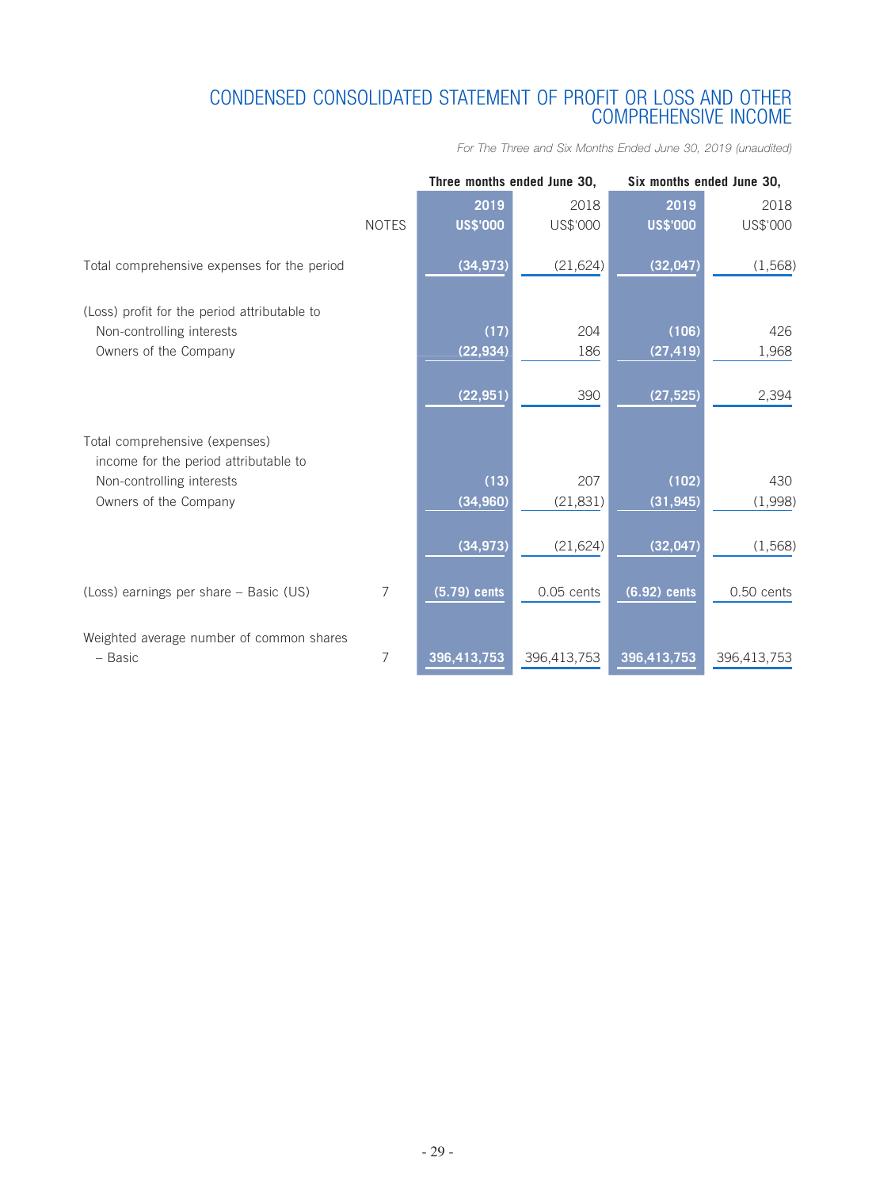# CONDENSED CONSOLIDATED STATEMENT OF PROFIT OR LOSS AND OTHER COMPREHENSIVE INCOME

*For The Three and Six Months Ended June 30, 2019 (unaudited)*

| | | Three months ended June 30, | | Six months ended June 30, | |
|---|---|---|---|---|---|
| | NOTES | **2019 US$'000** | 2018 US$'000 | **2019 US$'000** | 2018 US$'000 |
| Total comprehensive expenses for the period | | **(34,973)** | (21,624) | **(32,047)** | (1,568) |
| (Loss) profit for the period attributable to | | | | | |
| Non-controlling interests | | **(17)** | 204 | **(106)** | 426 |
| Owners of the Company | | **(22,934)** | 186 | **(27,419)** | 1,968 |
| | | **(22,951)** | 390 | **(27,525)** | 2,394 |
| Total comprehensive (expenses) income for the period attributable to | | | | | |
| Non-controlling interests | | **(13)** | 207 | **(102)** | 430 |
| Owners of the Company | | **(34,960)** | (21,831) | **(31,945)** | (1,998) |
| | | **(34,973)** | (21,624) | **(32,047)** | (1,568) |
| (Loss) earnings per share – Basic (US) | 7 | **(5.79) cents** | 0.05 cents | **(6.92) cents** | 0.50 cents |
| Weighted average number of common shares – Basic | 7 | **396,413,753** | 396,413,753 | **396,413,753** | 396,413,753 |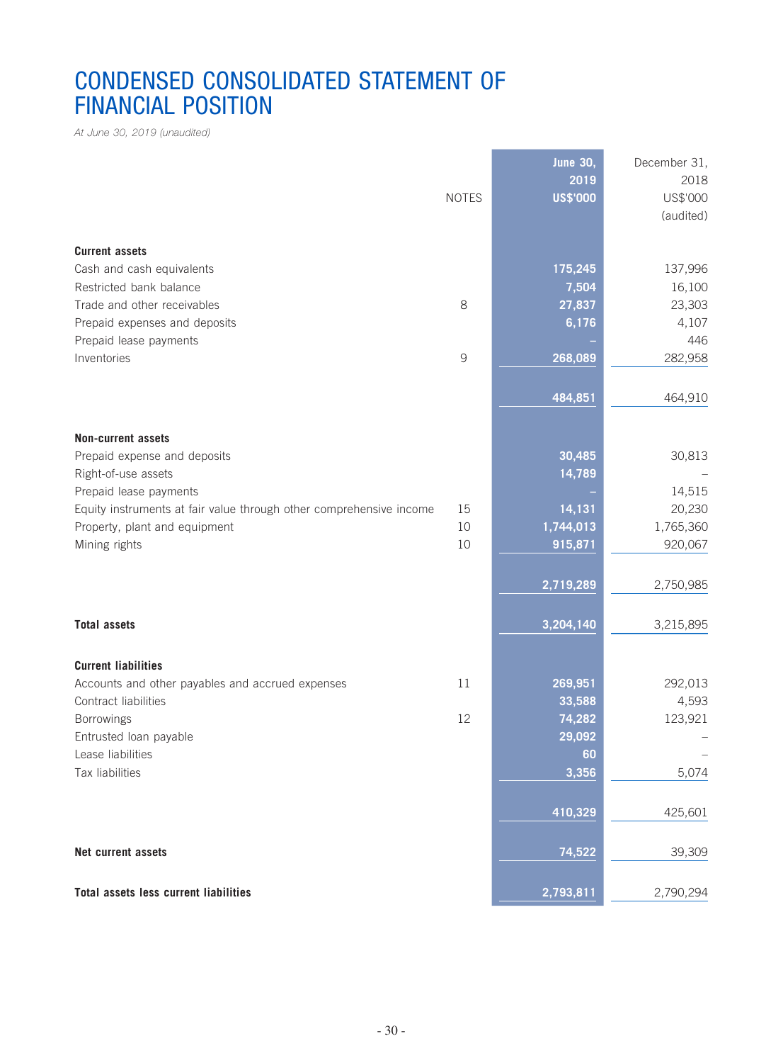# CONDENSED CONSOLIDATED STATEMENT OF FINANCIAL POSITION

*At June 30, 2019 (unaudited)*

| | NOTES | June 30, 2019 US$'000 | December 31, 2018 US$'000 (audited) |
|---|---|---|---|
| **Current assets** | | | |
| Cash and cash equivalents | | 175,245 | 137,996 |
| Restricted bank balance | | 7,504 | 16,100 |
| Trade and other receivables | 8 | 27,837 | 23,303 |
| Prepaid expenses and deposits | | 6,176 | 4,107 |
| Prepaid lease payments | | – | 446 |
| Inventories | 9 | 268,089 | 282,958 |
| | | 484,851 | 464,910 |
| **Non-current assets** | | | |
| Prepaid expense and deposits | | 30,485 | 30,813 |
| Right-of-use assets | | 14,789 | – |
| Prepaid lease payments | | – | 14,515 |
| Equity instruments at fair value through other comprehensive income | 15 | 14,131 | 20,230 |
| Property, plant and equipment | 10 | 1,744,013 | 1,765,360 |
| Mining rights | 10 | 915,871 | 920,067 |
| | | 2,719,289 | 2,750,985 |
| **Total assets** | | 3,204,140 | 3,215,895 |
| **Current liabilities** | | | |
| Accounts and other payables and accrued expenses | 11 | 269,951 | 292,013 |
| Contract liabilities | | 33,588 | 4,593 |
| Borrowings | 12 | 74,282 | 123,921 |
| Entrusted loan payable | | 29,092 | – |
| Lease liabilities | | 60 | – |
| Tax liabilities | | 3,356 | 5,074 |
| | | 410,329 | 425,601 |
| **Net current assets** | | 74,522 | 39,309 |
| **Total assets less current liabilities** | | 2,793,811 | 2,790,294 |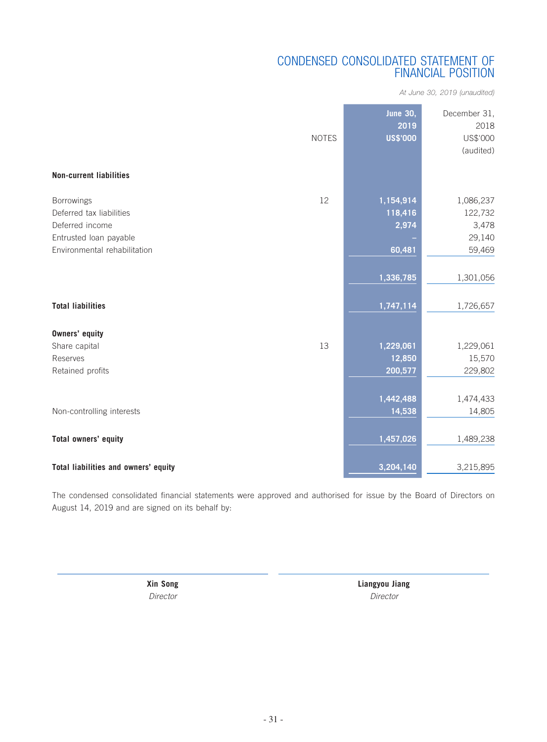# CONDENSED CONSOLIDATED STATEMENT OF FINANCIAL POSITION

*At June 30, 2019 (unaudited)*

| | NOTES | June 30, 2019 US$'000 | December 31, 2018 US$'000 (audited) |
|---|---|---|---|
| **Non-current liabilities** | | | |
| Borrowings | 12 | 1,154,914 | 1,086,237 |
| Deferred tax liabilities | | 118,416 | 122,732 |
| Deferred income | | 2,974 | 3,478 |
| Entrusted loan payable | | – | 29,140 |
| Environmental rehabilitation | | 60,481 | 59,469 |
| | | 1,336,785 | 1,301,056 |
| **Total liabilities** | | 1,747,114 | 1,726,657 |
| **Owners' equity** | | | |
| Share capital | 13 | 1,229,061 | 1,229,061 |
| Reserves | | 12,850 | 15,570 |
| Retained profits | | 200,577 | 229,802 |
| | | 1,442,488 | 1,474,433 |
| Non-controlling interests | | 14,538 | 14,805 |
| **Total owners' equity** | | 1,457,026 | 1,489,238 |
| **Total liabilities and owners' equity** | | 3,204,140 | 3,215,895 |

The condensed consolidated financial statements were approved and authorised for issue by the Board of Directors on August 14, 2019 and are signed on its behalf by:

**Xin Song**
*Director*

**Liangyou Jiang**
*Director*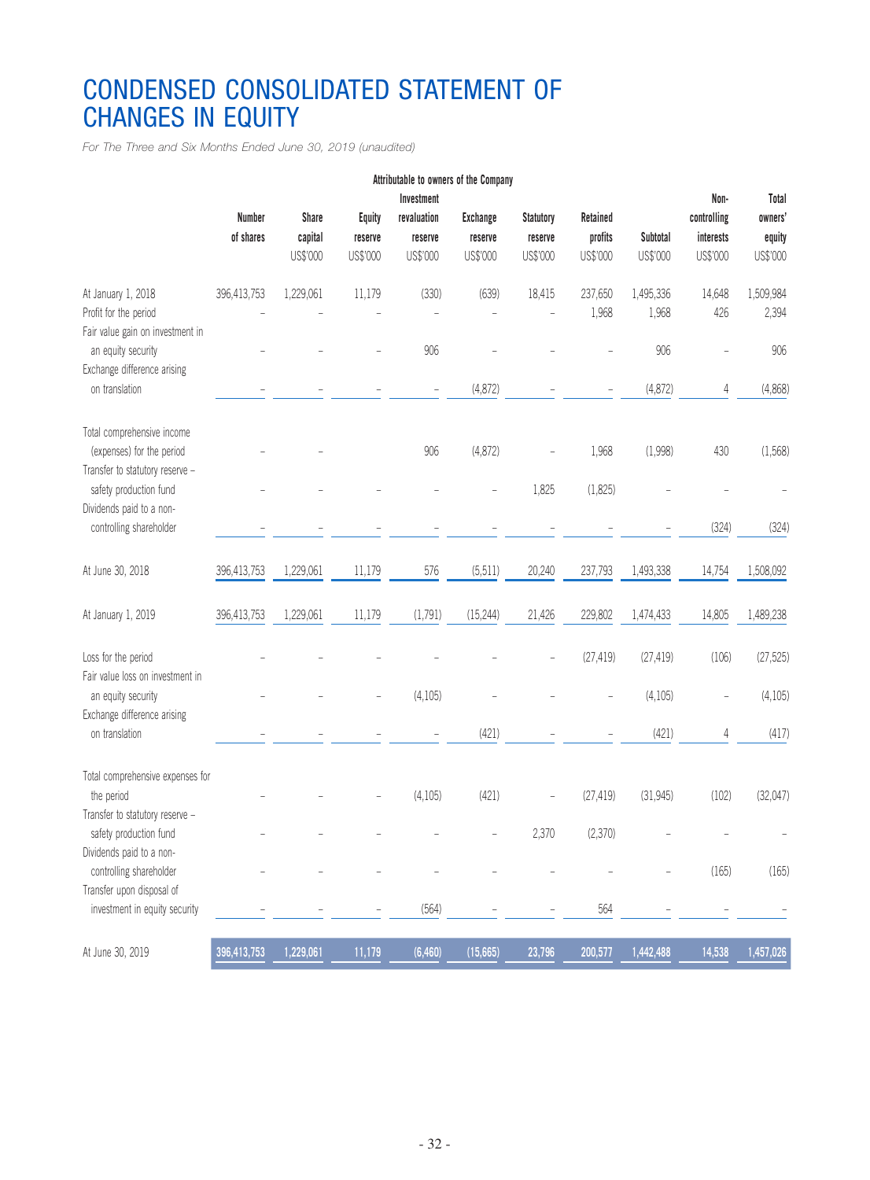# CONDENSED CONSOLIDATED STATEMENT OF CHANGES IN EQUITY

*For The Three and Six Months Ended June 30, 2019 (unaudited)*

| | Attributable to owners of the Company | | | | | | | | | |
|---|---|---|---|---|---|---|---|---|---|---|
| | Number of shares | Share capital US$'000 | Equity reserve US$'000 | Investment revaluation reserve US$'000 | Exchange reserve US$'000 | Statutory reserve US$'000 | Retained profits US$'000 | Subtotal US$'000 | Non-controlling interests US$'000 | Total owners' equity US$'000 |
| At January 1, 2018 | 396,413,753 | 1,229,061 | 11,179 | (330) | (639) | 18,415 | 237,650 | 1,495,336 | 14,648 | 1,509,984 |
| Profit for the period | – | – | – | – | – | – | 1,968 | 1,968 | 426 | 2,394 |
| Fair value gain on investment in an equity security | – | – | – | 906 | – | – | – | 906 | – | 906 |
| Exchange difference arising on translation | – | – | – | – | (4,872) | – | – | (4,872) | 4 | (4,868) |
| Total comprehensive income (expenses) for the period | – | – | – | 906 | (4,872) | – | 1,968 | (1,998) | 430 | (1,568) |
| Transfer to statutory reserve – safety production fund | – | – | – | – | – | 1,825 | (1,825) | – | – | – |
| Dividends paid to a non-controlling shareholder | – | – | – | – | – | – | – | – | (324) | (324) |
| At June 30, 2018 | 396,413,753 | 1,229,061 | 11,179 | 576 | (5,511) | 20,240 | 237,793 | 1,493,338 | 14,754 | 1,508,092 |
| At January 1, 2019 | 396,413,753 | 1,229,061 | 11,179 | (1,791) | (15,244) | 21,426 | 229,802 | 1,474,433 | 14,805 | 1,489,238 |
| Loss for the period | – | – | – | – | – | – | (27,419) | (27,419) | (106) | (27,525) |
| Fair value loss on investment in an equity security | – | – | – | (4,105) | – | – | – | (4,105) | – | (4,105) |
| Exchange difference arising on translation | – | – | – | – | (421) | – | – | (421) | 4 | (417) |
| Total comprehensive expenses for the period | – | – | – | (4,105) | (421) | – | (27,419) | (31,945) | (102) | (32,047) |
| Transfer to statutory reserve – safety production fund | – | – | – | – | – | 2,370 | (2,370) | – | – | – |
| Dividends paid to a non-controlling shareholder | – | – | – | – | – | – | – | – | (165) | (165) |
| Transfer upon disposal of investment in equity security | – | – | – | (564) | – | – | 564 | – | – | – |
| At June 30, 2019 | 396,413,753 | 1,229,061 | 11,179 | (6,460) | (15,665) | 23,796 | 200,577 | 1,442,488 | 14,538 | 1,457,026 |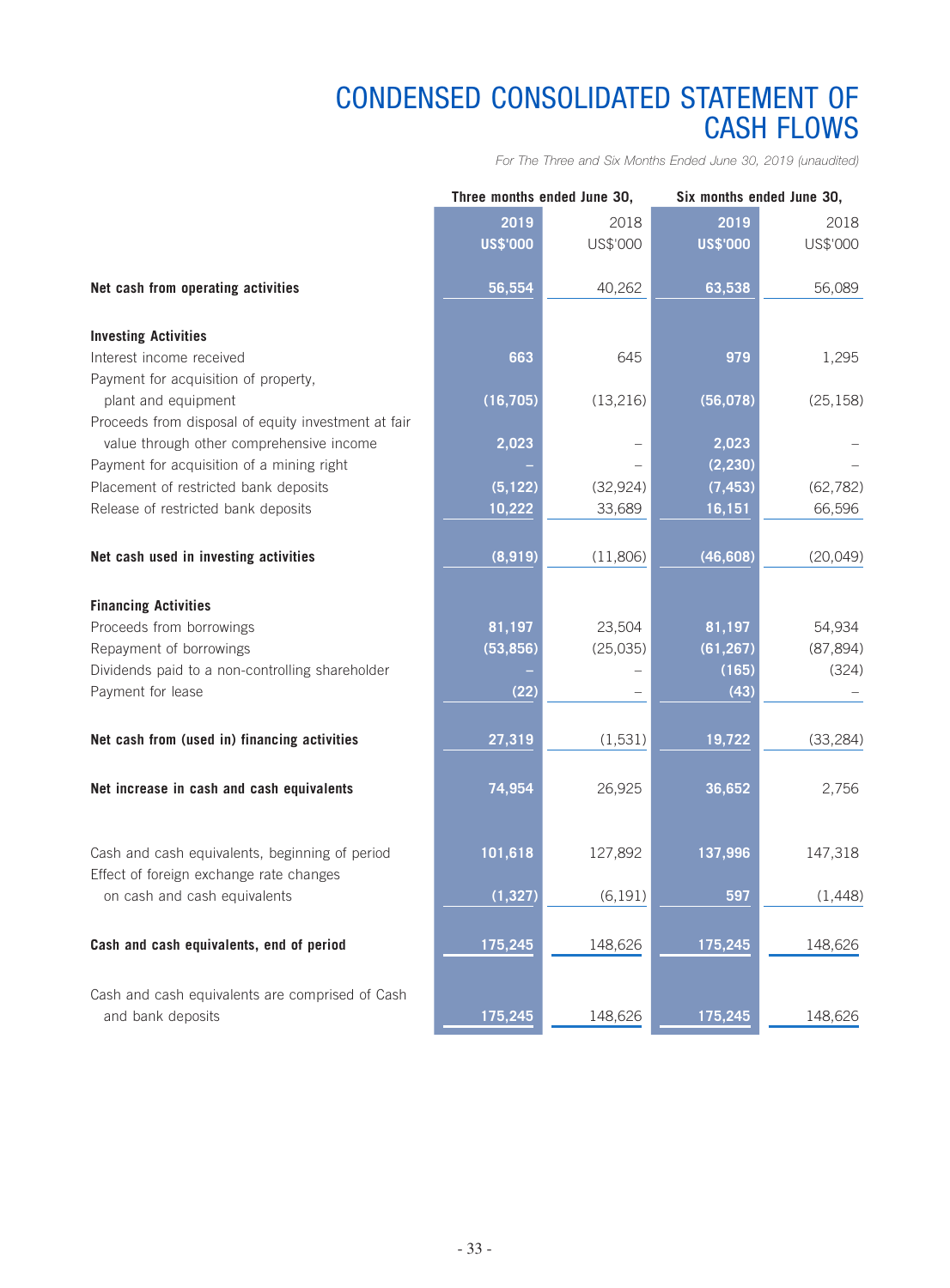# CONDENSED CONSOLIDATED STATEMENT OF CASH FLOWS

*For The Three and Six Months Ended June 30, 2019 (unaudited)*

| | Three months ended June 30, | | Six months ended June 30, | |
|---|---|---|---|---|
| | **2019** | 2018 | **2019** | 2018 |
| | **US$'000** | US$'000 | **US$'000** | US$'000 |
| **Net cash from operating activities** | **56,554** | 40,262 | **63,538** | 56,089 |
| **Investing Activities** | | | | |
| Interest income received | **663** | 645 | **979** | 1,295 |
| Payment for acquisition of property, plant and equipment | **(16,705)** | (13,216) | **(56,078)** | (25,158) |
| Proceeds from disposal of equity investment at fair value through other comprehensive income | **2,023** | – | **2,023** | – |
| Payment for acquisition of a mining right | **–** | – | **(2,230)** | – |
| Placement of restricted bank deposits | **(5,122)** | (32,924) | **(7,453)** | (62,782) |
| Release of restricted bank deposits | **10,222** | 33,689 | **16,151** | 66,596 |
| **Net cash used in investing activities** | **(8,919)** | (11,806) | **(46,608)** | (20,049) |
| **Financing Activities** | | | | |
| Proceeds from borrowings | **81,197** | 23,504 | **81,197** | 54,934 |
| Repayment of borrowings | **(53,856)** | (25,035) | **(61,267)** | (87,894) |
| Dividends paid to a non-controlling shareholder | **–** | – | **(165)** | (324) |
| Payment for lease | **(22)** | – | **(43)** | – |
| **Net cash from (used in) financing activities** | **27,319** | (1,531) | **19,722** | (33,284) |
| **Net increase in cash and cash equivalents** | **74,954** | 26,925 | **36,652** | 2,756 |
| Cash and cash equivalents, beginning of period | **101,618** | 127,892 | **137,996** | 147,318 |
| Effect of foreign exchange rate changes on cash and cash equivalents | **(1,327)** | (6,191) | **597** | (1,448) |
| **Cash and cash equivalents, end of period** | **175,245** | 148,626 | **175,245** | 148,626 |
| Cash and cash equivalents are comprised of Cash and bank deposits | **175,245** | 148,626 | **175,245** | 148,626 |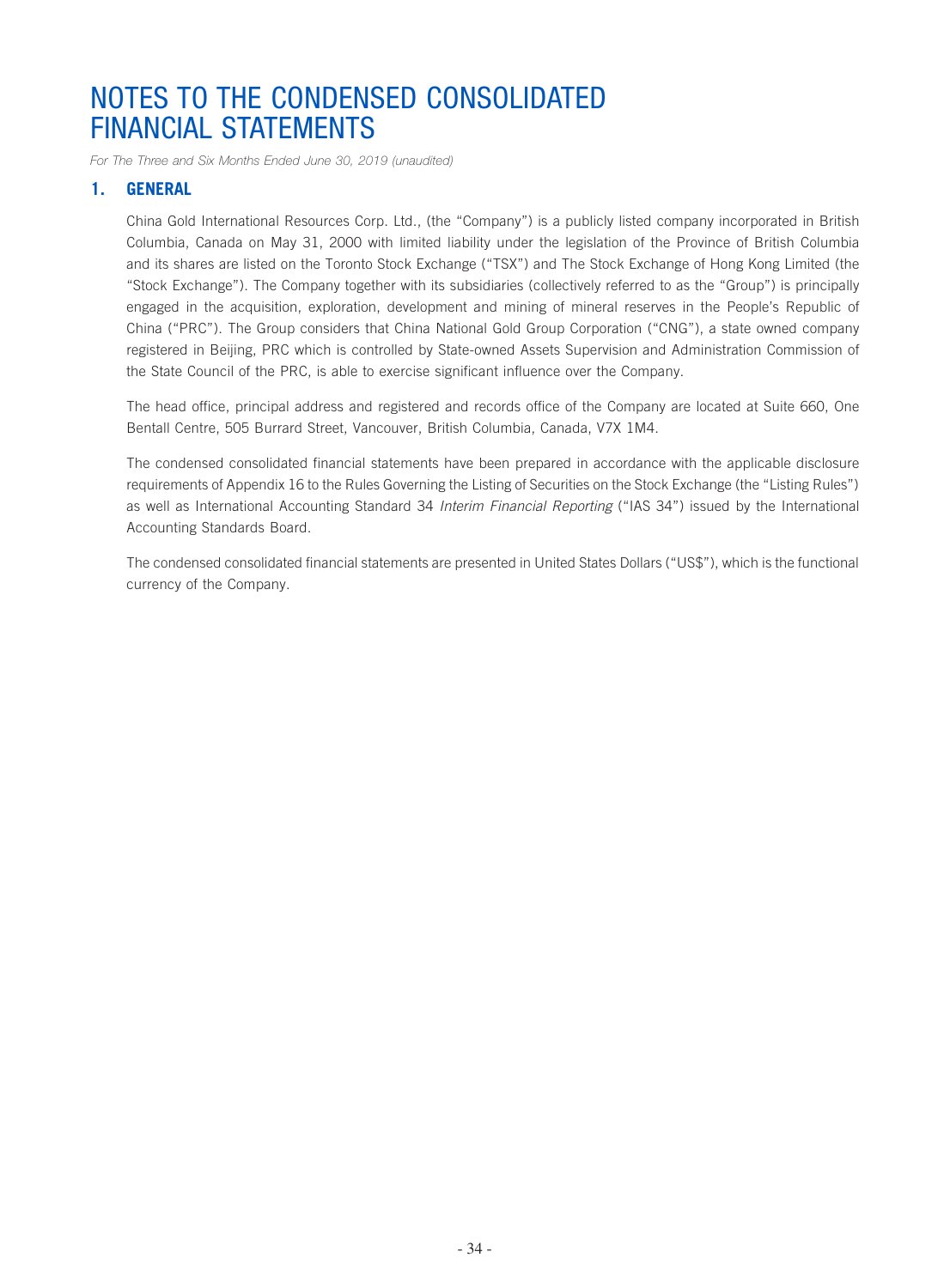# NOTES TO THE CONDENSED CONSOLIDATED FINANCIAL STATEMENTS

*For The Three and Six Months Ended June 30, 2019 (unaudited)*

## 1. GENERAL

China Gold International Resources Corp. Ltd., (the "Company") is a publicly listed company incorporated in British Columbia, Canada on May 31, 2000 with limited liability under the legislation of the Province of British Columbia and its shares are listed on the Toronto Stock Exchange ("TSX") and The Stock Exchange of Hong Kong Limited (the "Stock Exchange"). The Company together with its subsidiaries (collectively referred to as the "Group") is principally engaged in the acquisition, exploration, development and mining of mineral reserves in the People's Republic of China ("PRC"). The Group considers that China National Gold Group Corporation ("CNG"), a state owned company registered in Beijing, PRC which is controlled by State-owned Assets Supervision and Administration Commission of the State Council of the PRC, is able to exercise significant influence over the Company.

The head office, principal address and registered and records office of the Company are located at Suite 660, One Bentall Centre, 505 Burrard Street, Vancouver, British Columbia, Canada, V7X 1M4.

The condensed consolidated financial statements have been prepared in accordance with the applicable disclosure requirements of Appendix 16 to the Rules Governing the Listing of Securities on the Stock Exchange (the "Listing Rules") as well as International Accounting Standard 34 *Interim Financial Reporting* ("IAS 34") issued by the International Accounting Standards Board.

The condensed consolidated financial statements are presented in United States Dollars ("US$"), which is the functional currency of the Company.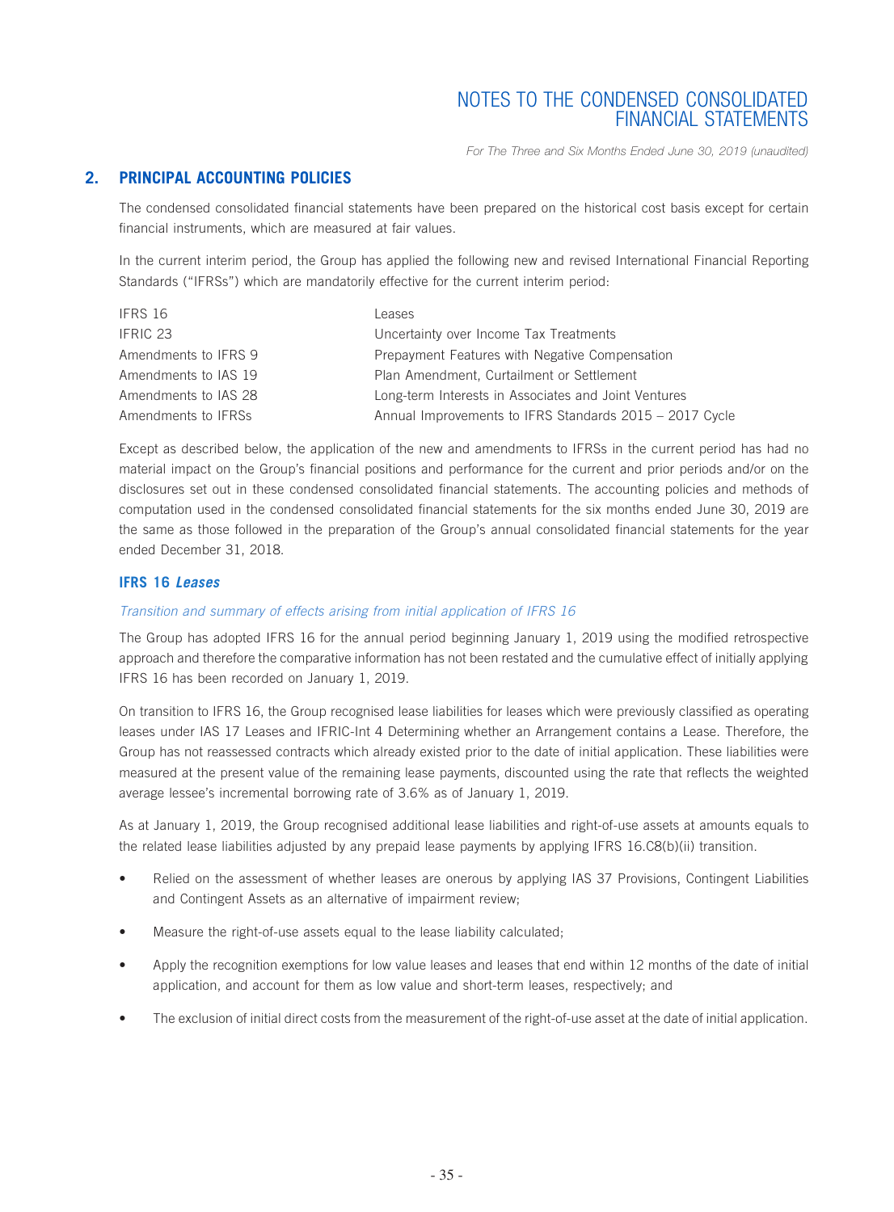## 2. PRINCIPAL ACCOUNTING POLICIES

The condensed consolidated financial statements have been prepared on the historical cost basis except for certain financial instruments, which are measured at fair values.

In the current interim period, the Group has applied the following new and revised International Financial Reporting Standards ("IFRSs") which are mandatorily effective for the current interim period:

| | |
|---|---|
| IFRS 16 | Leases |
| IFRIC 23 | Uncertainty over Income Tax Treatments |
| Amendments to IFRS 9 | Prepayment Features with Negative Compensation |
| Amendments to IAS 19 | Plan Amendment, Curtailment or Settlement |
| Amendments to IAS 28 | Long-term Interests in Associates and Joint Ventures |
| Amendments to IFRSs | Annual Improvements to IFRS Standards 2015 – 2017 Cycle |

Except as described below, the application of the new and amendments to IFRSs in the current period has had no material impact on the Group's financial positions and performance for the current and prior periods and/or on the disclosures set out in these condensed consolidated financial statements. The accounting policies and methods of computation used in the condensed consolidated financial statements for the six months ended June 30, 2019 are the same as those followed in the preparation of the Group's annual consolidated financial statements for the year ended December 31, 2018.

### IFRS 16 *Leases*

*Transition and summary of effects arising from initial application of IFRS 16*

The Group has adopted IFRS 16 for the annual period beginning January 1, 2019 using the modified retrospective approach and therefore the comparative information has not been restated and the cumulative effect of initially applying IFRS 16 has been recorded on January 1, 2019.

On transition to IFRS 16, the Group recognised lease liabilities for leases which were previously classified as operating leases under IAS 17 Leases and IFRIC-Int 4 Determining whether an Arrangement contains a Lease. Therefore, the Group has not reassessed contracts which already existed prior to the date of initial application. These liabilities were measured at the present value of the remaining lease payments, discounted using the rate that reflects the weighted average lessee's incremental borrowing rate of 3.6% as of January 1, 2019.

As at January 1, 2019, the Group recognised additional lease liabilities and right-of-use assets at amounts equals to the related lease liabilities adjusted by any prepaid lease payments by applying IFRS 16.C8(b)(ii) transition.

- Relied on the assessment of whether leases are onerous by applying IAS 37 Provisions, Contingent Liabilities and Contingent Assets as an alternative of impairment review;
- Measure the right-of-use assets equal to the lease liability calculated;
- Apply the recognition exemptions for low value leases and leases that end within 12 months of the date of initial application, and account for them as low value and short-term leases, respectively; and
- The exclusion of initial direct costs from the measurement of the right-of-use asset at the date of initial application.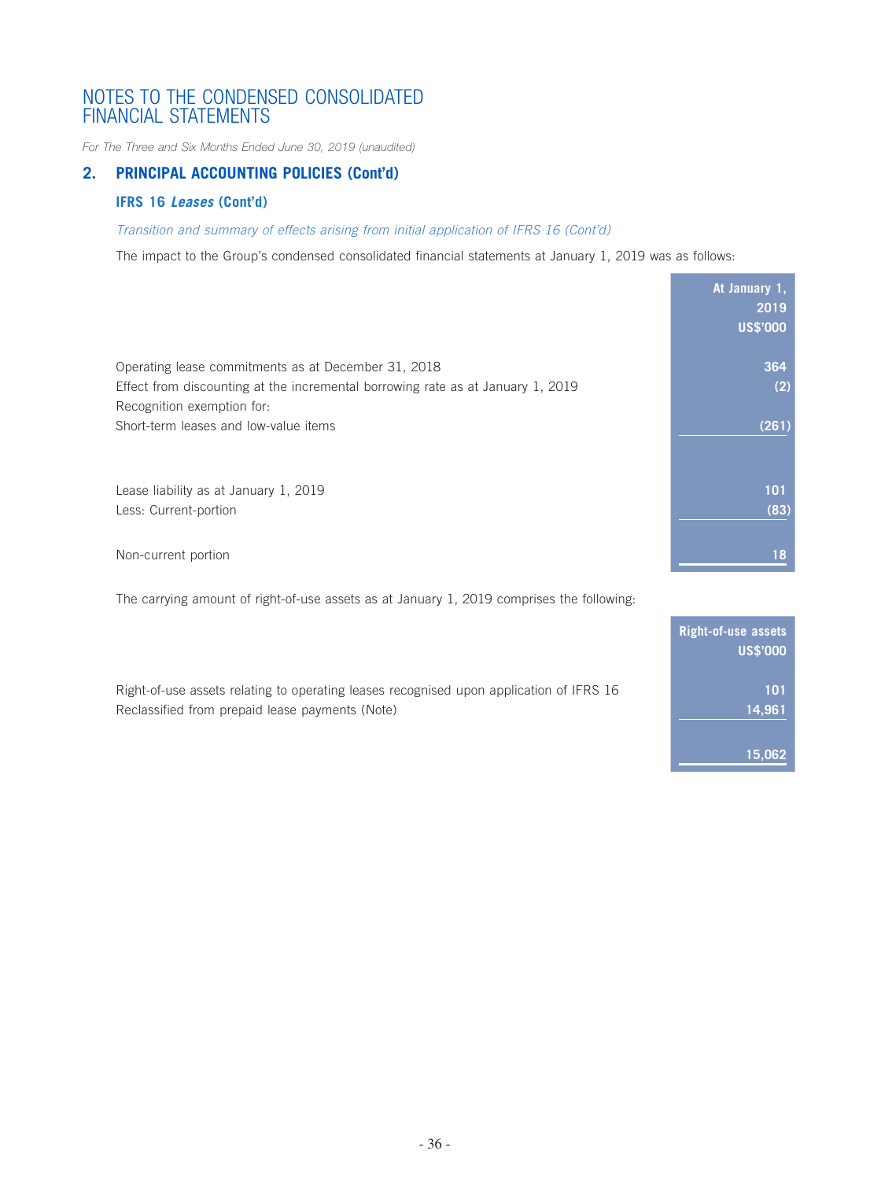# NOTES TO THE CONDENSED CONSOLIDATED FINANCIAL STATEMENTS

*For The Three and Six Months Ended June 30, 2019 (unaudited)*

## 2. PRINCIPAL ACCOUNTING POLICIES (Cont'd)

### IFRS 16 *Leases* (Cont'd)

*Transition and summary of effects arising from initial application of IFRS 16 (Cont'd)*

The impact to the Group's condensed consolidated financial statements at January 1, 2019 was as follows:

| | At January 1, 2019 US$'000 |
|---|---|
| Operating lease commitments as at December 31, 2018 | 364 |
| Effect from discounting at the incremental borrowing rate as at January 1, 2019 | (2) |
| Recognition exemption for: | |
| Short-term leases and low-value items | (261) |
| Lease liability as at January 1, 2019 | 101 |
| Less: Current-portion | (83) |
| Non-current portion | 18 |

The carrying amount of right-of-use assets as at January 1, 2019 comprises the following:

| | Right-of-use assets US$'000 |
|---|---|
| Right-of-use assets relating to operating leases recognised upon application of IFRS 16 | 101 |
| Reclassified from prepaid lease payments (Note) | 14,961 |
| | 15,062 |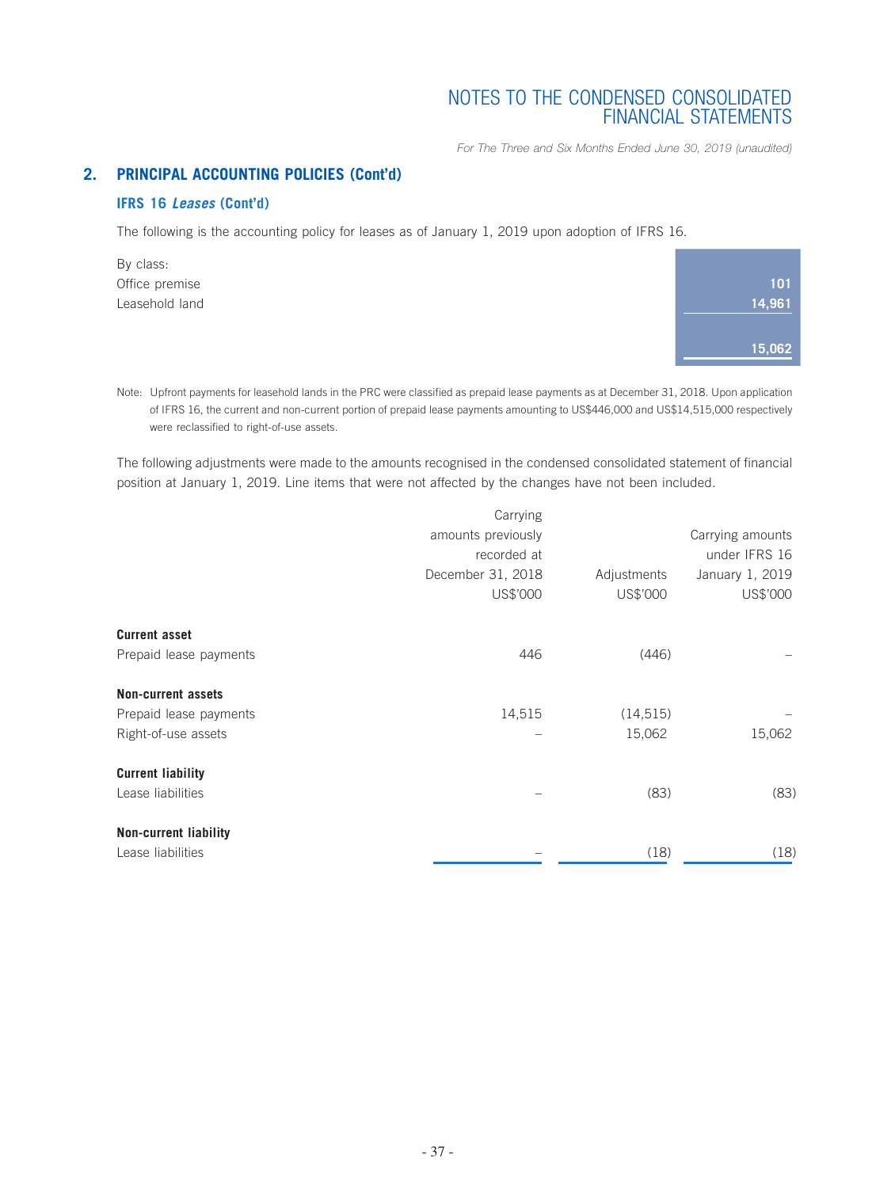## 2. PRINCIPAL ACCOUNTING POLICIES (Cont'd)

### IFRS 16 *Leases* (Cont'd)

The following is the accounting policy for leases as of January 1, 2019 upon adoption of IFRS 16.

| By class: | |
|---|---|
| Office premise | 101 |
| Leasehold land | 14,961 |
| | 15,062 |

Note: Upfront payments for leasehold lands in the PRC were classified as prepaid lease payments as at December 31, 2018. Upon application of IFRS 16, the current and non-current portion of prepaid lease payments amounting to US$446,000 and US$14,515,000 respectively were reclassified to right-of-use assets.

The following adjustments were made to the amounts recognised in the condensed consolidated statement of financial position at January 1, 2019. Line items that were not affected by the changes have not been included.

| | Carrying amounts previously recorded at December 31, 2018 US$'000 | Adjustments US$'000 | Carrying amounts under IFRS 16 January 1, 2019 US$'000 |
|---|---|---|---|
| **Current asset** | | | |
| Prepaid lease payments | 446 | (446) | – |
| **Non-current assets** | | | |
| Prepaid lease payments | 14,515 | (14,515) | – |
| Right-of-use assets | – | 15,062 | 15,062 |
| **Current liability** | | | |
| Lease liabilities | – | (83) | (83) |
| **Non-current liability** | | | |
| Lease liabilities | – | (18) | (18) |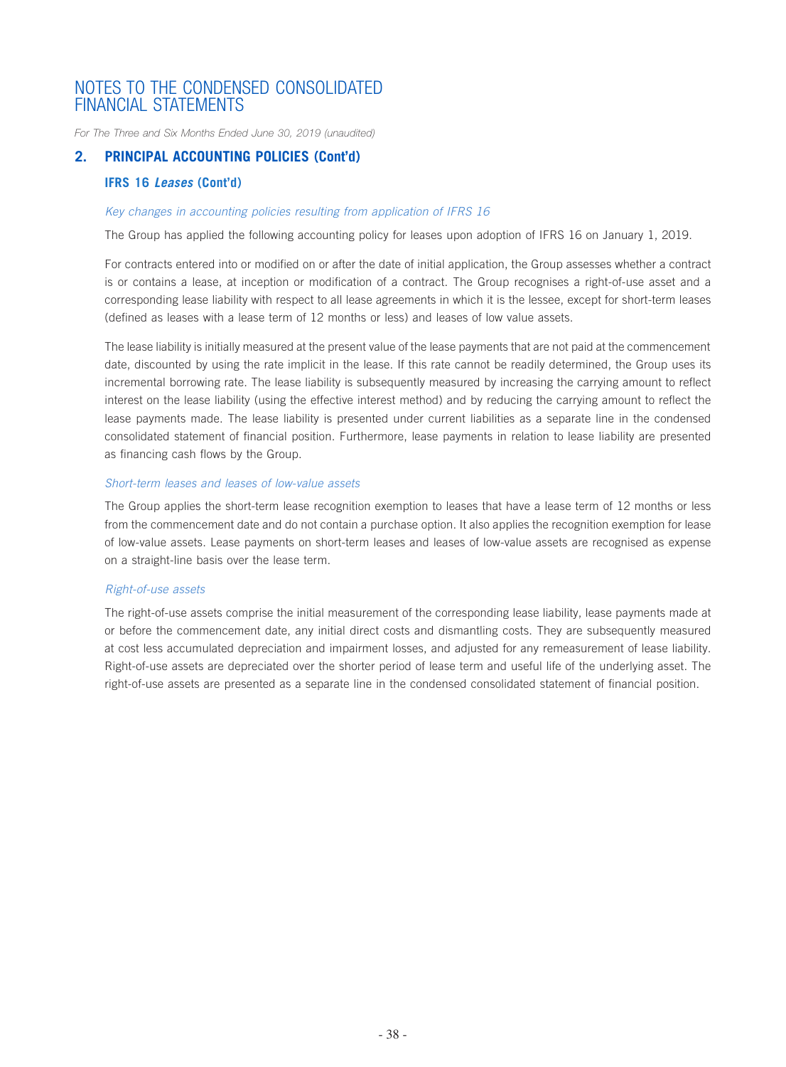## 2. PRINCIPAL ACCOUNTING POLICIES (Cont'd)

### IFRS 16 *Leases* (Cont'd)

*Key changes in accounting policies resulting from application of IFRS 16*

The Group has applied the following accounting policy for leases upon adoption of IFRS 16 on January 1, 2019.

For contracts entered into or modified on or after the date of initial application, the Group assesses whether a contract is or contains a lease, at inception or modification of a contract. The Group recognises a right-of-use asset and a corresponding lease liability with respect to all lease agreements in which it is the lessee, except for short-term leases (defined as leases with a lease term of 12 months or less) and leases of low value assets.

The lease liability is initially measured at the present value of the lease payments that are not paid at the commencement date, discounted by using the rate implicit in the lease. If this rate cannot be readily determined, the Group uses its incremental borrowing rate. The lease liability is subsequently measured by increasing the carrying amount to reflect interest on the lease liability (using the effective interest method) and by reducing the carrying amount to reflect the lease payments made. The lease liability is presented under current liabilities as a separate line in the condensed consolidated statement of financial position. Furthermore, lease payments in relation to lease liability are presented as financing cash flows by the Group.

*Short-term leases and leases of low-value assets*

The Group applies the short-term lease recognition exemption to leases that have a lease term of 12 months or less from the commencement date and do not contain a purchase option. It also applies the recognition exemption for lease of low-value assets. Lease payments on short-term leases and leases of low-value assets are recognised as expense on a straight-line basis over the lease term.

*Right-of-use assets*

The right-of-use assets comprise the initial measurement of the corresponding lease liability, lease payments made at or before the commencement date, any initial direct costs and dismantling costs. They are subsequently measured at cost less accumulated depreciation and impairment losses, and adjusted for any remeasurement of lease liability. Right-of-use assets are depreciated over the shorter period of lease term and useful life of the underlying asset. The right-of-use assets are presented as a separate line in the condensed consolidated statement of financial position.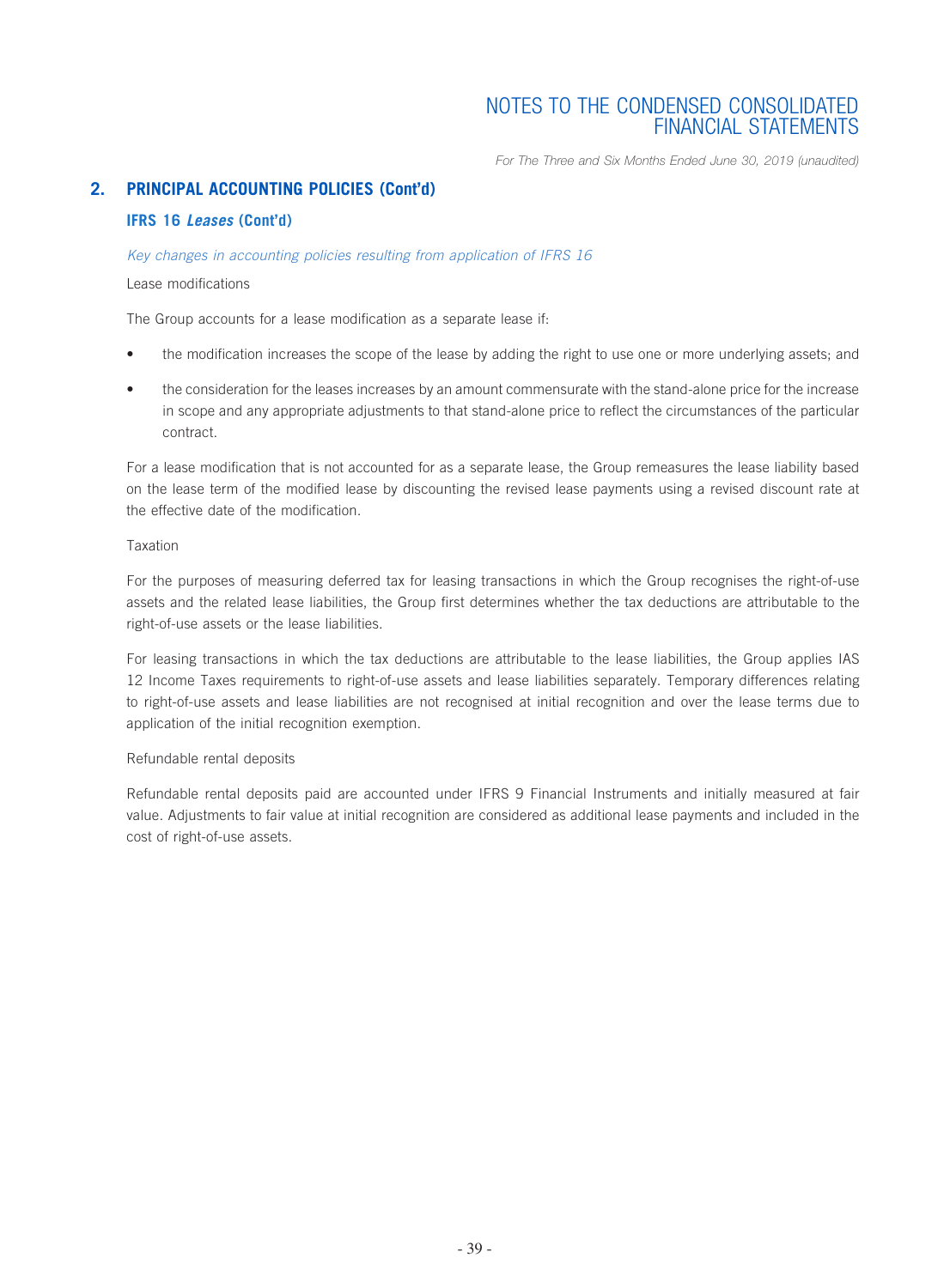## 2. PRINCIPAL ACCOUNTING POLICIES (Cont'd)

### IFRS 16 *Leases* (Cont'd)

*Key changes in accounting policies resulting from application of IFRS 16*

Lease modifications

The Group accounts for a lease modification as a separate lease if:

- the modification increases the scope of the lease by adding the right to use one or more underlying assets; and
- the consideration for the leases increases by an amount commensurate with the stand-alone price for the increase in scope and any appropriate adjustments to that stand-alone price to reflect the circumstances of the particular contract.

For a lease modification that is not accounted for as a separate lease, the Group remeasures the lease liability based on the lease term of the modified lease by discounting the revised lease payments using a revised discount rate at the effective date of the modification.

Taxation

For the purposes of measuring deferred tax for leasing transactions in which the Group recognises the right-of-use assets and the related lease liabilities, the Group first determines whether the tax deductions are attributable to the right-of-use assets or the lease liabilities.

For leasing transactions in which the tax deductions are attributable to the lease liabilities, the Group applies IAS 12 Income Taxes requirements to right-of-use assets and lease liabilities separately. Temporary differences relating to right-of-use assets and lease liabilities are not recognised at initial recognition and over the lease terms due to application of the initial recognition exemption.

Refundable rental deposits

Refundable rental deposits paid are accounted under IFRS 9 Financial Instruments and initially measured at fair value. Adjustments to fair value at initial recognition are considered as additional lease payments and included in the cost of right-of-use assets.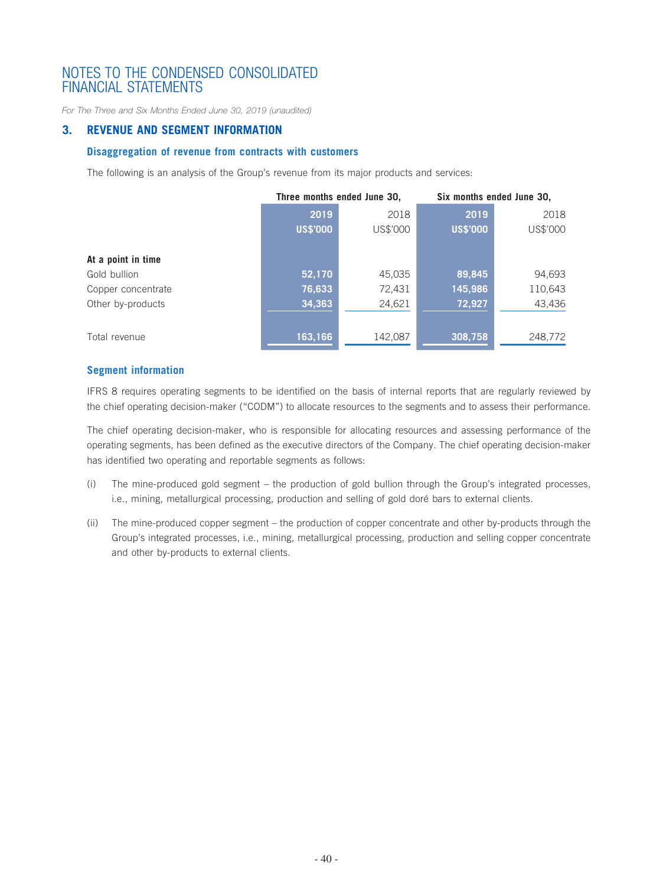# NOTES TO THE CONDENSED CONSOLIDATED FINANCIAL STATEMENTS

*For The Three and Six Months Ended June 30, 2019 (unaudited)*

## 3. REVENUE AND SEGMENT INFORMATION

### Disaggregation of revenue from contracts with customers

The following is an analysis of the Group's revenue from its major products and services:

| | Three months ended June 30, | | Six months ended June 30, | |
|---|---|---|---|---|
| | **2019** | 2018 | **2019** | 2018 |
| | **US$'000** | US$'000 | **US$'000** | US$'000 |
| **At a point in time** | | | | |
| Gold bullion | **52,170** | 45,035 | **89,845** | 94,693 |
| Copper concentrate | **76,633** | 72,431 | **145,986** | 110,643 |
| Other by-products | **34,363** | 24,621 | **72,927** | 43,436 |
| Total revenue | **163,166** | 142,087 | **308,758** | 248,772 |

### Segment information

IFRS 8 requires operating segments to be identified on the basis of internal reports that are regularly reviewed by the chief operating decision-maker ("CODM") to allocate resources to the segments and to assess their performance.

The chief operating decision-maker, who is responsible for allocating resources and assessing performance of the operating segments, has been defined as the executive directors of the Company. The chief operating decision-maker has identified two operating and reportable segments as follows:

(i) The mine-produced gold segment – the production of gold bullion through the Group's integrated processes, i.e., mining, metallurgical processing, production and selling of gold doré bars to external clients.

(ii) The mine-produced copper segment – the production of copper concentrate and other by-products through the Group's integrated processes, i.e., mining, metallurgical processing, production and selling copper concentrate and other by-products to external clients.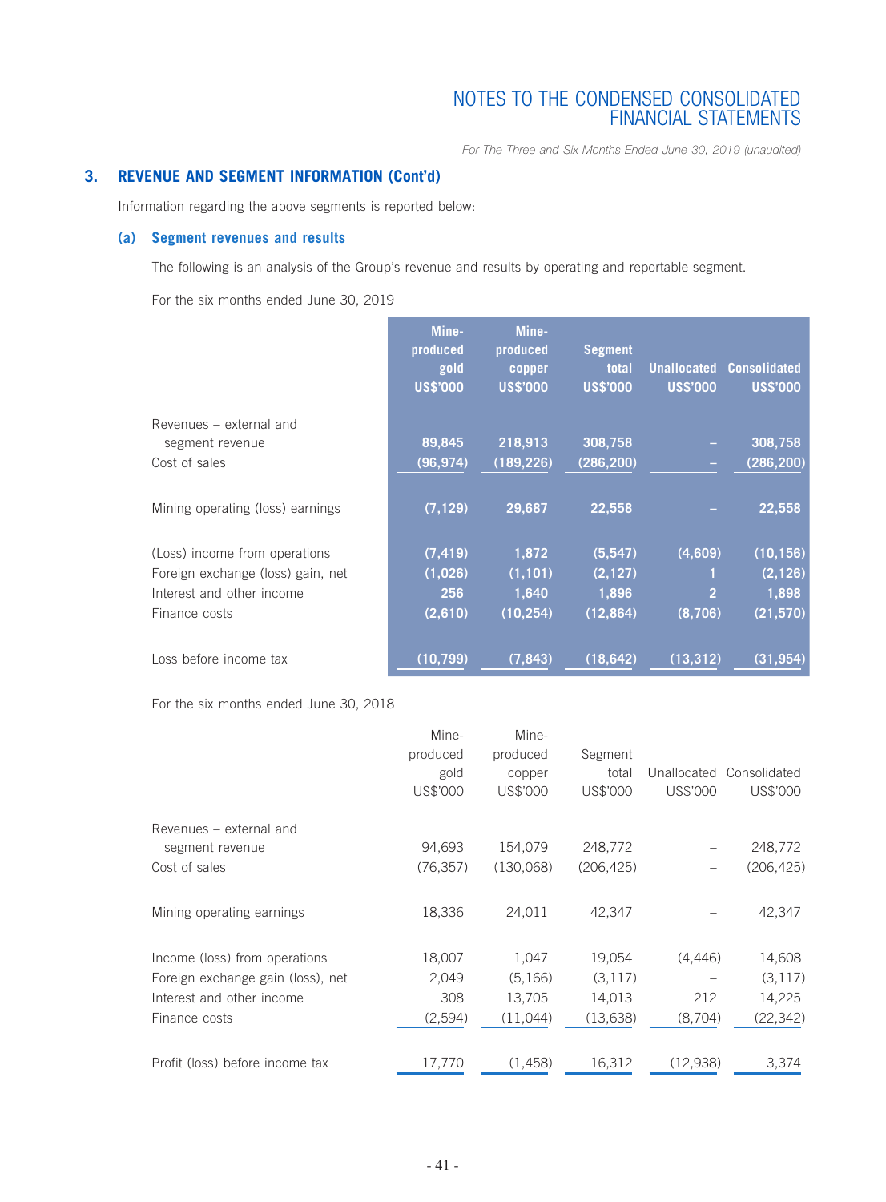## 3. REVENUE AND SEGMENT INFORMATION (Cont'd)

Information regarding the above segments is reported below:

### (a) Segment revenues and results

The following is an analysis of the Group's revenue and results by operating and reportable segment.

For the six months ended June 30, 2019

| | Mine-produced gold US$'000 | Mine-produced copper US$'000 | Segment total US$'000 | Unallocated US$'000 | Consolidated US$'000 |
|---|---|---|---|---|---|
| Revenues – external and segment revenue | 89,845 | 218,913 | 308,758 | – | 308,758 |
| Cost of sales | (96,974) | (189,226) | (286,200) | – | (286,200) |
| Mining operating (loss) earnings | (7,129) | 29,687 | 22,558 | – | 22,558 |
| (Loss) income from operations | (7,419) | 1,872 | (5,547) | (4,609) | (10,156) |
| Foreign exchange (loss) gain, net | (1,026) | (1,101) | (2,127) | 1 | (2,126) |
| Interest and other income | 256 | 1,640 | 1,896 | 2 | 1,898 |
| Finance costs | (2,610) | (10,254) | (12,864) | (8,706) | (21,570) |
| Loss before income tax | (10,799) | (7,843) | (18,642) | (13,312) | (31,954) |

For the six months ended June 30, 2018

| | Mine-produced gold US$'000 | Mine-produced copper US$'000 | Segment total US$'000 | Unallocated US$'000 | Consolidated US$'000 |
|---|---|---|---|---|---|
| Revenues – external and segment revenue | 94,693 | 154,079 | 248,772 | – | 248,772 |
| Cost of sales | (76,357) | (130,068) | (206,425) | – | (206,425) |
| Mining operating earnings | 18,336 | 24,011 | 42,347 | – | 42,347 |
| Income (loss) from operations | 18,007 | 1,047 | 19,054 | (4,446) | 14,608 |
| Foreign exchange gain (loss), net | 2,049 | (5,166) | (3,117) | – | (3,117) |
| Interest and other income | 308 | 13,705 | 14,013 | 212 | 14,225 |
| Finance costs | (2,594) | (11,044) | (13,638) | (8,704) | (22,342) |
| Profit (loss) before income tax | 17,770 | (1,458) | 16,312 | (12,938) | 3,374 |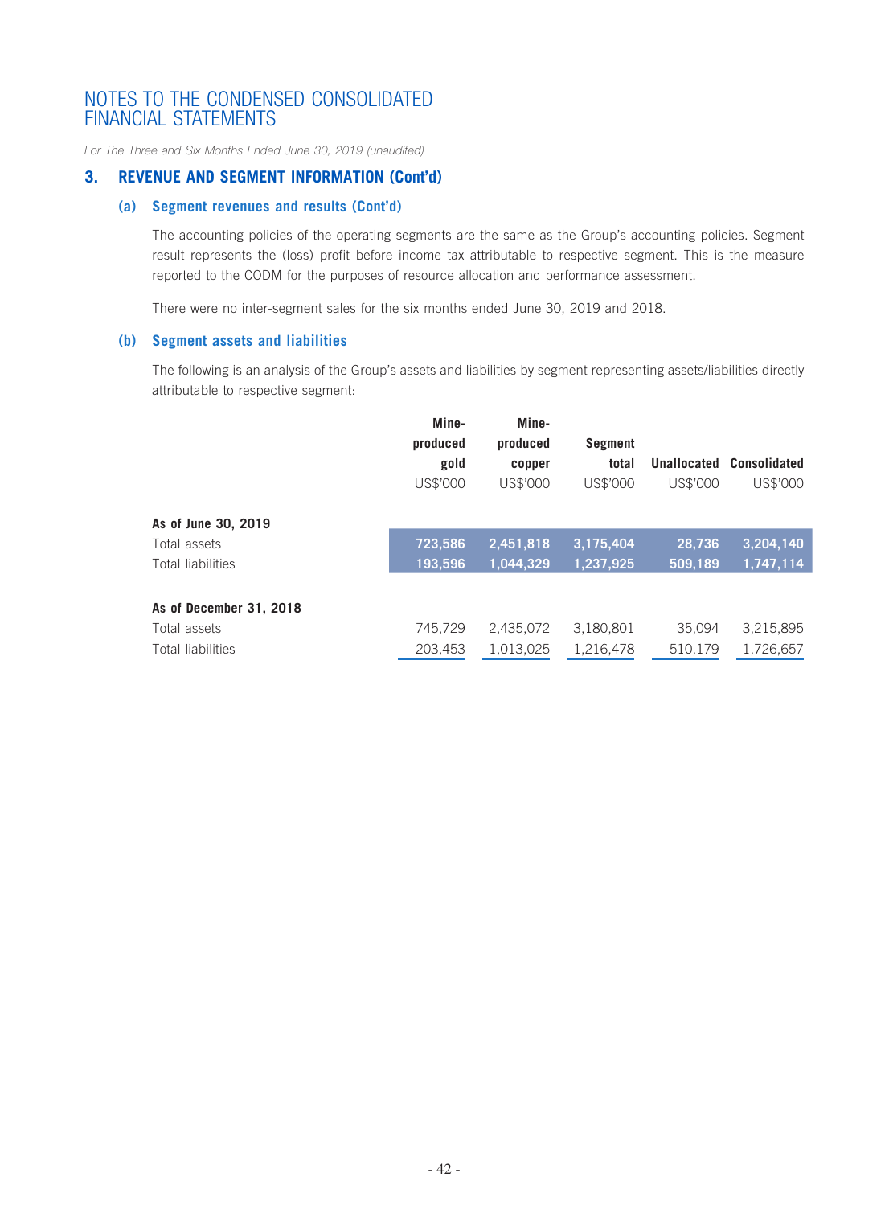# NOTES TO THE CONDENSED CONSOLIDATED FINANCIAL STATEMENTS

*For The Three and Six Months Ended June 30, 2019 (unaudited)*

## 3. REVENUE AND SEGMENT INFORMATION (Cont'd)

### (a) Segment revenues and results (Cont'd)

The accounting policies of the operating segments are the same as the Group's accounting policies. Segment result represents the (loss) profit before income tax attributable to respective segment. This is the measure reported to the CODM for the purposes of resource allocation and performance assessment.

There were no inter-segment sales for the six months ended June 30, 2019 and 2018.

### (b) Segment assets and liabilities

The following is an analysis of the Group's assets and liabilities by segment representing assets/liabilities directly attributable to respective segment:

| | Mine-produced gold | Mine-produced copper | Segment total | Unallocated | Consolidated |
|---|---|---|---|---|---|
| | US$'000 | US$'000 | US$'000 | US$'000 | US$'000 |
| **As of June 30, 2019** | | | | | |
| Total assets | 723,586 | 2,451,818 | 3,175,404 | 28,736 | 3,204,140 |
| Total liabilities | 193,596 | 1,044,329 | 1,237,925 | 509,189 | 1,747,114 |
| **As of December 31, 2018** | | | | | |
| Total assets | 745,729 | 2,435,072 | 3,180,801 | 35,094 | 3,215,895 |
| Total liabilities | 203,453 | 1,013,025 | 1,216,478 | 510,179 | 1,726,657 |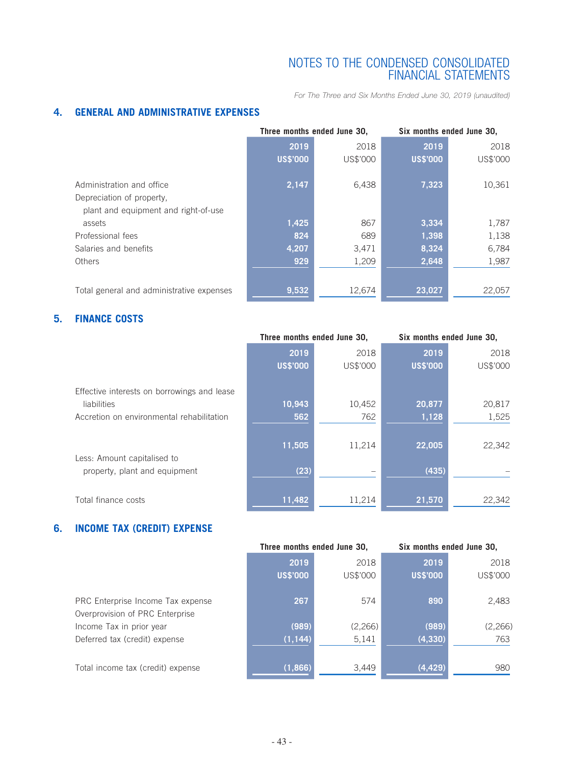NOTES TO THE CONDENSED CONSOLIDATED FINANCIAL STATEMENTS

*For The Three and Six Months Ended June 30, 2019 (unaudited)*

## 4. GENERAL AND ADMINISTRATIVE EXPENSES

| | Three months ended June 30, | | Six months ended June 30, | |
|---|---|---|---|---|
| | **2019** | 2018 | **2019** | 2018 |
| | **US$'000** | US$'000 | **US$'000** | US$'000 |
| Administration and office | **2,147** | 6,438 | **7,323** | 10,361 |
| Depreciation of property, plant and equipment and right-of-use assets | **1,425** | 867 | **3,334** | 1,787 |
| Professional fees | **824** | 689 | **1,398** | 1,138 |
| Salaries and benefits | **4,207** | 3,471 | **8,324** | 6,784 |
| Others | **929** | 1,209 | **2,648** | 1,987 |
| Total general and administrative expenses | **9,532** | 12,674 | **23,027** | 22,057 |

## 5. FINANCE COSTS

| | Three months ended June 30, | | Six months ended June 30, | |
|---|---|---|---|---|
| | **2019** | 2018 | **2019** | 2018 |
| | **US$'000** | US$'000 | **US$'000** | US$'000 |
| Effective interests on borrowings and lease liabilities | **10,943** | 10,452 | **20,877** | 20,817 |
| Accretion on environmental rehabilitation | **562** | 762 | **1,128** | 1,525 |
| | **11,505** | 11,214 | **22,005** | 22,342 |
| Less: Amount capitalised to property, plant and equipment | **(23)** | – | **(435)** | – |
| Total finance costs | **11,482** | 11,214 | **21,570** | 22,342 |

## 6. INCOME TAX (CREDIT) EXPENSE

| | Three months ended June 30, | | Six months ended June 30, | |
|---|---|---|---|---|
| | **2019** | 2018 | **2019** | 2018 |
| | **US$'000** | US$'000 | **US$'000** | US$'000 |
| PRC Enterprise Income Tax expense | **267** | 574 | **890** | 2,483 |
| Overprovision of PRC Enterprise Income Tax in prior year | **(989)** | (2,266) | **(989)** | (2,266) |
| Deferred tax (credit) expense | **(1,144)** | 5,141 | **(4,330)** | 763 |
| Total income tax (credit) expense | **(1,866)** | 3,449 | **(4,429)** | 980 |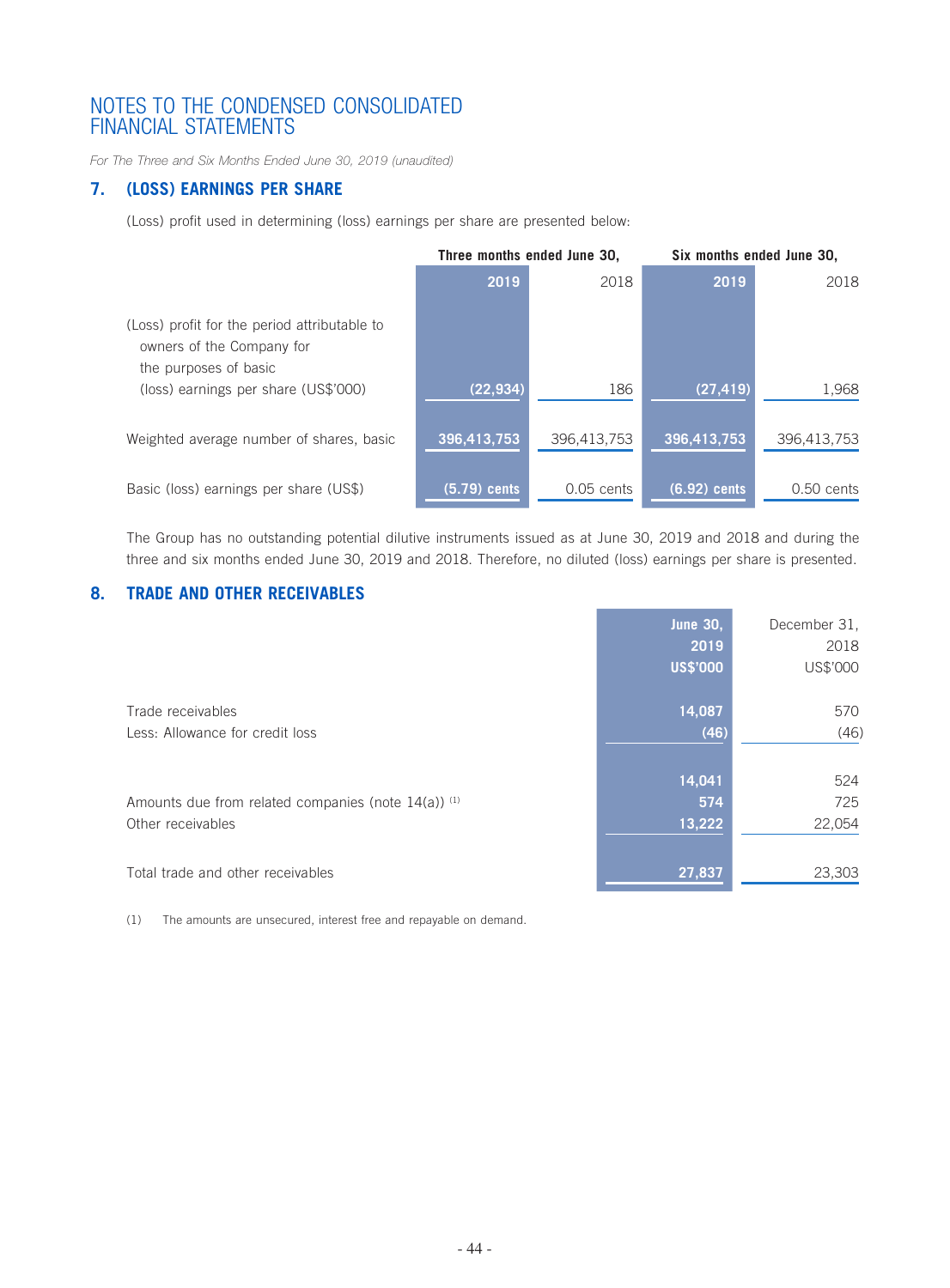# NOTES TO THE CONDENSED CONSOLIDATED FINANCIAL STATEMENTS

*For The Three and Six Months Ended June 30, 2019 (unaudited)*

## 7. (LOSS) EARNINGS PER SHARE

(Loss) profit used in determining (loss) earnings per share are presented below:

| | Three months ended June 30, | | Six months ended June 30, | |
|---|---|---|---|---|
| | **2019** | 2018 | **2019** | 2018 |
| (Loss) profit for the period attributable to owners of the Company for the purposes of basic (loss) earnings per share (US$'000) | **(22,934)** | 186 | **(27,419)** | 1,968 |
| Weighted average number of shares, basic | **396,413,753** | 396,413,753 | **396,413,753** | 396,413,753 |
| Basic (loss) earnings per share (US$) | **(5.79) cents** | 0.05 cents | **(6.92) cents** | 0.50 cents |

The Group has no outstanding potential dilutive instruments issued as at June 30, 2019 and 2018 and during the three and six months ended June 30, 2019 and 2018. Therefore, no diluted (loss) earnings per share is presented.

## 8. TRADE AND OTHER RECEIVABLES

| | **June 30, 2019 US$'000** | December 31, 2018 US$'000 |
|---|---|---|
| Trade receivables | **14,087** | 570 |
| Less: Allowance for credit loss | **(46)** | (46) |
| | **14,041** | 524 |
| Amounts due from related companies (note 14(a)) [(1)] | **574** | 725 |
| Other receivables | **13,222** | 22,054 |
| Total trade and other receivables | **27,837** | 23,303 |

(1) The amounts are unsecured, interest free and repayable on demand.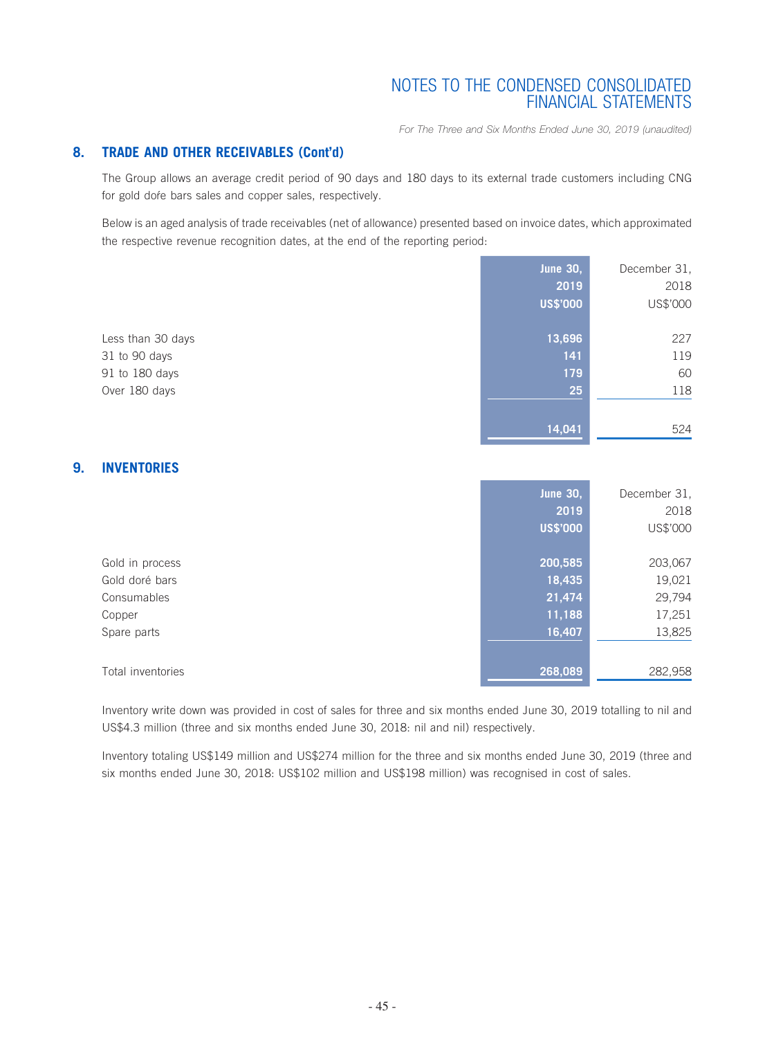## 8. TRADE AND OTHER RECEIVABLES (Cont'd)

The Group allows an average credit period of 90 days and 180 days to its external trade customers including CNG for gold dofe bars sales and copper sales, respectively.

Below is an aged analysis of trade receivables (net of allowance) presented based on invoice dates, which approximated the respective revenue recognition dates, at the end of the reporting period:

| | **June 30, 2019 US$'000** | December 31, 2018 US$'000 |
|---|---|---|
| Less than 30 days | **13,696** | 227 |
| 31 to 90 days | **141** | 119 |
| 91 to 180 days | **179** | 60 |
| Over 180 days | **25** | 118 |
| | **14,041** | 524 |

## 9. INVENTORIES

| | **June 30, 2019 US$'000** | December 31, 2018 US$'000 |
|---|---|---|
| Gold in process | **200,585** | 203,067 |
| Gold doré bars | **18,435** | 19,021 |
| Consumables | **21,474** | 29,794 |
| Copper | **11,188** | 17,251 |
| Spare parts | **16,407** | 13,825 |
| Total inventories | **268,089** | 282,958 |

Inventory write down was provided in cost of sales for three and six months ended June 30, 2019 totalling to nil and US$4.3 million (three and six months ended June 30, 2018: nil and nil) respectively.

Inventory totaling US$149 million and US$274 million for the three and six months ended June 30, 2019 (three and six months ended June 30, 2018: US$102 million and US$198 million) was recognised in cost of sales.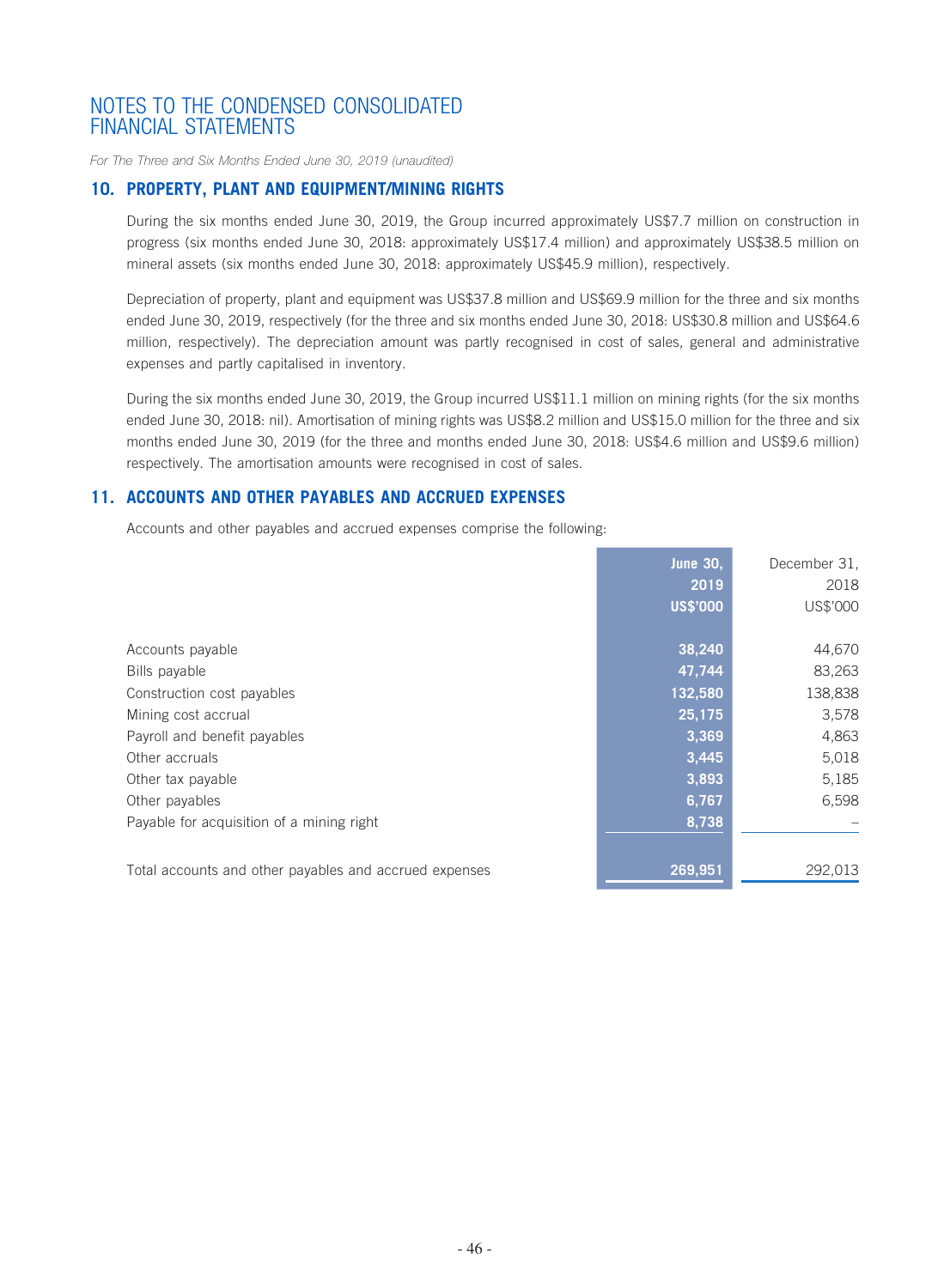# NOTES TO THE CONDENSED CONSOLIDATED FINANCIAL STATEMENTS

*For The Three and Six Months Ended June 30, 2019 (unaudited)*

## 10. PROPERTY, PLANT AND EQUIPMENT/MINING RIGHTS

During the six months ended June 30, 2019, the Group incurred approximately US$7.7 million on construction in progress (six months ended June 30, 2018: approximately US$17.4 million) and approximately US$38.5 million on mineral assets (six months ended June 30, 2018: approximately US$45.9 million), respectively.

Depreciation of property, plant and equipment was US$37.8 million and US$69.9 million for the three and six months ended June 30, 2019, respectively (for the three and six months ended June 30, 2018: US$30.8 million and US$64.6 million, respectively). The depreciation amount was partly recognised in cost of sales, general and administrative expenses and partly capitalised in inventory.

During the six months ended June 30, 2019, the Group incurred US$11.1 million on mining rights (for the six months ended June 30, 2018: nil). Amortisation of mining rights was US$8.2 million and US$15.0 million for the three and six months ended June 30, 2019 (for the three and months ended June 30, 2018: US$4.6 million and US$9.6 million) respectively. The amortisation amounts were recognised in cost of sales.

## 11. ACCOUNTS AND OTHER PAYABLES AND ACCRUED EXPENSES

Accounts and other payables and accrued expenses comprise the following:

| | **June 30, 2019 US$'000** | December 31, 2018 US$'000 |
|---|---|---|
| Accounts payable | **38,240** | 44,670 |
| Bills payable | **47,744** | 83,263 |
| Construction cost payables | **132,580** | 138,838 |
| Mining cost accrual | **25,175** | 3,578 |
| Payroll and benefit payables | **3,369** | 4,863 |
| Other accruals | **3,445** | 5,018 |
| Other tax payable | **3,893** | 5,185 |
| Other payables | **6,767** | 6,598 |
| Payable for acquisition of a mining right | **8,738** | – |
| Total accounts and other payables and accrued expenses | **269,951** | 292,013 |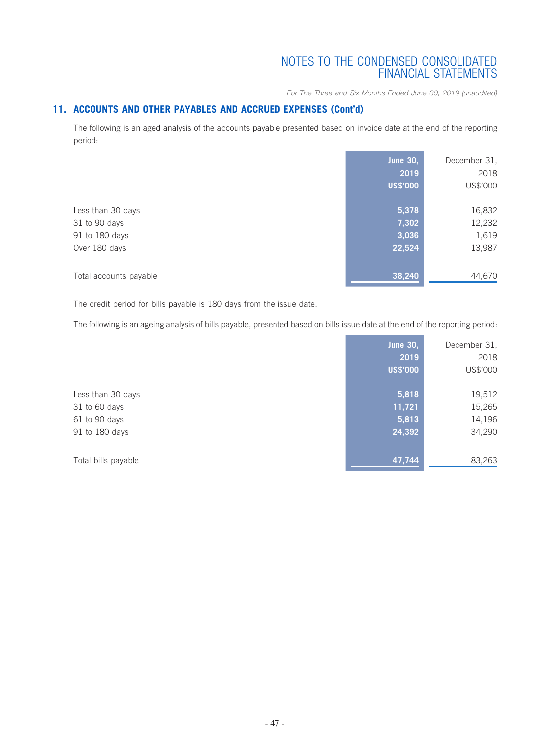## 11. ACCOUNTS AND OTHER PAYABLES AND ACCRUED EXPENSES (Cont'd)

The following is an aged analysis of the accounts payable presented based on invoice date at the end of the reporting period:

| | June 30, 2019 US$'000 | December 31, 2018 US$'000 |
|---|---|---|
| Less than 30 days | 5,378 | 16,832 |
| 31 to 90 days | 7,302 | 12,232 |
| 91 to 180 days | 3,036 | 1,619 |
| Over 180 days | 22,524 | 13,987 |
| Total accounts payable | 38,240 | 44,670 |

The credit period for bills payable is 180 days from the issue date.

The following is an ageing analysis of bills payable, presented based on bills issue date at the end of the reporting period:

| | June 30, 2019 US$'000 | December 31, 2018 US$'000 |
|---|---|---|
| Less than 30 days | 5,818 | 19,512 |
| 31 to 60 days | 11,721 | 15,265 |
| 61 to 90 days | 5,813 | 14,196 |
| 91 to 180 days | 24,392 | 34,290 |
| Total bills payable | 47,744 | 83,263 |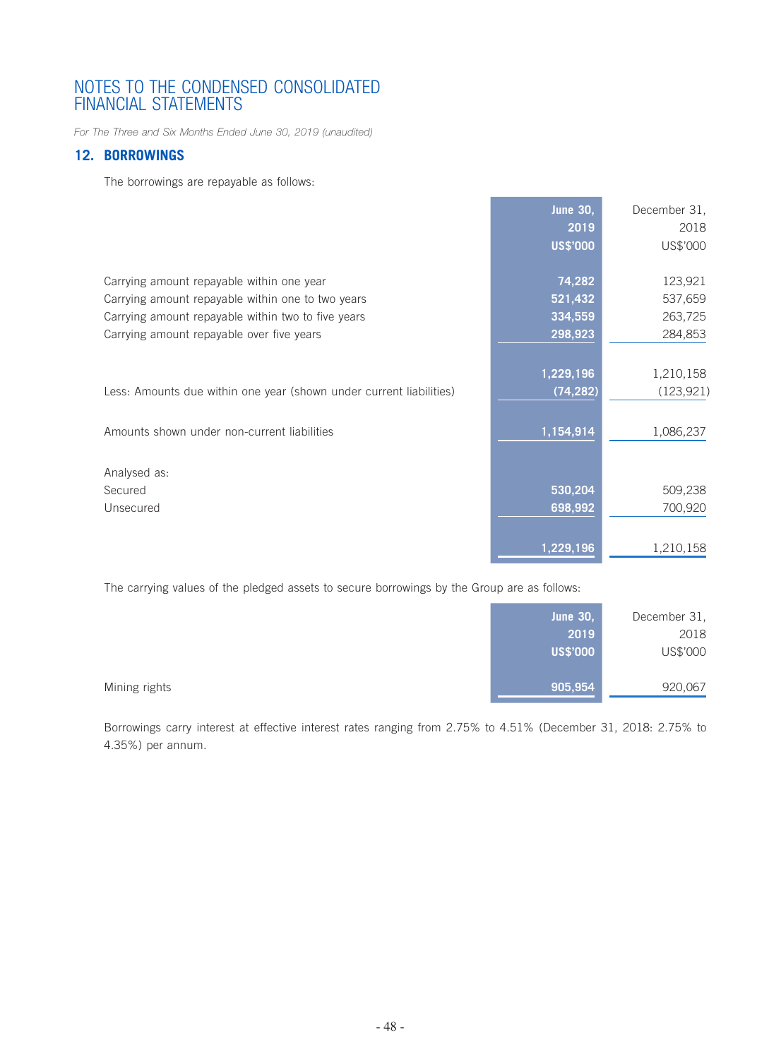# NOTES TO THE CONDENSED CONSOLIDATED FINANCIAL STATEMENTS

*For The Three and Six Months Ended June 30, 2019 (unaudited)*

## 12. BORROWINGS

The borrowings are repayable as follows:

| | **June 30, 2019 US$'000** | December 31, 2018 US$'000 |
|---|---|---|
| Carrying amount repayable within one year | **74,282** | 123,921 |
| Carrying amount repayable within one to two years | **521,432** | 537,659 |
| Carrying amount repayable within two to five years | **334,559** | 263,725 |
| Carrying amount repayable over five years | **298,923** | 284,853 |
| | **1,229,196** | 1,210,158 |
| Less: Amounts due within one year (shown under current liabilities) | **(74,282)** | (123,921) |
| Amounts shown under non-current liabilities | **1,154,914** | 1,086,237 |
| Analysed as: | | |
| Secured | **530,204** | 509,238 |
| Unsecured | **698,992** | 700,920 |
| | **1,229,196** | 1,210,158 |

The carrying values of the pledged assets to secure borrowings by the Group are as follows:

| | **June 30, 2019 US$'000** | December 31, 2018 US$'000 |
|---|---|---|
| Mining rights | **905,954** | 920,067 |

Borrowings carry interest at effective interest rates ranging from 2.75% to 4.51% (December 31, 2018: 2.75% to 4.35%) per annum.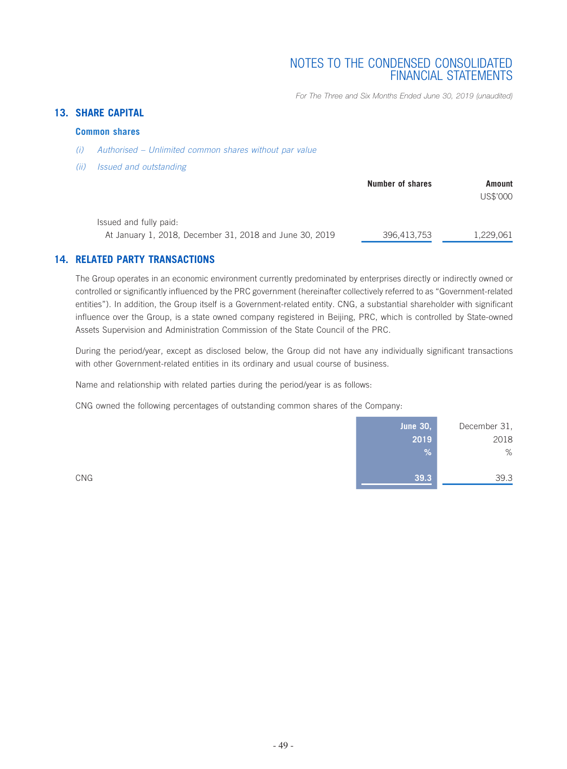## 13. SHARE CAPITAL

### Common shares

*(i) Authorised – Unlimited common shares without par value*

*(ii) Issued and outstanding*

| | Number of shares | Amount US$'000 |
|---|---|---|
| Issued and fully paid: | | |
| At January 1, 2018, December 31, 2018 and June 30, 2019 | 396,413,753 | 1,229,061 |

## 14. RELATED PARTY TRANSACTIONS

The Group operates in an economic environment currently predominated by enterprises directly or indirectly owned or controlled or significantly influenced by the PRC government (hereinafter collectively referred to as "Government-related entities"). In addition, the Group itself is a Government-related entity. CNG, a substantial shareholder with significant influence over the Group, is a state owned company registered in Beijing, PRC, which is controlled by State-owned Assets Supervision and Administration Commission of the State Council of the PRC.

During the period/year, except as disclosed below, the Group did not have any individually significant transactions with other Government-related entities in its ordinary and usual course of business.

Name and relationship with related parties during the period/year is as follows:

CNG owned the following percentages of outstanding common shares of the Company:

| | June 30, 2019 % | December 31, 2018 % |
|---|---|---|
| CNG | 39.3 | 39.3 |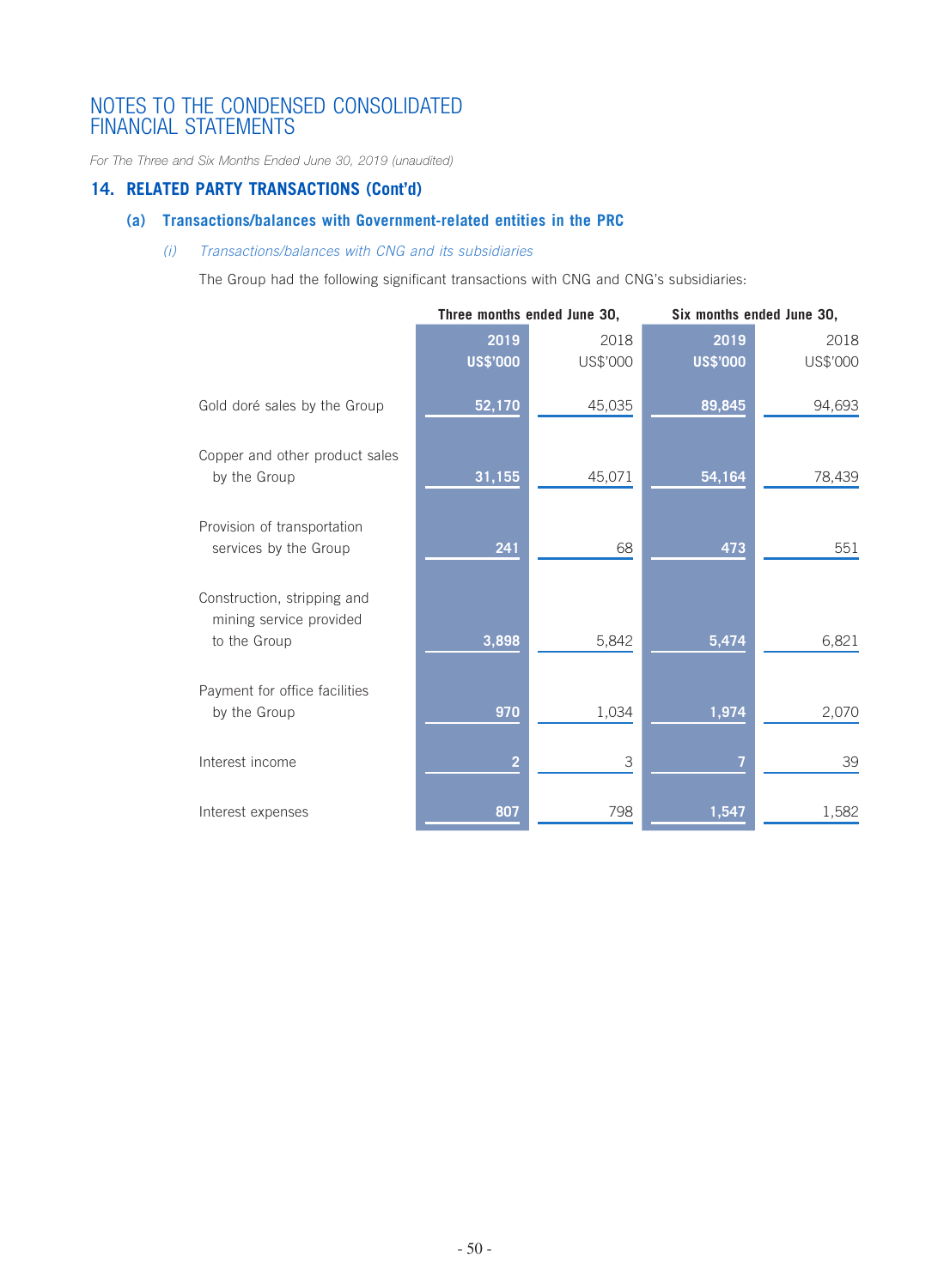# NOTES TO THE CONDENSED CONSOLIDATED FINANCIAL STATEMENTS

*For The Three and Six Months Ended June 30, 2019 (unaudited)*

## 14. RELATED PARTY TRANSACTIONS (Cont'd)

### (a) Transactions/balances with Government-related entities in the PRC

#### *(i) Transactions/balances with CNG and its subsidiaries*

The Group had the following significant transactions with CNG and CNG's subsidiaries:

| | Three months ended June 30, | | Six months ended June 30, | |
|---|---|---|---|---|
| | **2019** | 2018 | **2019** | 2018 |
| | **US$'000** | US$'000 | **US$'000** | US$'000 |
| Gold doré sales by the Group | **52,170** | 45,035 | **89,845** | 94,693 |
| Copper and other product sales by the Group | **31,155** | 45,071 | **54,164** | 78,439 |
| Provision of transportation services by the Group | **241** | 68 | **473** | 551 |
| Construction, stripping and mining service provided to the Group | **3,898** | 5,842 | **5,474** | 6,821 |
| Payment for office facilities by the Group | **970** | 1,034 | **1,974** | 2,070 |
| Interest income | **2** | 3 | **7** | 39 |
| Interest expenses | **807** | 798 | **1,547** | 1,582 |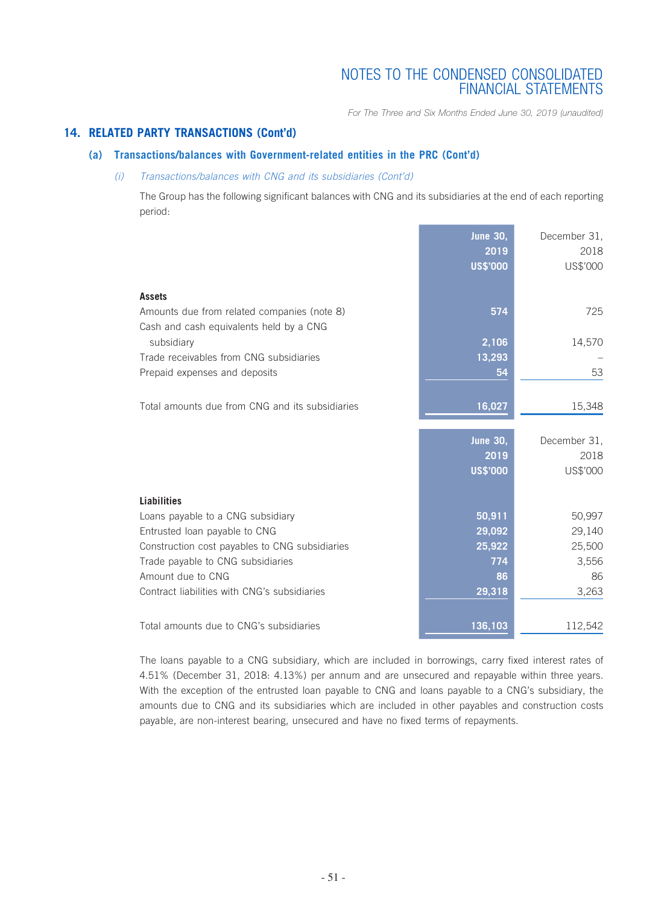## 14. RELATED PARTY TRANSACTIONS (Cont'd)

### (a) Transactions/balances with Government-related entities in the PRC (Cont'd)

*(i) Transactions/balances with CNG and its subsidiaries (Cont'd)*

The Group has the following significant balances with CNG and its subsidiaries at the end of each reporting period:

| | **June 30, 2019 US$'000** | December 31, 2018 US$'000 |
|---|---|---|
| **Assets** | | |
| Amounts due from related companies (note 8) | **574** | 725 |
| Cash and cash equivalents held by a CNG subsidiary | **2,106** | 14,570 |
| Trade receivables from CNG subsidiaries | **13,293** | – |
| Prepaid expenses and deposits | **54** | 53 |
| Total amounts due from CNG and its subsidiaries | **16,027** | 15,348 |

| | **June 30, 2019 US$'000** | December 31, 2018 US$'000 |
|---|---|---|
| **Liabilities** | | |
| Loans payable to a CNG subsidiary | **50,911** | 50,997 |
| Entrusted loan payable to CNG | **29,092** | 29,140 |
| Construction cost payables to CNG subsidiaries | **25,922** | 25,500 |
| Trade payable to CNG subsidiaries | **774** | 3,556 |
| Amount due to CNG | **86** | 86 |
| Contract liabilities with CNG's subsidiaries | **29,318** | 3,263 |
| Total amounts due to CNG's subsidiaries | **136,103** | 112,542 |

The loans payable to a CNG subsidiary, which are included in borrowings, carry fixed interest rates of 4.51% (December 31, 2018: 4.13%) per annum and are unsecured and repayable within three years. With the exception of the entrusted loan payable to CNG and loans payable to a CNG's subsidiary, the amounts due to CNG and its subsidiaries which are included in other payables and construction costs payable, are non-interest bearing, unsecured and have no fixed terms of repayments.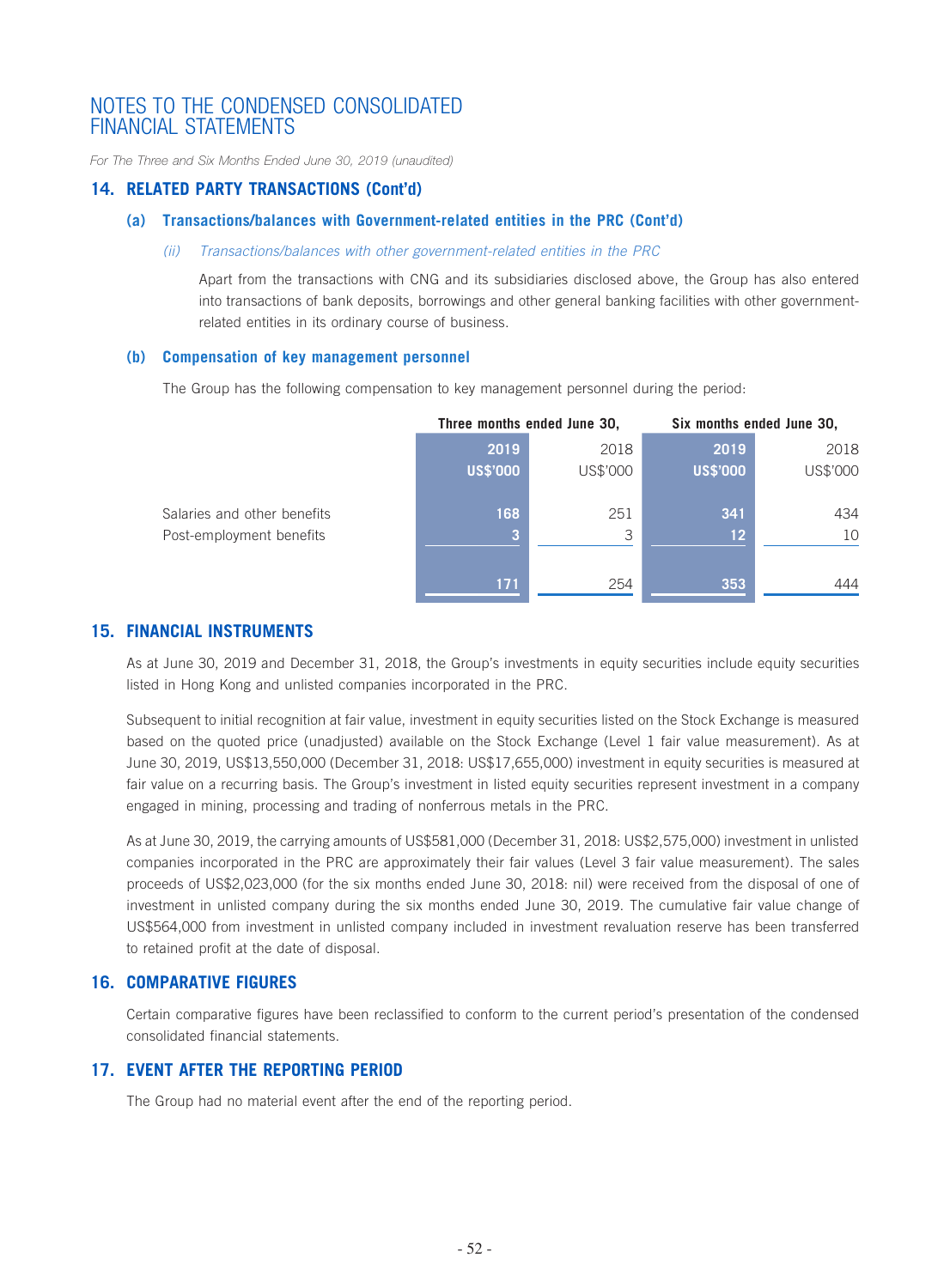# NOTES TO THE CONDENSED CONSOLIDATED FINANCIAL STATEMENTS

*For The Three and Six Months Ended June 30, 2019 (unaudited)*

## 14. RELATED PARTY TRANSACTIONS (Cont'd)

### (a) Transactions/balances with Government-related entities in the PRC (Cont'd)

*(ii) Transactions/balances with other government-related entities in the PRC*

Apart from the transactions with CNG and its subsidiaries disclosed above, the Group has also entered into transactions of bank deposits, borrowings and other general banking facilities with other government-related entities in its ordinary course of business.

### (b) Compensation of key management personnel

The Group has the following compensation to key management personnel during the period:

| | Three months ended June 30, | | Six months ended June 30, | |
|---|---|---|---|---|
| | **2019** | 2018 | **2019** | 2018 |
| | **US$'000** | US$'000 | **US$'000** | US$'000 |
| Salaries and other benefits | **168** | 251 | **341** | 434 |
| Post-employment benefits | **3** | 3 | **12** | 10 |
| | **171** | 254 | **353** | 444 |

## 15. FINANCIAL INSTRUMENTS

As at June 30, 2019 and December 31, 2018, the Group's investments in equity securities include equity securities listed in Hong Kong and unlisted companies incorporated in the PRC.

Subsequent to initial recognition at fair value, investment in equity securities listed on the Stock Exchange is measured based on the quoted price (unadjusted) available on the Stock Exchange (Level 1 fair value measurement). As at June 30, 2019, US$13,550,000 (December 31, 2018: US$17,655,000) investment in equity securities is measured at fair value on a recurring basis. The Group's investment in listed equity securities represent investment in a company engaged in mining, processing and trading of nonferrous metals in the PRC.

As at June 30, 2019, the carrying amounts of US$581,000 (December 31, 2018: US$2,575,000) investment in unlisted companies incorporated in the PRC are approximately their fair values (Level 3 fair value measurement). The sales proceeds of US$2,023,000 (for the six months ended June 30, 2018: nil) were received from the disposal of one of investment in unlisted company during the six months ended June 30, 2019. The cumulative fair value change of US$564,000 from investment in unlisted company included in investment revaluation reserve has been transferred to retained profit at the date of disposal.

## 16. COMPARATIVE FIGURES

Certain comparative figures have been reclassified to conform to the current period's presentation of the condensed consolidated financial statements.

## 17. EVENT AFTER THE REPORTING PERIOD

The Group had no material event after the end of the reporting period.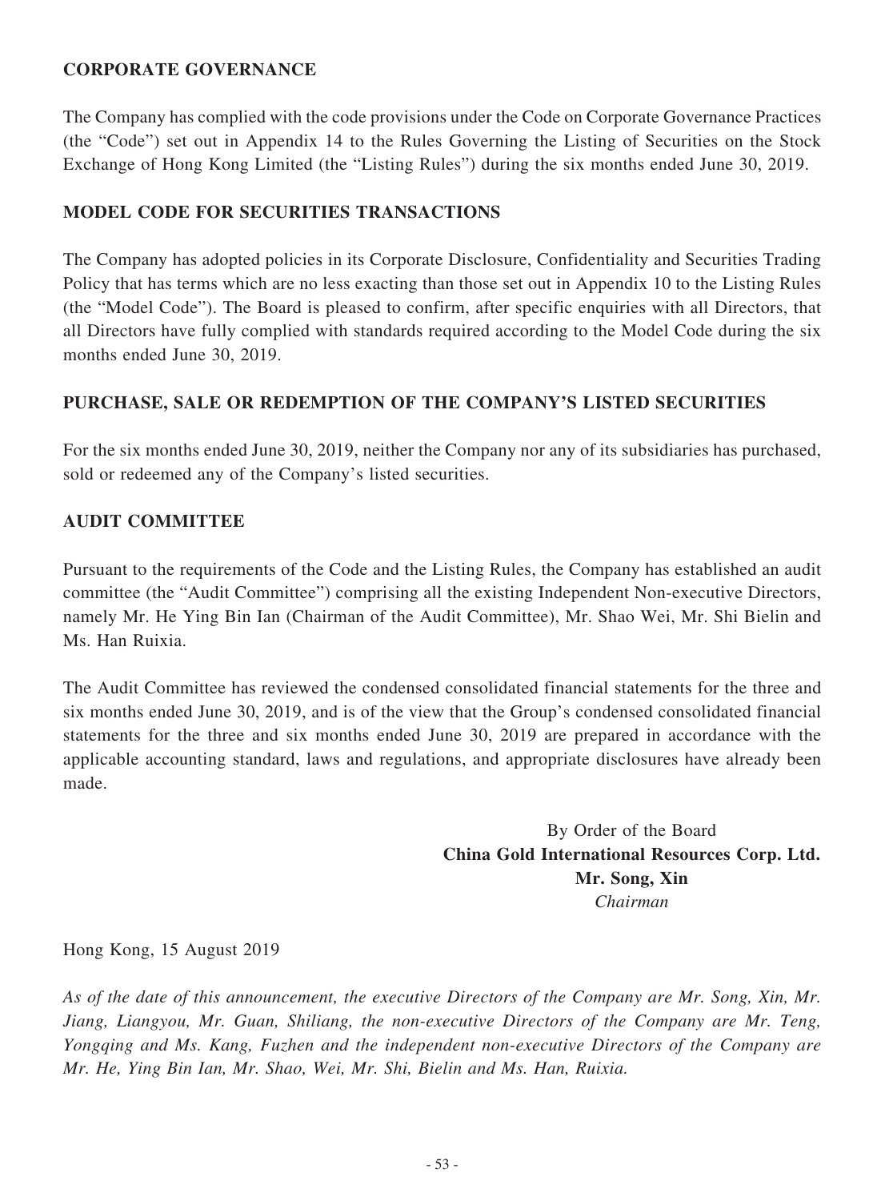## CORPORATE GOVERNANCE

The Company has complied with the code provisions under the Code on Corporate Governance Practices (the "Code") set out in Appendix 14 to the Rules Governing the Listing of Securities on the Stock Exchange of Hong Kong Limited (the "Listing Rules") during the six months ended June 30, 2019.

## MODEL CODE FOR SECURITIES TRANSACTIONS

The Company has adopted policies in its Corporate Disclosure, Confidentiality and Securities Trading Policy that has terms which are no less exacting than those set out in Appendix 10 to the Listing Rules (the "Model Code"). The Board is pleased to confirm, after specific enquiries with all Directors, that all Directors have fully complied with standards required according to the Model Code during the six months ended June 30, 2019.

## PURCHASE, SALE OR REDEMPTION OF THE COMPANY'S LISTED SECURITIES

For the six months ended June 30, 2019, neither the Company nor any of its subsidiaries has purchased, sold or redeemed any of the Company's listed securities.

## AUDIT COMMITTEE

Pursuant to the requirements of the Code and the Listing Rules, the Company has established an audit committee (the "Audit Committee") comprising all the existing Independent Non-executive Directors, namely Mr. He Ying Bin Ian (Chairman of the Audit Committee), Mr. Shao Wei, Mr. Shi Bielin and Ms. Han Ruixia.

The Audit Committee has reviewed the condensed consolidated financial statements for the three and six months ended June 30, 2019, and is of the view that the Group's condensed consolidated financial statements for the three and six months ended June 30, 2019 are prepared in accordance with the applicable accounting standard, laws and regulations, and appropriate disclosures have already been made.

By Order of the Board
**China Gold International Resources Corp. Ltd.**
**Mr. Song, Xin**
*Chairman*

Hong Kong, 15 August 2019

*As of the date of this announcement, the executive Directors of the Company are Mr. Song, Xin, Mr. Jiang, Liangyou, Mr. Guan, Shiliang, the non-executive Directors of the Company are Mr. Teng, Yongqing and Ms. Kang, Fuzhen and the independent non-executive Directors of the Company are Mr. He, Ying Bin Ian, Mr. Shao, Wei, Mr. Shi, Bielin and Ms. Han, Ruixia.*